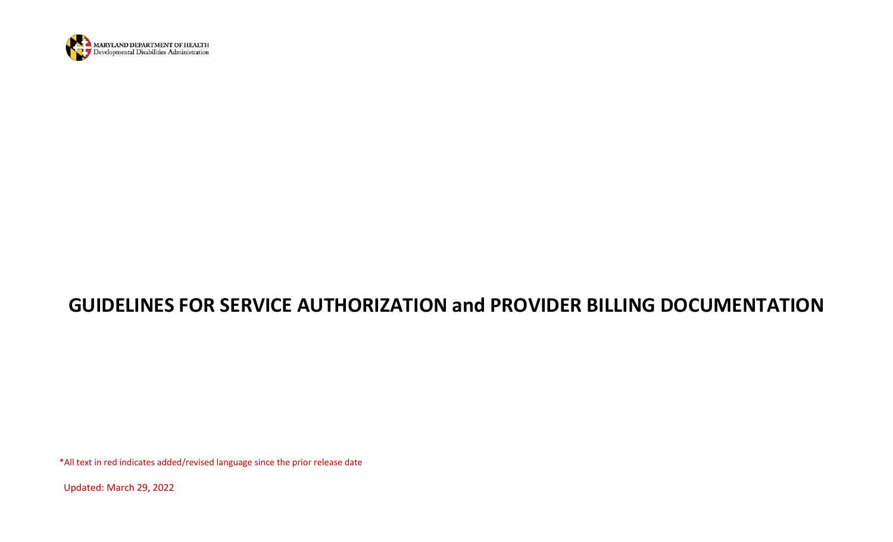MARYLAND DEPARTMENT OF HEALTH
Developmental Disabilities Administration

# GUIDELINES FOR SERVICE AUTHORIZATION and PROVIDER BILLING DOCUMENTATION

*All text in red indicates added/revised language since the prior release date

Updated: March 29, 2022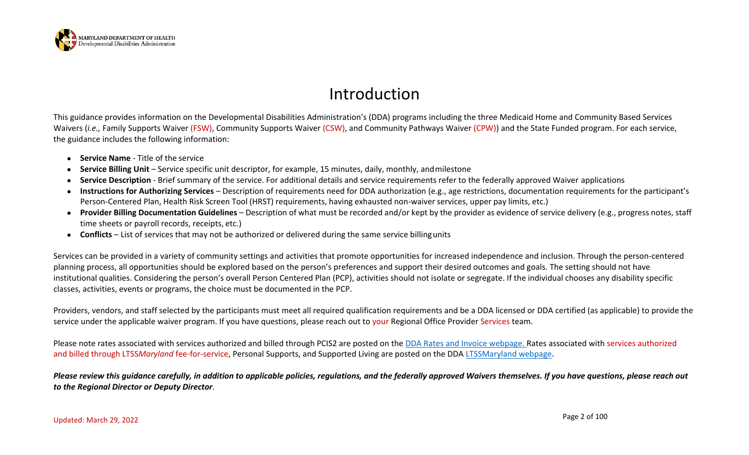# Introduction

This guidance provides information on the Developmental Disabilities Administration's (DDA) programs including the three Medicaid Home and Community Based Services Waivers (*i.e.,* Family Supports Waiver (FSW), Community Supports Waiver (CSW), and Community Pathways Waiver (CPW)) and the State Funded program. For each service, the guidance includes the following information:

- **Service Name** - Title of the service
- **Service Billing Unit** – Service specific unit descriptor, for example, 15 minutes, daily, monthly, and milestone
- **Service Description** - Brief summary of the service. For additional details and service requirements refer to the federally approved Waiver applications
- **Instructions for Authorizing Services** – Description of requirements need for DDA authorization (e.g., age restrictions, documentation requirements for the participant's Person-Centered Plan, Health Risk Screen Tool (HRST) requirements, having exhausted non-waiver services, upper pay limits, etc.)
- **Provider Billing Documentation Guidelines** – Description of what must be recorded and/or kept by the provider as evidence of service delivery (e.g., progress notes, staff time sheets or payroll records, receipts, etc.)
- **Conflicts** – List of services that may not be authorized or delivered during the same service billing units

Services can be provided in a variety of community settings and activities that promote opportunities for increased independence and inclusion. Through the person-centered planning process, all opportunities should be explored based on the person's preferences and support their desired outcomes and goals. The setting should not have institutional qualities. Considering the person's overall Person Centered Plan (PCP), activities should not isolate or segregate. If the individual chooses any disability specific classes, activities, events or programs, the choice must be documented in the PCP.

Providers, vendors, and staff selected by the participants must meet all required qualification requirements and be a DDA licensed or DDA certified (as applicable) to provide the service under the applicable waiver program. If you have questions, please reach out to your Regional Office Provider Services team.

Please note rates associated with services authorized and billed through PCIS2 are posted on the DDA Rates and Invoice webpage. Rates associated with services authorized and billed through LTSS*Maryland* fee-for-service, Personal Supports, and Supported Living are posted on the DDA LTSSMaryland webpage.

***Please review this guidance carefully, in addition to applicable policies, regulations, and the federally approved Waivers themselves. If you have questions, please reach out to the Regional Director or Deputy Director***.

Updated: March 29, 2022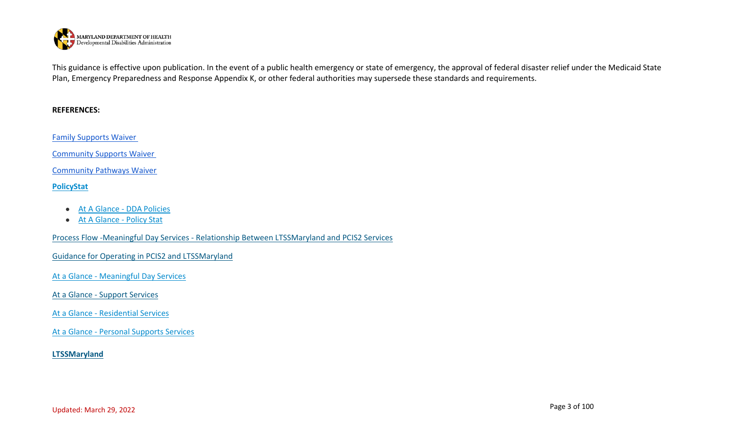This guidance is effective upon publication. In the event of a public health emergency or state of emergency, the approval of federal disaster relief under the Medicaid State Plan, Emergency Preparedness and Response Appendix K, or other federal authorities may supersede these standards and requirements.

**REFERENCES:**

Family Supports Waiver

Community Supports Waiver

Community Pathways Waiver

**PolicyStat**

- At A Glance - DDA Policies
- At A Glance - Policy Stat

Process Flow -Meaningful Day Services - Relationship Between LTSSMaryland and PCIS2 Services

Guidance for Operating in PCIS2 and LTSSMaryland

At a Glance - Meaningful Day Services

At a Glance - Support Services

At a Glance - Residential Services

At a Glance - Personal Supports Services

**LTSSMaryland**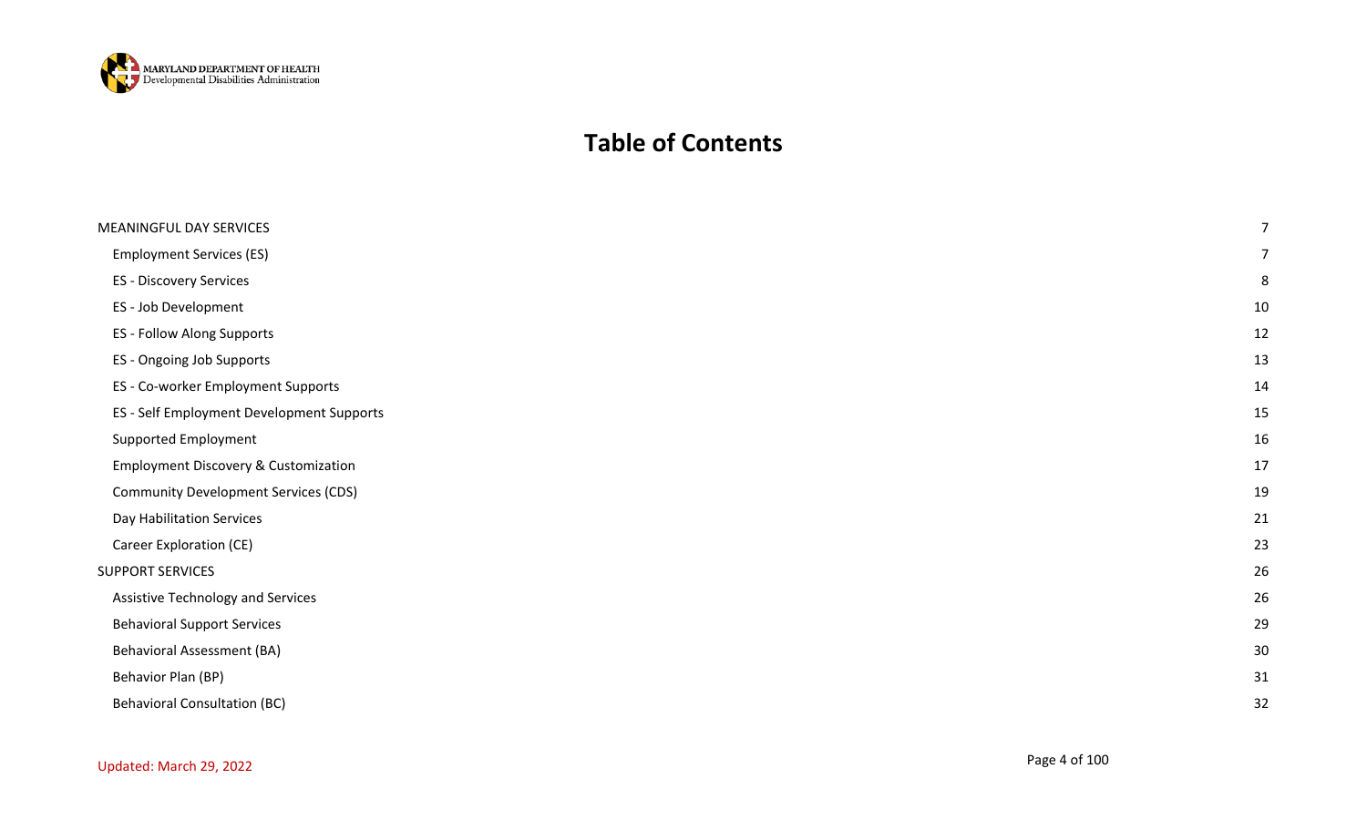# Table of Contents

- MEANINGFUL DAY SERVICES 7
  - Employment Services (ES) 7
  - ES - Discovery Services 8
  - ES - Job Development 10
  - ES - Follow Along Supports 12
  - ES - Ongoing Job Supports 13
  - ES - Co-worker Employment Supports 14
  - ES - Self Employment Development Supports 15
  - Supported Employment 16
  - Employment Discovery & Customization 17
  - Community Development Services (CDS) 19
  - Day Habilitation Services 21
  - Career Exploration (CE) 23
- SUPPORT SERVICES 26
  - Assistive Technology and Services 26
  - Behavioral Support Services 29
  - Behavioral Assessment (BA) 30
  - Behavior Plan (BP) 31
  - Behavioral Consultation (BC) 32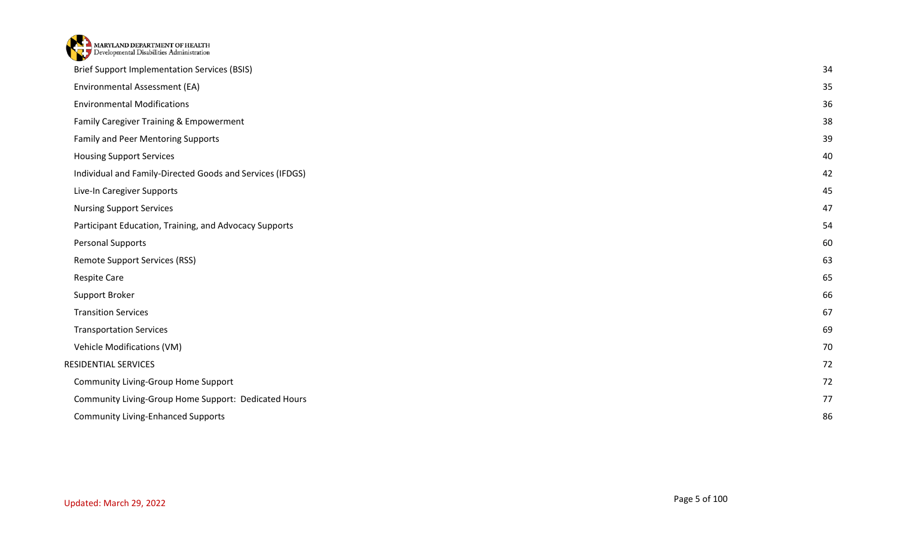| | |
|---|---|
| Brief Support Implementation Services (BSIS) | 34 |
| Environmental Assessment (EA) | 35 |
| Environmental Modifications | 36 |
| Family Caregiver Training & Empowerment | 38 |
| Family and Peer Mentoring Supports | 39 |
| Housing Support Services | 40 |
| Individual and Family-Directed Goods and Services (IFDGS) | 42 |
| Live-In Caregiver Supports | 45 |
| Nursing Support Services | 47 |
| Participant Education, Training, and Advocacy Supports | 54 |
| Personal Supports | 60 |
| Remote Support Services (RSS) | 63 |
| Respite Care | 65 |
| Support Broker | 66 |
| Transition Services | 67 |
| Transportation Services | 69 |
| Vehicle Modifications (VM) | 70 |
| RESIDENTIAL SERVICES | 72 |
| Community Living-Group Home Support | 72 |
| Community Living-Group Home Support: Dedicated Hours | 77 |
| Community Living-Enhanced Supports | 86 |

Updated: March 29, 2022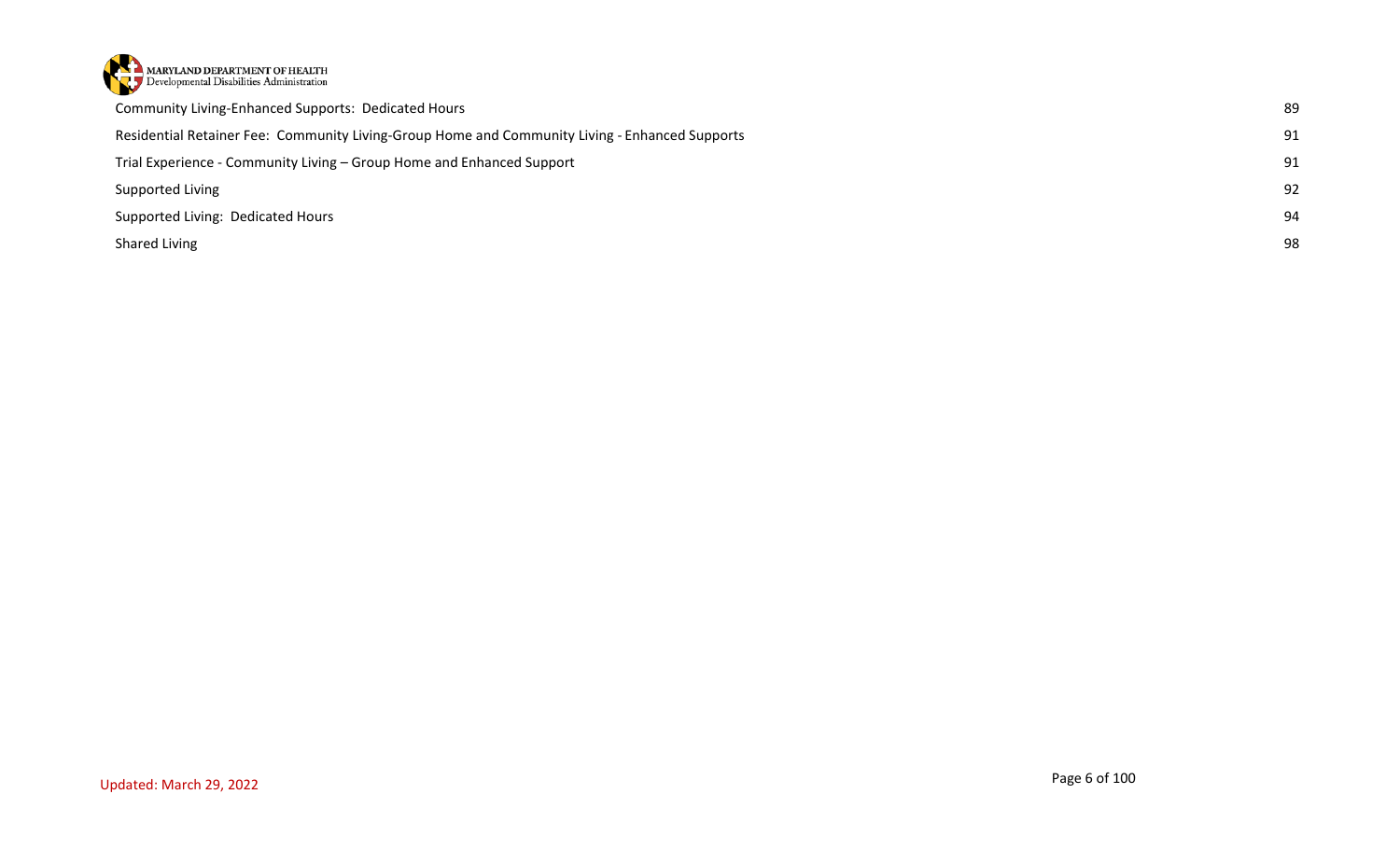| | |
|---|---|
| Community Living-Enhanced Supports: Dedicated Hours | 89 |
| Residential Retainer Fee: Community Living-Group Home and Community Living - Enhanced Supports | 91 |
| Trial Experience - Community Living – Group Home and Enhanced Support | 91 |
| Supported Living | 92 |
| Supported Living: Dedicated Hours | 94 |
| Shared Living | 98 |

Updated: March 29, 2022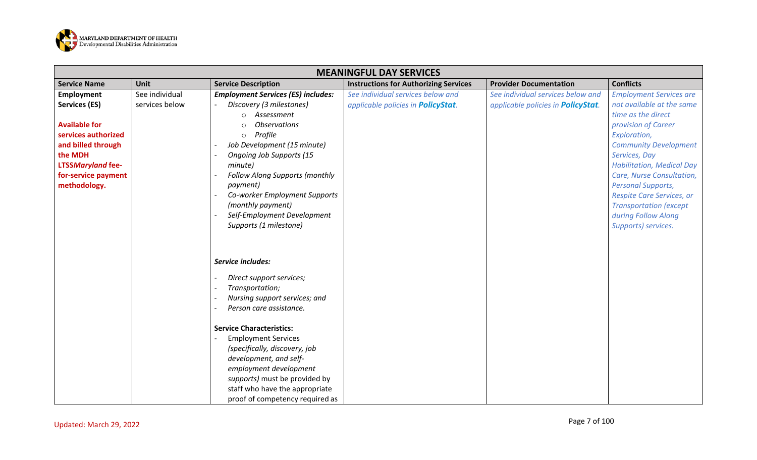| MEANINGFUL DAY SERVICES | | | | | |
|---|---|---|---|---|---|
| **Service Name** | **Unit** | **Service Description** | **Instructions for Authorizing Services** | **Provider Documentation** | **Conflicts** |
| **Employment Services (ES)**<br><br>**Available for services authorized and billed through the MDH LTSS*Maryland* fee-for-service payment methodology.** | See individual services below | ***Employment Services (ES) includes:***<br>- *Discovery (3 milestones)*<br>  - *Assessment*<br>  - *Observations*<br>  - *Profile*<br>- *Job Development (15 minute)*<br>- *Ongoing Job Supports (15 minute)*<br>- *Follow Along Supports (monthly payment)*<br>- *Co-worker Employment Supports (monthly payment)*<br>- *Self-Employment Development Supports (1 milestone)*<br><br>***Service includes:***<br>- *Direct support services;*<br>- *Transportation;*<br>- *Nursing support services; and*<br>- *Person care assistance.*<br><br>**Service Characteristics:**<br>- Employment Services *(specifically, discovery, job development, and self-employment development supports)* must be provided by staff who have the appropriate proof of competency required as | *See individual services below and applicable policies in **PolicyStat**.* | *See individual services below and applicable policies in **PolicyStat**.* | *Employment Services are not available at the same time as the direct provision of Career Exploration, Community Development Services, Day Habilitation, Medical Day Care, Nurse Consultation, Personal Supports, Respite Care Services, or Transportation (except during Follow Along Supports) services.* |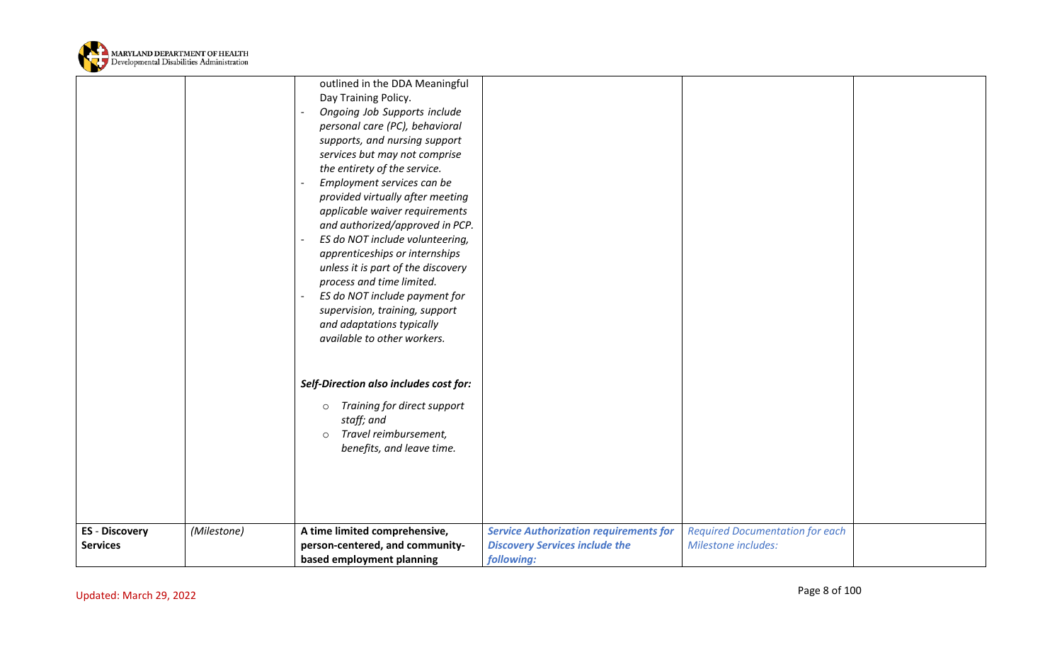| | | | | | |
|---|---|---|---|---|---|
| | | outlined in the DDA Meaningful Day Training Policy.<br>- *Ongoing Job Supports include personal care (PC), behavioral supports, and nursing support services but may not comprise the entirety of the service.*<br>- *Employment services can be provided virtually after meeting applicable waiver requirements and authorized/approved in PCP.*<br>- *ES do NOT include volunteering, apprenticeships or internships unless it is part of the discovery process and time limited.*<br>- *ES do NOT include payment for supervision, training, support and adaptations typically available to other workers.*<br><br>***Self-Direction also includes cost for:***<br>○ *Training for direct support staff; and*<br>○ *Travel reimbursement, benefits, and leave time.* | | | |
| **ES - Discovery Services** | *(Milestone)* | **A time limited comprehensive, person-centered, and community-based employment planning** | ***Service Authorization requirements for Discovery Services include the following:*** | *Required Documentation for each Milestone includes:* | |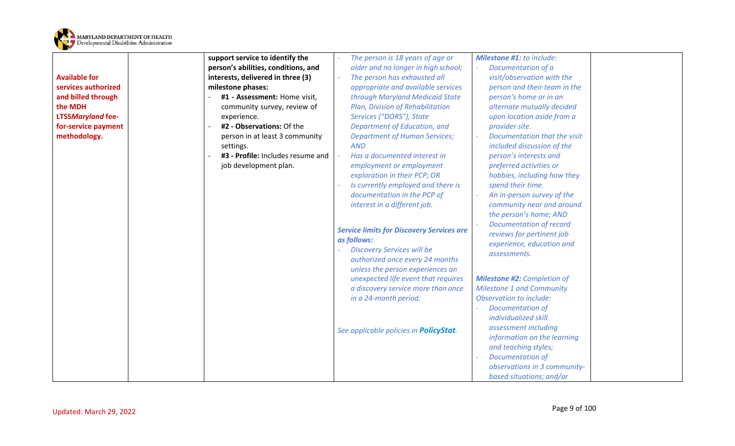| | | | | | |
|---|---|---|---|---|---|
| **Available for services authorized and billed through the MDH LTSS*Maryland* fee-for-service payment methodology.** | | **support service to identify the person's abilities, conditions, and interests, delivered in three (3) milestone phases:**<br>- **#1 - Assessment:** Home visit, community survey, review of experience.<br>- **#2 - Observations:** Of the person in at least 3 community settings.<br>- **#3 - Profile:** Includes resume and job development plan. | - *The person is 18 years of age or older and no longer in high school;*<br>- *The person has exhausted all appropriate and available services through Maryland Medicaid State Plan, Division of Rehabilitation Services ("DORS"), State Department of Education, and Department of Human Services; AND*<br>- *Has a documented interest in employment or employment exploration in their PCP; OR*<br>- *Is currently employed and there is documentation in the PCP of interest in a different job.*<br><br>***Service limits for Discovery Services are as follows:***<br>- *Discovery Services will be authorized once every 24 months unless the person experiences an unexpected life event that requires a discovery service more than once in a 24-month period.*<br><br>*See applicable policies in* ***PolicyStat****.* | ***Milestone #1:*** *to include:*<br>- *Documentation of a visit/observation with the person and their team in the person's home or in an alternate mutually decided upon location aside from a provider site.*<br>- *Documentation that the visit included discussion of the person's interests and preferred activities or hobbies, including how they spend their time.*<br>- *An in-person survey of the community near and around the person's home; AND*<br>- *Documentation of record reviews for pertinent job experience, education and assessments.*<br><br>***Milestone #2:*** *Completion of Milestone 1 and Community Observation to include:*<br>- *Documentation of individualized skill assessment including information on the learning and teaching styles;*<br>- *Documentation of observations in 3 community-based situations; and/or* | |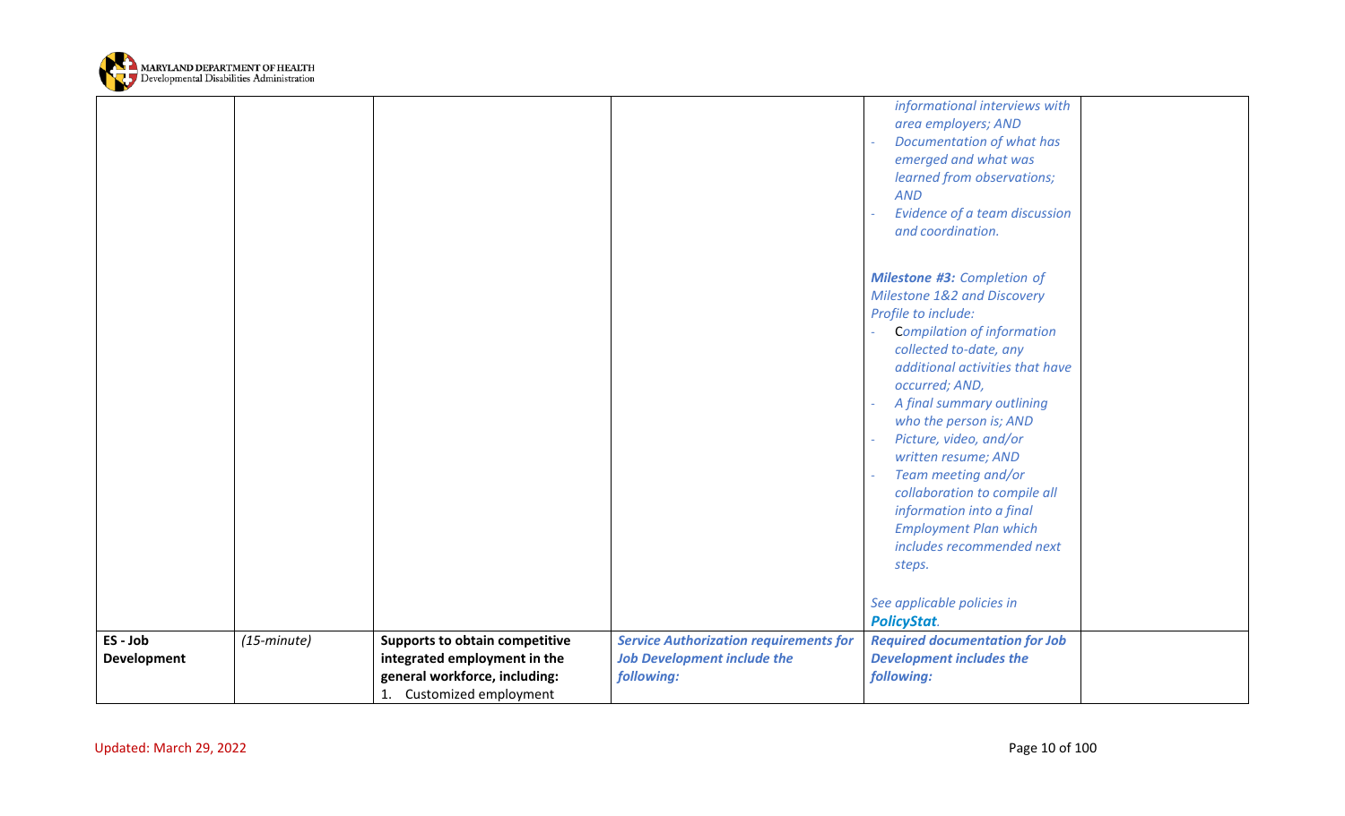| | | | | | |
|---|---|---|---|---|---|
| | | | | *informational interviews with area employers; AND*<br>- *Documentation of what has emerged and what was learned from observations; AND*<br>- *Evidence of a team discussion and coordination.*<br><br>***Milestone #3:*** *Completion of Milestone 1&2 and Discovery Profile to include:*<br>- *Compilation of information collected to-date, any additional activities that have occurred; AND,*<br>- *A final summary outlining who the person is; AND*<br>- *Picture, video, and/or written resume; AND*<br>- *Team meeting and/or collaboration to compile all information into a final Employment Plan which includes recommended next steps.*<br><br>*See applicable policies in **PolicyStat**.* | |
| **ES - Job Development** | *(15-minute)* | **Supports to obtain competitive integrated employment in the general workforce, including:**<br>1. Customized employment | ***Service Authorization requirements for Job Development include the following:*** | ***Required documentation for Job Development includes the following:*** | |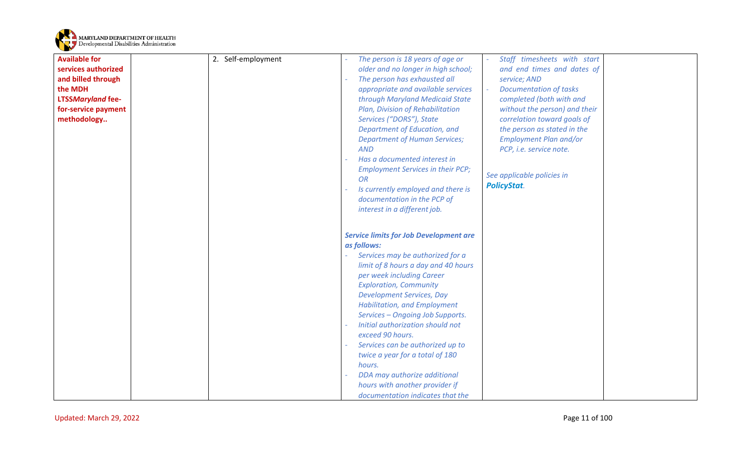| | | | | | |
|---|---|---|---|---|---|
| **Available for services authorized and billed through the MDH LTSS*Maryland* fee-for-service payment methodology..** | | 2. Self-employment | - *The person is 18 years of age or older and no longer in high school;*<br>- *The person has exhausted all appropriate and available services through Maryland Medicaid State Plan, Division of Rehabilitation Services ("DORS"), State Department of Education, and Department of Human Services; AND*<br>- *Has a documented interest in Employment Services in their PCP; OR*<br>- *Is currently employed and there is documentation in the PCP of interest in a different job.*<br><br>***Service limits for Job Development are as follows:***<br>- *Services may be authorized for a limit of 8 hours a day and 40 hours per week including Career Exploration, Community Development Services, Day Habilitation, and Employment Services – Ongoing Job Supports.*<br>- *Initial authorization should not exceed 90 hours.*<br>- *Services can be authorized up to twice a year for a total of 180 hours.*<br>- *DDA may authorize additional hours with another provider if documentation indicates that the* | - *Staff timesheets with start and end times and dates of service; AND*<br>- *Documentation of tasks completed (both with and without the person) and their correlation toward goals of the person as stated in the Employment Plan and/or PCP, i.e. service note.*<br><br>*See applicable policies in* ***PolicyStat****.* | |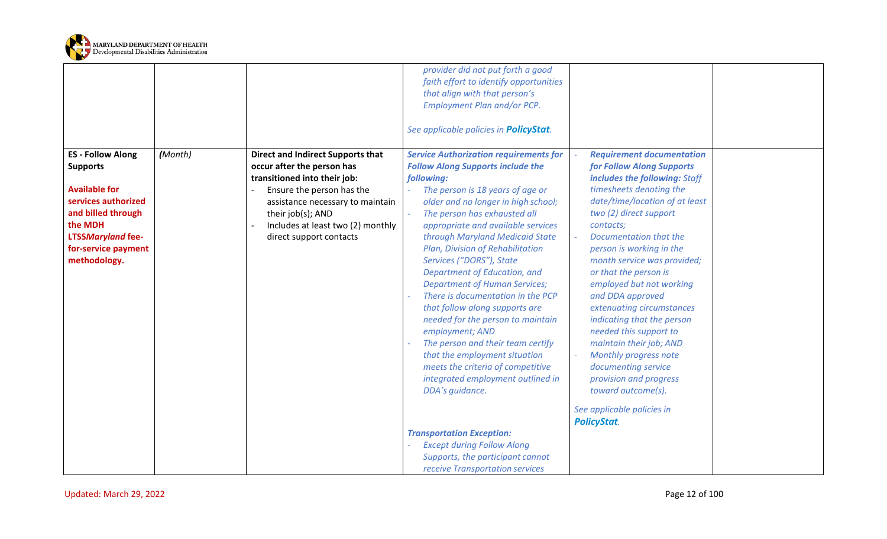| | | | | | |
|---|---|---|---|---|---|
| | | | *provider did not put forth a good faith effort to identify opportunities that align with that person's Employment Plan and/or PCP.*<br><br>*See applicable policies in **PolicyStat**.* | | |
| **ES - Follow Along Supports**<br><br>**Available for services authorized and billed through the MDH LTSS*Maryland* fee-for-service payment methodology.** | ***(****Month)* | **Direct and Indirect Supports that occur after the person has transitioned into their job:**<br>- Ensure the person has the assistance necessary to maintain their job(s); AND<br>- Includes at least two (2) monthly direct support contacts | ***Service Authorization requirements for Follow Along Supports include the following:***<br>- *The person is 18 years of age or older and no longer in high school;*<br>- *The person has exhausted all appropriate and available services through Maryland Medicaid State Plan, Division of Rehabilitation Services ("DORS"), State Department of Education, and Department of Human Services;*<br>- *There is documentation in the PCP that follow along supports are needed for the person to maintain employment; AND*<br>- *The person and their team certify that the employment situation meets the criteria of competitive integrated employment outlined in DDA's guidance.*<br><br>***Transportation Exception:***<br>- *Except during Follow Along Supports, the participant cannot receive Transportation services* | - ***Requirement documentation for Follow Along Supports includes the following:** Staff timesheets denoting the date/time/location of at least two (2) direct support contacts;*<br>- *Documentation that the person is working in the month service was provided; or that the person is employed but not working and DDA approved extenuating circumstances indicating that the person needed this support to maintain their job; AND*<br>- *Monthly progress note documenting service provision and progress toward outcome(s).*<br><br>*See applicable policies in **PolicyStat**.* | |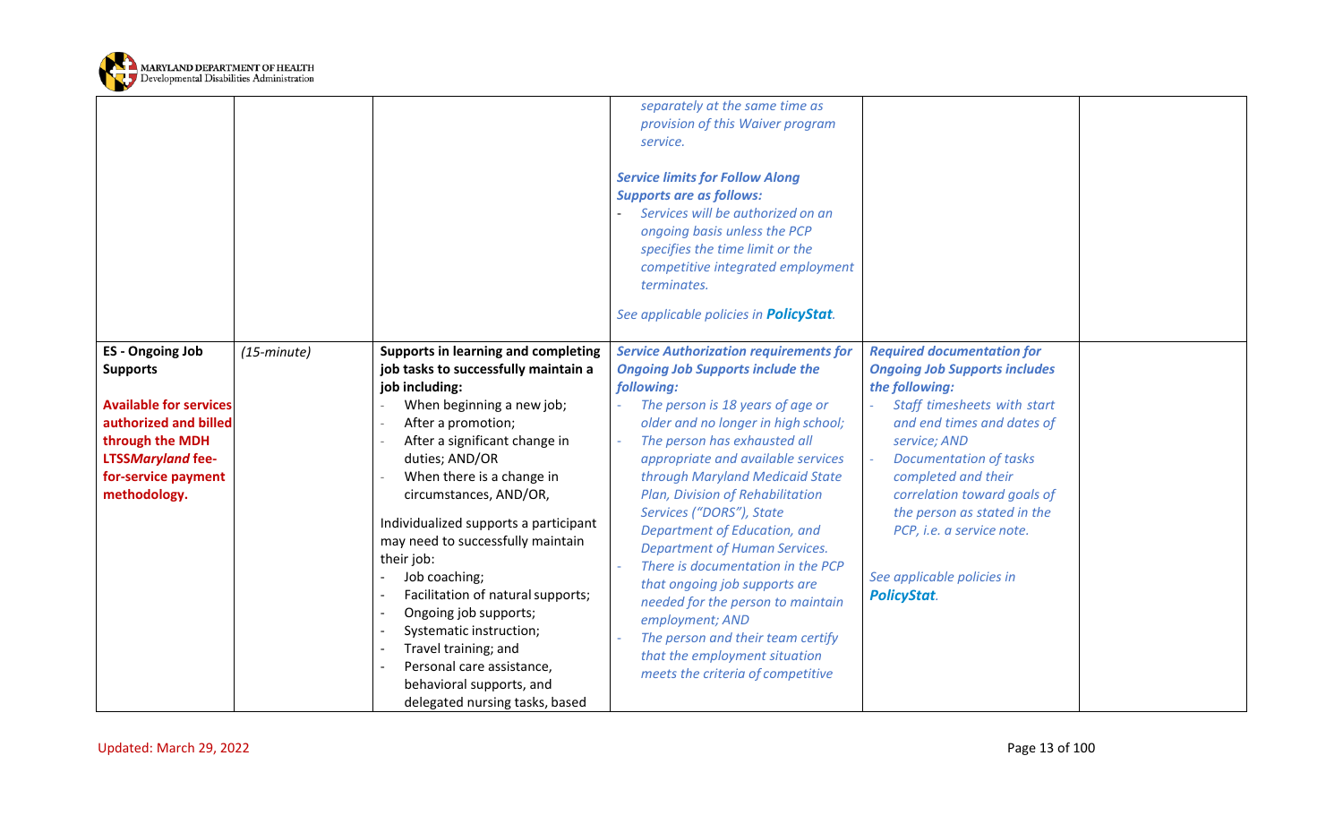| | | | | | |
|---|---|---|---|---|---|
| | | | *separately at the same time as provision of this Waiver program service.*<br><br>***Service limits for Follow Along Supports are as follows:***<br>- *Services will be authorized on an ongoing basis unless the PCP specifies the time limit or the competitive integrated employment terminates.*<br><br>*See applicable policies in* ***PolicyStat****.* | | |
| **ES - Ongoing Job Supports**<br><br>**Available for services authorized and billed through the MDH LTSS*Maryland* fee-for-service payment methodology.** | *(15-minute)* | **Supports in learning and completing job tasks to successfully maintain a job including:**<br>- When beginning a new job;<br>- After a promotion;<br>- After a significant change in duties; AND/OR<br>- When there is a change in circumstances, AND/OR,<br><br>Individualized supports a participant may need to successfully maintain their job:<br>- Job coaching;<br>- Facilitation of natural supports;<br>- Ongoing job supports;<br>- Systematic instruction;<br>- Travel training; and<br>- Personal care assistance, behavioral supports, and delegated nursing tasks, based | ***Service Authorization requirements for Ongoing Job Supports include the following:***<br>- *The person is 18 years of age or older and no longer in high school;*<br>- *The person has exhausted all appropriate and available services through Maryland Medicaid State Plan, Division of Rehabilitation Services ("DORS"), State Department of Education, and Department of Human Services.*<br>- *There is documentation in the PCP that ongoing job supports are needed for the person to maintain employment; AND*<br>- *The person and their team certify that the employment situation meets the criteria of competitive* | ***Required documentation for Ongoing Job Supports includes the following:***<br>- *Staff timesheets with start and end times and dates of service; AND*<br>- *Documentation of tasks completed and their correlation toward goals of the person as stated in the PCP, i.e. a service note.*<br><br>*See applicable policies in* ***PolicyStat****.* | |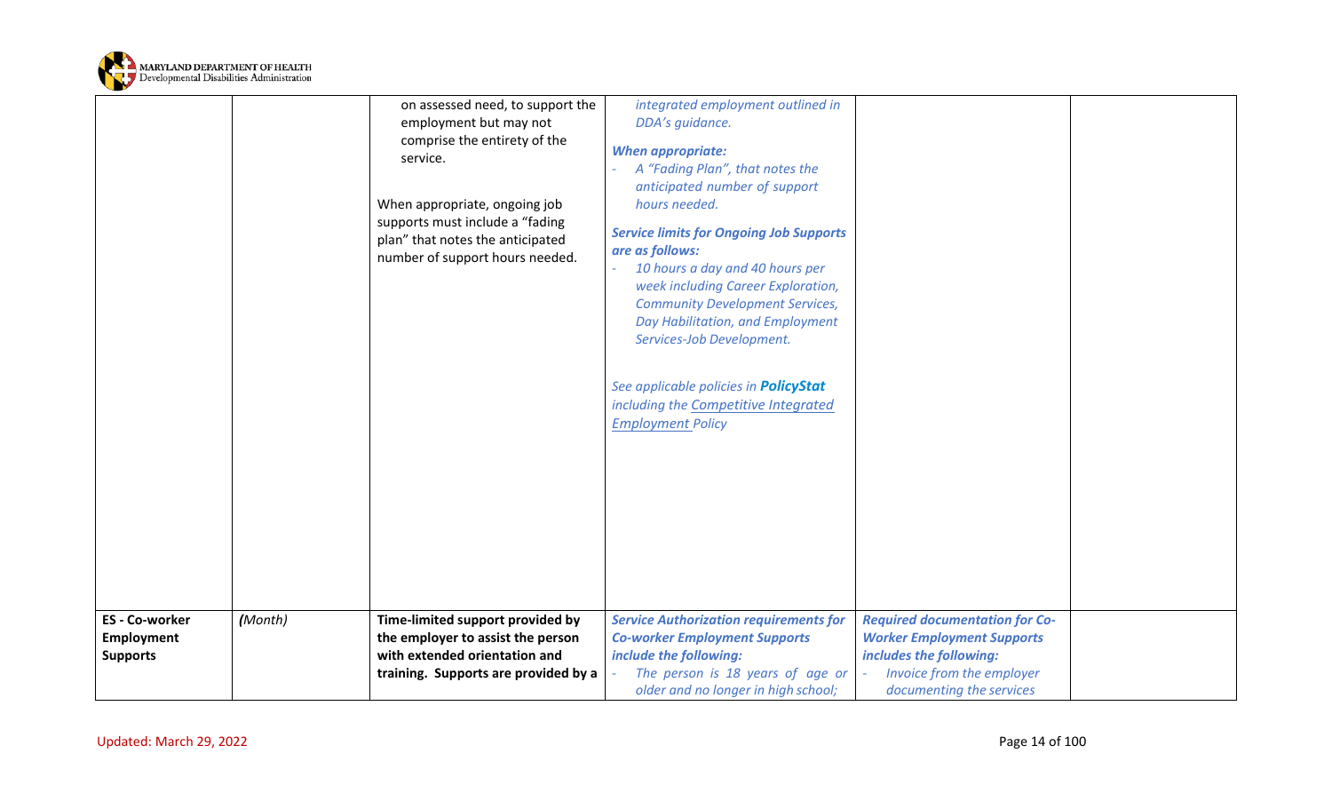| | | | | | |
|---|---|---|---|---|---|
| | | on assessed need, to support the employment but may not comprise the entirety of the service.<br><br>When appropriate, ongoing job supports must include a "fading plan" that notes the anticipated number of support hours needed. | *integrated employment outlined in DDA's guidance.*<br><br>***When appropriate:***<br>- *A "Fading Plan", that notes the anticipated number of support hours needed.*<br><br>***Service limits for Ongoing Job Supports are as follows:***<br>- *10 hours a day and 40 hours per week including Career Exploration, Community Development Services, Day Habilitation, and Employment Services-Job Development.*<br><br>*See applicable policies in **PolicyStat** including the Competitive Integrated Employment Policy* | | |
| **ES - Co-worker Employment Supports** | ***(Month)*** | **Time-limited support provided by the employer to assist the person with extended orientation and training. Supports are provided by a** | ***Service Authorization requirements for Co-worker Employment Supports include the following:***<br>- *The person is 18 years of age or older and no longer in high school;* | ***Required documentation for Co-Worker Employment Supports includes the following:***<br>- *Invoice from the employer documenting the services* | |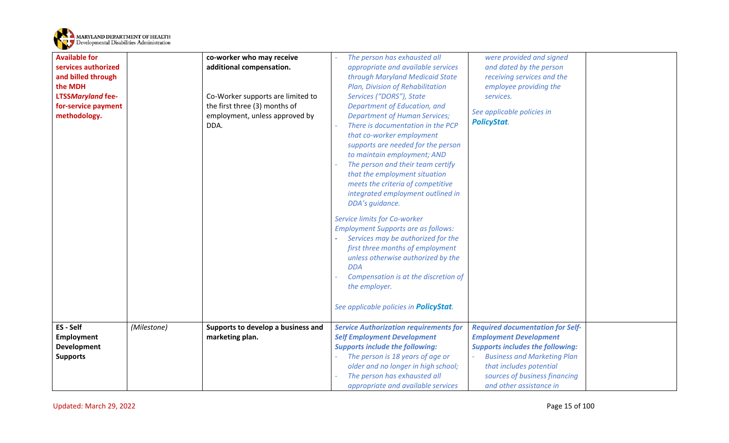| | | | | | |
|---|---|---|---|---|---|
| **Available for services authorized and billed through the MDH LTSS*Maryland* fee-for-service payment methodology.** | | **co-worker who may receive additional compensation.**<br><br>Co-Worker supports are limited to the first three (3) months of employment, unless approved by DDA. | - *The person has exhausted all appropriate and available services through Maryland Medicaid State Plan, Division of Rehabilitation Services ("DORS"), State Department of Education, and Department of Human Services;*<br>- *There is documentation in the PCP that co-worker employment supports are needed for the person to maintain employment; AND*<br>- *The person and their team certify that the employment situation meets the criteria of competitive integrated employment outlined in DDA's guidance.*<br><br>*Service limits for Co-worker Employment Supports are as follows:*<br>- *Services may be authorized for the first three months of employment unless otherwise authorized by the DDA*<br>- *Compensation is at the discretion of the employer.*<br><br>*See applicable policies in* ***PolicyStat****.* | *were provided and signed and dated by the person receiving services and the employee providing the services.*<br><br>*See applicable policies in* ***PolicyStat****.* | |
| **ES - Self Employment Development Supports** | *(Milestone)* | **Supports to develop a business and marketing plan.** | ***Service Authorization requirements for Self Employment Development Supports include the following:***<br>- *The person is 18 years of age or older and no longer in high school;*<br>- *The person has exhausted all appropriate and available services* | ***Required documentation for Self-Employment Development Supports includes the following:***<br>- ***Business and Marketing Plan*** *that includes potential sources of business financing and other assistance in* | |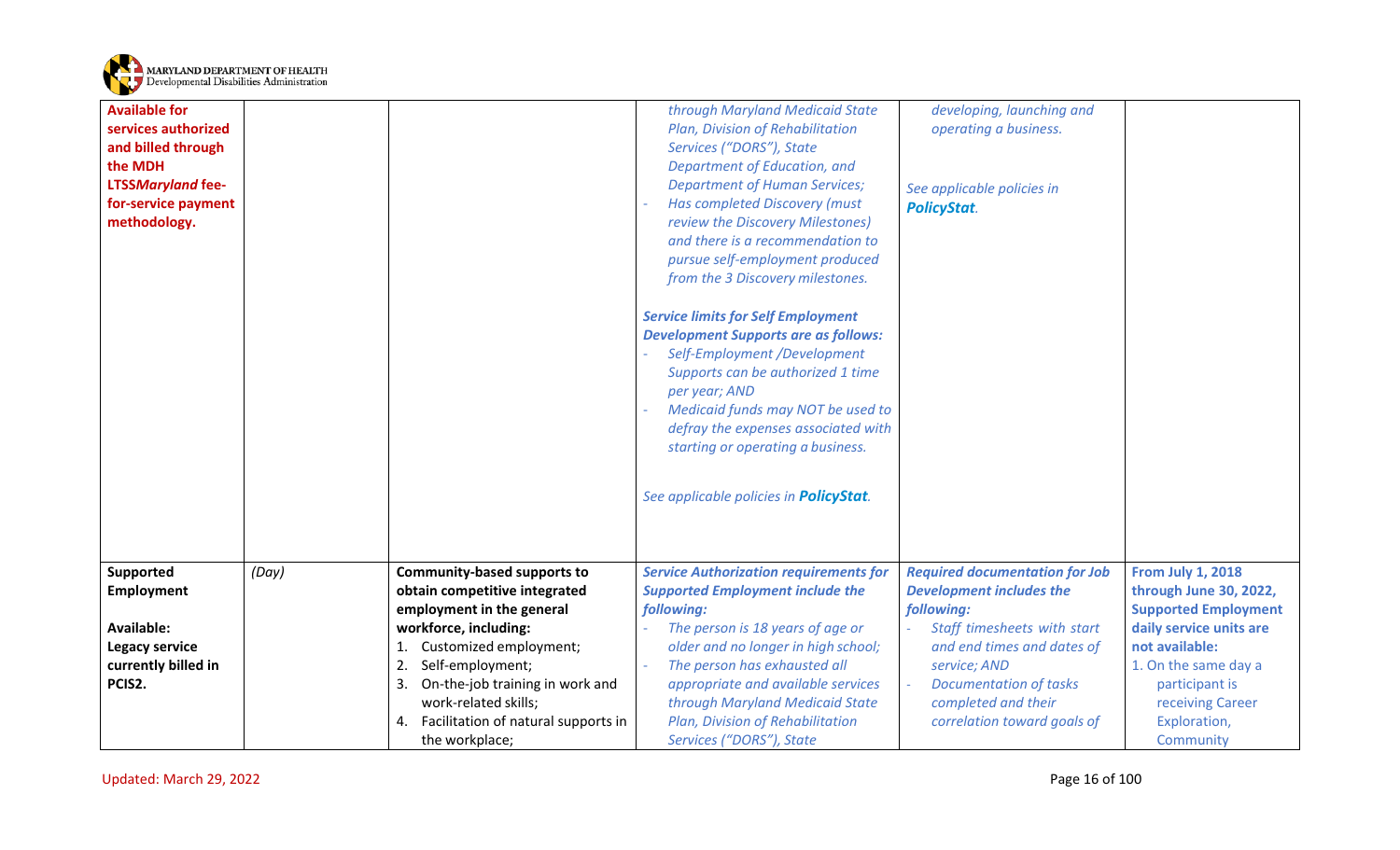| | | | | | |
|---|---|---|---|---|---|
| **Available for services authorized and billed through the MDH LTSS*Maryland* fee-for-service payment methodology.** | | | *through Maryland Medicaid State Plan, Division of Rehabilitation Services ("DORS"), State Department of Education, and Department of Human Services;*<br>- *Has completed Discovery (must review the Discovery Milestones) and there is a recommendation to pursue self-employment produced from the 3 Discovery milestones.*<br><br>***Service limits for Self Employment Development Supports are as follows:***<br>- *Self-Employment /Development Supports can be authorized 1 time per year; AND*<br>- *Medicaid funds may NOT be used to defray the expenses associated with starting or operating a business.*<br><br>*See applicable policies in **PolicyStat**.* | *developing, launching and operating a business.*<br><br>*See applicable policies in **PolicyStat**.* | |
| **Supported Employment**<br><br>**Available:**<br>**Legacy service currently billed in PCIS2.** | *(Day)* | **Community-based supports to obtain competitive integrated employment in the general workforce, including:**<br>1. Customized employment;<br>2. Self-employment;<br>3. On-the-job training in work and work-related skills;<br>4. Facilitation of natural supports in the workplace; | ***Service Authorization requirements for Supported Employment include the following:***<br>- *The person is 18 years of age or older and no longer in high school;*<br>- *The person has exhausted all appropriate and available services through Maryland Medicaid State Plan, Division of Rehabilitation Services ("DORS"), State* | ***Required documentation for Job Development includes the following:***<br>- *Staff timesheets with start and end times and dates of service; AND*<br>- *Documentation of tasks completed and their correlation toward goals of* | **From July 1, 2018 through June 30, 2022, Supported Employment daily service units are not available:**<br>1. On the same day a participant is receiving Career Exploration, Community |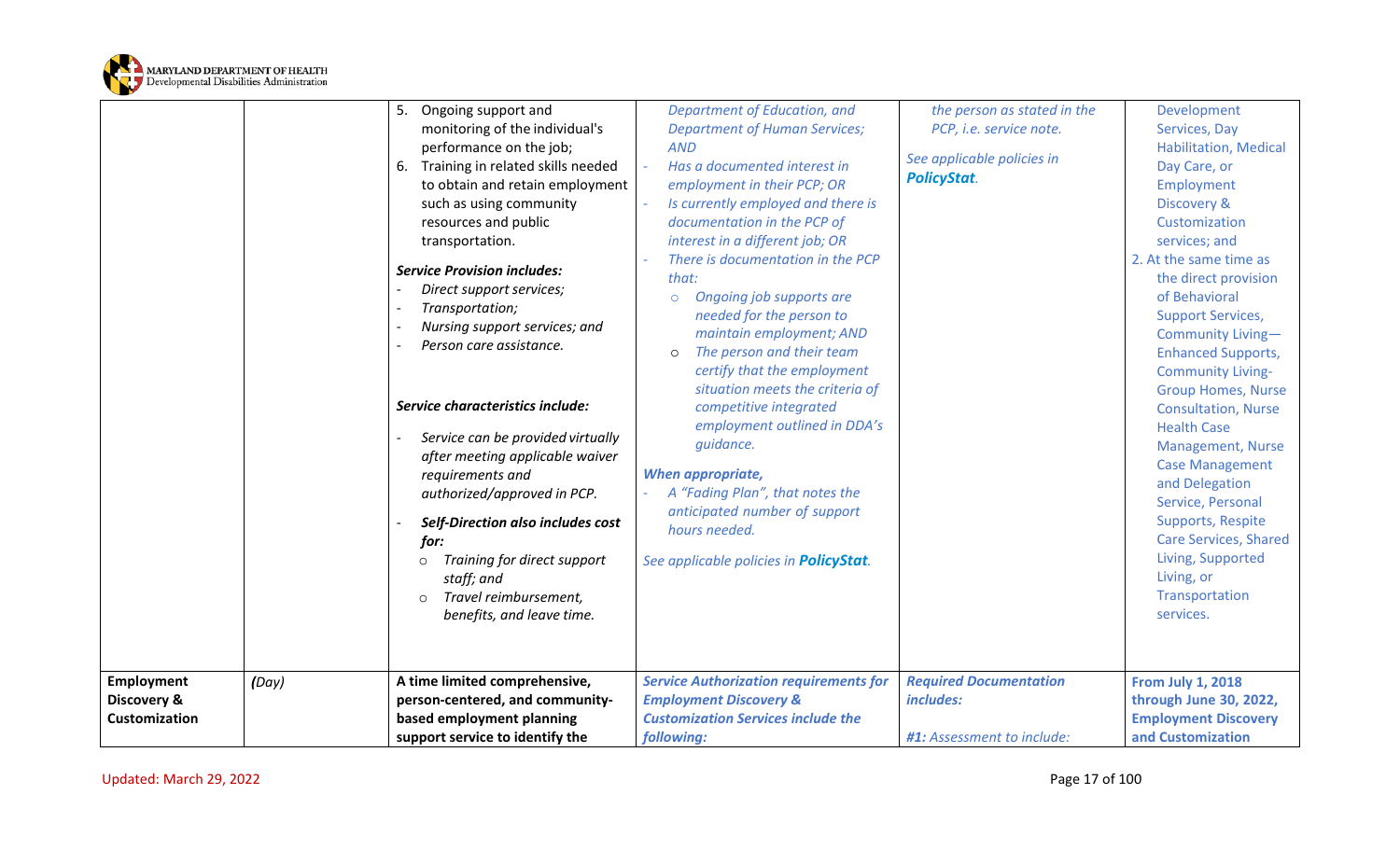| | | | | | |
|---|---|---|---|---|---|
| | | 5. Ongoing support and monitoring of the individual's performance on the job;<br>6. Training in related skills needed to obtain and retain employment such as using community resources and public transportation.<br><br>***Service Provision includes:***<br>- *Direct support services;*<br>- *Transportation;*<br>- *Nursing support services; and*<br>- *Person care assistance.*<br><br>***Service characteristics include:***<br>- *Service can be provided virtually after meeting applicable waiver requirements and authorized/approved in PCP.*<br>- ***Self-Direction also includes cost for:***<br>  - *Training for direct support staff; and*<br>  - *Travel reimbursement, benefits, and leave time.* | *Department of Education, and Department of Human Services; AND*<br>- *Has a documented interest in employment in their PCP; OR*<br>- *Is currently employed and there is documentation in the PCP of interest in a different job; OR*<br>- *There is documentation in the PCP that:*<br>  - *Ongoing job supports are needed for the person to maintain employment; AND*<br>  - *The person and their team certify that the employment situation meets the criteria of competitive integrated employment outlined in DDA's guidance.*<br><br>***When appropriate,***<br>- *A "Fading Plan", that notes the anticipated number of support hours needed.*<br><br>*See applicable policies in **PolicyStat**.* | *the person as stated in the PCP, i.e. service note.*<br><br>*See applicable policies in **PolicyStat**.* | Development Services, Day Habilitation, Medical Day Care, or Employment Discovery & Customization services; and<br>2. At the same time as the direct provision of Behavioral Support Services, Community Living—Enhanced Supports, Community Living-Group Homes, Nurse Consultation, Nurse Health Case Management, Nurse Case Management and Delegation Service, Personal Supports, Respite Care Services, Shared Living, Supported Living, or Transportation services. |
| **Employment Discovery & Customization** | *(Day)* | **A time limited comprehensive, person-centered, and community-based employment planning support service to identify the** | ***Service Authorization requirements for Employment Discovery & Customization Services include the following:*** | ***Required Documentation includes:***<br><br>*#1: Assessment to include:* | **From July 1, 2018 through June 30, 2022, Employment Discovery and Customization** |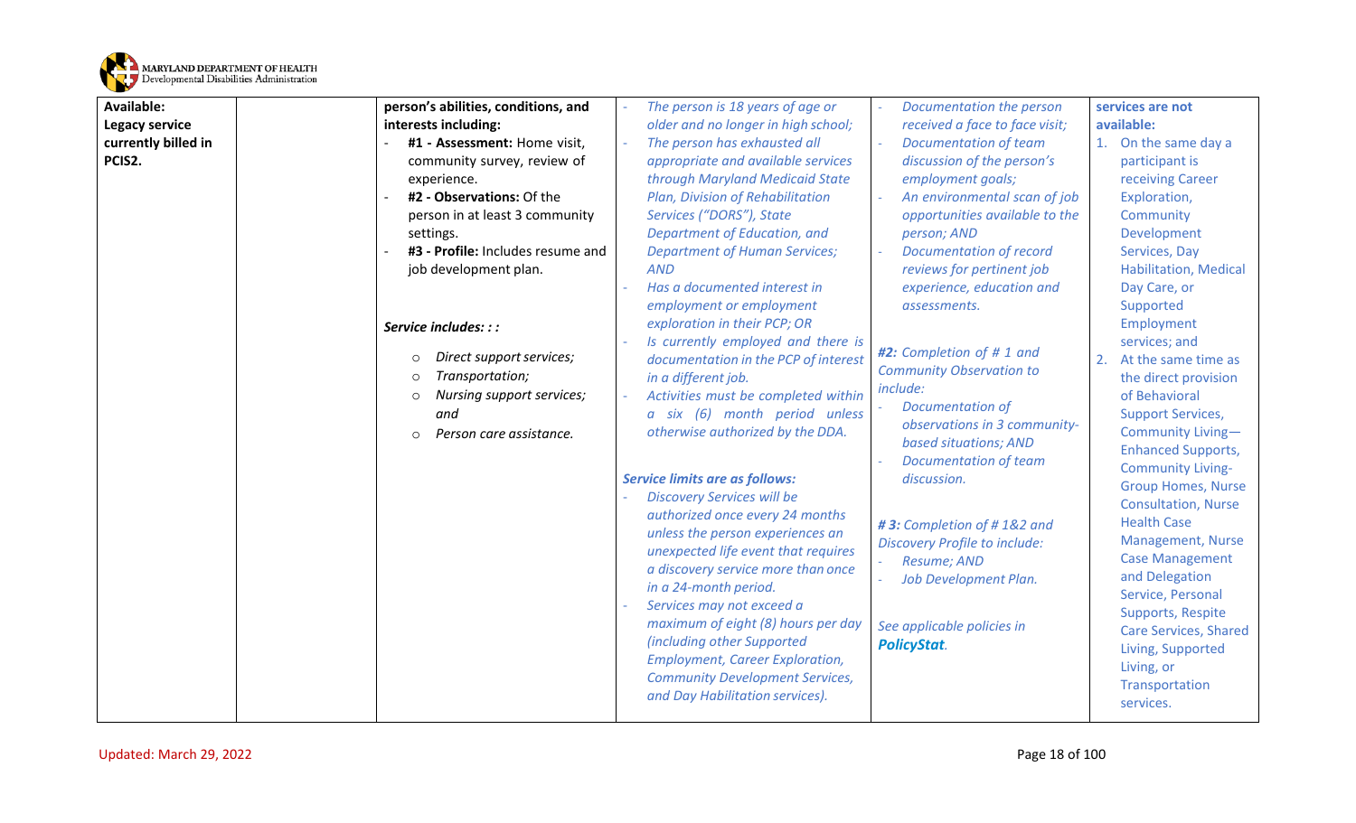| | | | | | |
|---|---|---|---|---|---|
| **Available: Legacy service currently billed in PCIS2.** | | **person's abilities, conditions, and interests including:**<br>- **#1 - Assessment:** Home visit, community survey, review of experience.<br>- **#2 - Observations:** Of the person in at least 3 community settings.<br>- **#3 - Profile:** Includes resume and job development plan.<br><br>***Service includes: : :***<br>○ *Direct support services;*<br>○ *Transportation;*<br>○ *Nursing support services; and*<br>○ *Person care assistance.* | - *The person is 18 years of age or older and no longer in high school;*<br>- *The person has exhausted all appropriate and available services through Maryland Medicaid State Plan, Division of Rehabilitation Services ("DORS"), State Department of Education, and Department of Human Services; AND*<br>- *Has a documented interest in employment or employment exploration in their PCP; OR*<br>- *Is currently employed and there is documentation in the PCP of interest in a different job.*<br>- *Activities must be completed within a six (6) month period unless otherwise authorized by the DDA.*<br><br>***Service limits are as follows:***<br>- *Discovery Services will be authorized once every 24 months unless the person experiences an unexpected life event that requires a discovery service more than once in a 24-month period.*<br>- *Services may not exceed a maximum of eight (8) hours per day (including other Supported Employment, Career Exploration, Community Development Services, and Day Habilitation services).* | - *Documentation the person received a face to face visit;*<br>- *Documentation of team discussion of the person's employment goals;*<br>- *An environmental scan of job opportunities available to the person; AND*<br>- *Documentation of record reviews for pertinent job experience, education and assessments.*<br><br>***#2:*** *Completion of # 1 and Community Observation to include:*<br>- *Documentation of observations in 3 community-based situations; AND*<br>- *Documentation of team discussion.*<br><br>***# 3:*** *Completion of # 1&2 and Discovery Profile to include:*<br>- *Resume; AND*<br>- *Job Development Plan.*<br><br>*See applicable policies in* ***PolicyStat****.* | **services are not available:**<br>1. On the same day a participant is receiving Career Exploration, Community Development Services, Day Habilitation, Medical Day Care, or Supported Employment services; and<br>2. At the same time as the direct provision of Behavioral Support Services, Community Living—Enhanced Supports, Community Living-Group Homes, Nurse Consultation, Nurse Health Case Management, Nurse Case Management and Delegation Service, Personal Supports, Respite Care Services, Shared Living, Supported Living, or Transportation services. |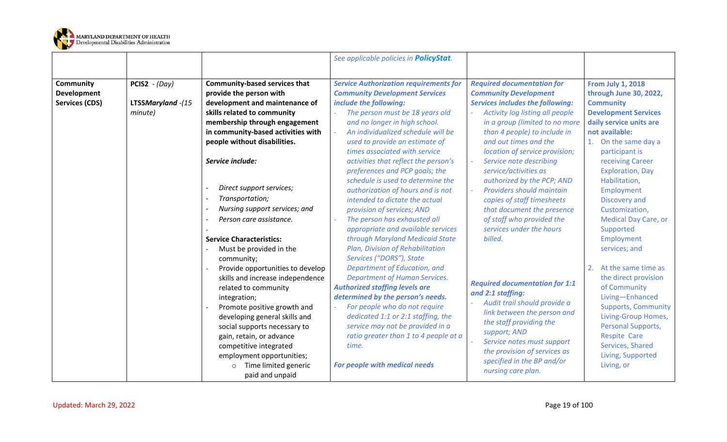| | | | | | |
|---|---|---|---|---|---|
| | | | *See applicable policies in **PolicyStat**.* | | |
| **Community Development Services (CDS)** | **PCIS2** - *(Day)*<br><br>**LTSS*Maryland*** *-(15 minute)* | **Community-based services that provide the person with development and maintenance of skills related to community membership through engagement in community-based activities with people without disabilities.**<br><br>***Service include:***<br><br>- Direct support services;<br>- Transportation;<br>- Nursing support services; and<br>- Person care assistance.<br>-<br><br>**Service Characteristics:**<br>- Must be provided in the community;<br>- Provide opportunities to develop skills and increase independence related to community integration;<br>- Promote positive growth and developing general skills and social supports necessary to gain, retain, or advance competitive integrated employment opportunities;<br>  - Time limited generic paid and unpaid | ***Service Authorization requirements for Community Development Services include the following:***<br>- *The person must be 18 years old and no longer in high school.*<br>- *An individualized schedule will be used to provide an estimate of times associated with service activities that reflect the person's preferences and PCP goals; the schedule is used to determine the authorization of hours and is not intended to dictate the actual provision of services; AND*<br>- *The person has exhausted all appropriate and available services through Maryland Medicaid State Plan, Division of Rehabilitation Services ("DORS"), State Department of Education, and Department of Human Services.*<br><br>***Authorized staffing levels are determined by the person's needs.***<br>- *For people who do not require dedicated 1:1 or 2:1 staffing, the service may not be provided in a ratio greater than 1 to 4 people at a time.*<br><br>***For people with medical needs*** | ***Required documentation for Community Development Services includes the following:***<br>- *Activity log listing all people in a group (limited to no more than 4 people) to include in and out times and the location of service provision;*<br>- *Service note describing service/activities as authorized by the PCP; AND*<br>- *Providers should maintain copies of staff timesheets that document the presence of staff who provided the services under the hours billed.*<br><br>***Required documentation for 1:1 and 2:1 staffing:***<br>- *Audit trail should provide a link between the person and the staff providing the support; AND*<br>- *Service notes must support the provision of services as specified in the BP and/or nursing care plan.* | **From July 1, 2018 through June 30, 2022, Community Development Services daily service units are not available:**<br>1. On the same day a participant is receiving Career Exploration, Day Habilitation, Employment Discovery and Customization, Medical Day Care, or Supported Employment services; and<br><br>2. At the same time as the direct provision of Community Living—Enhanced Supports, Community Living-Group Homes, Personal Supports, Respite Care Services, Shared Living, Supported Living, or |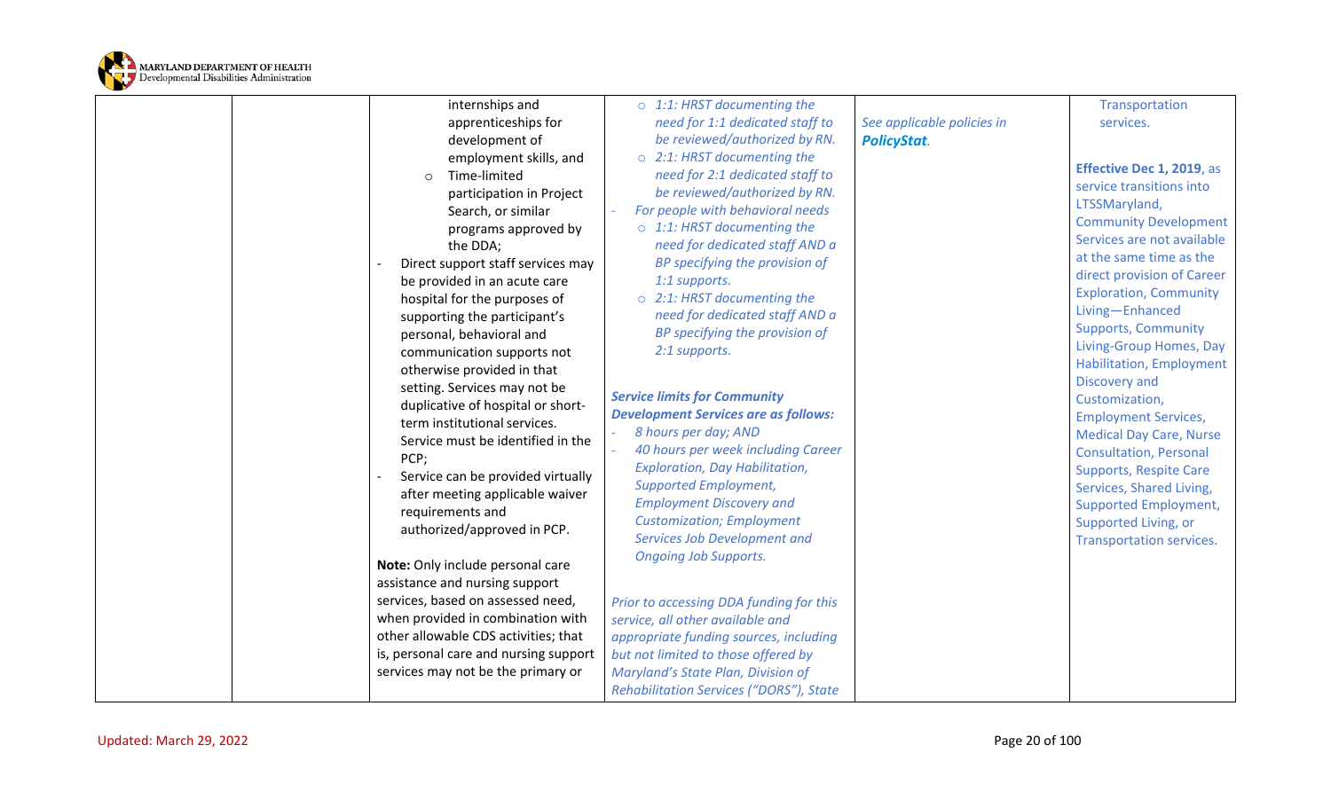| | | | | | |
|---|---|---|---|---|---|
| | | internships and apprenticeships for development of employment skills, and<br>o Time-limited participation in Project Search, or similar programs approved by the DDA;<br>- Direct support staff services may be provided in an acute care hospital for the purposes of supporting the participant's personal, behavioral and communication supports not otherwise provided in that setting. Services may not be duplicative of hospital or short-term institutional services. Service must be identified in the PCP;<br>- Service can be provided virtually after meeting applicable waiver requirements and authorized/approved in PCP.<br><br>**Note:** Only include personal care assistance and nursing support services, based on assessed need, when provided in combination with other allowable CDS activities; that is, personal care and nursing support services may not be the primary or | *o 1:1: HRST documenting the need for 1:1 dedicated staff to be reviewed/authorized by RN.*<br>*o 2:1: HRST documenting the need for 2:1 dedicated staff to be reviewed/authorized by RN.*<br>*- For people with behavioral needs*<br>*o 1:1: HRST documenting the need for dedicated staff AND a BP specifying the provision of 1:1 supports.*<br>*o 2:1: HRST documenting the need for dedicated staff AND a BP specifying the provision of 2:1 supports.*<br><br>***Service limits for Community Development Services are as follows:***<br>*- 8 hours per day; AND*<br>*- 40 hours per week including Career Exploration, Day Habilitation, Supported Employment, Employment Discovery and Customization; Employment Services Job Development and Ongoing Job Supports.*<br><br>*Prior to accessing DDA funding for this service, all other available and appropriate funding sources, including but not limited to those offered by Maryland's State Plan, Division of Rehabilitation Services ("DORS"), State* | *See applicable policies in **PolicyStat**.* | Transportation services.<br><br>**Effective Dec 1, 2019**, as service transitions into LTSSMaryland, Community Development Services are not available at the same time as the direct provision of Career Exploration, Community Living—Enhanced Supports, Community Living-Group Homes, Day Habilitation, Employment Discovery and Customization, Employment Services, Medical Day Care, Nurse Consultation, Personal Supports, Respite Care Services, Shared Living, Supported Employment, Supported Living, or Transportation services. |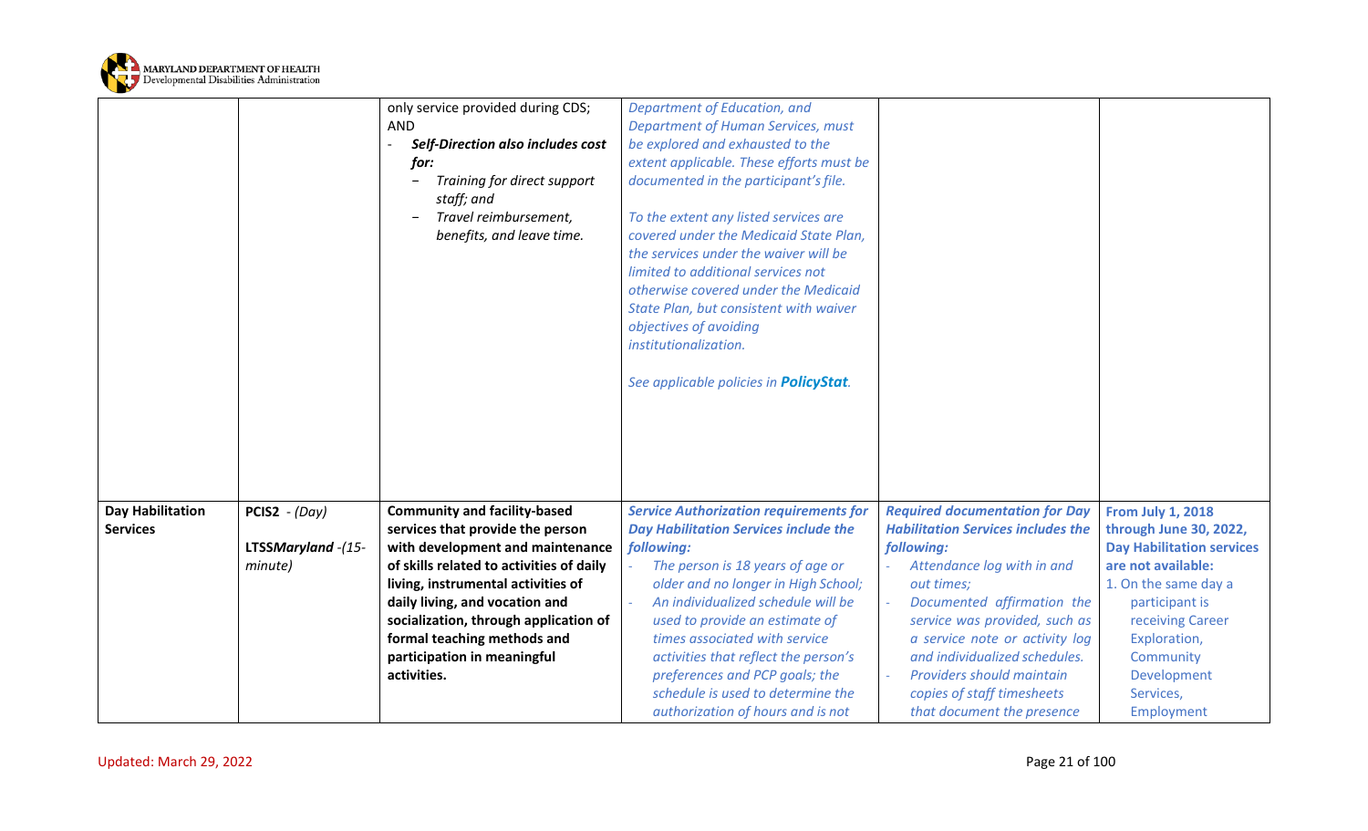| | | | | | |
|---|---|---|---|---|---|
| | | only service provided during CDS; AND<br>- ***Self-Direction also includes cost for:***<br>  - *Training for direct support staff; and*<br>  - *Travel reimbursement, benefits, and leave time.* | *Department of Education, and Department of Human Services, must be explored and exhausted to the extent applicable. These efforts must be documented in the participant's file.*<br><br>*To the extent any listed services are covered under the Medicaid State Plan, the services under the waiver will be limited to additional services not otherwise covered under the Medicaid State Plan, but consistent with waiver objectives of avoiding institutionalization.*<br><br>*See applicable policies in **PolicyStat**.* | | |
| **Day Habilitation Services** | **PCIS2** - *(Day)*<br><br>**LTSS*Maryland*** *-(15-minute)* | **Community and facility-based services that provide the person with development and maintenance of skills related to activities of daily living, instrumental activities of daily living, and vocation and socialization, through application of formal teaching methods and participation in meaningful activities.** | ***Service Authorization requirements for Day Habilitation Services include the following:***<br>- *The person is 18 years of age or older and no longer in High School;*<br>- *An individualized schedule will be used to provide an estimate of times associated with service activities that reflect the person's preferences and PCP goals; the schedule is used to determine the authorization of hours and is not* | ***Required documentation for Day Habilitation Services includes the following:***<br>- *Attendance log with in and out times;*<br>- *Documented affirmation the service was provided, such as a service note or activity log and individualized schedules.*<br>- *Providers should maintain copies of staff timesheets that document the presence* | **From July 1, 2018 through June 30, 2022, Day Habilitation services are not available:**<br>1. On the same day a participant is receiving Career Exploration, Community Development Services, Employment |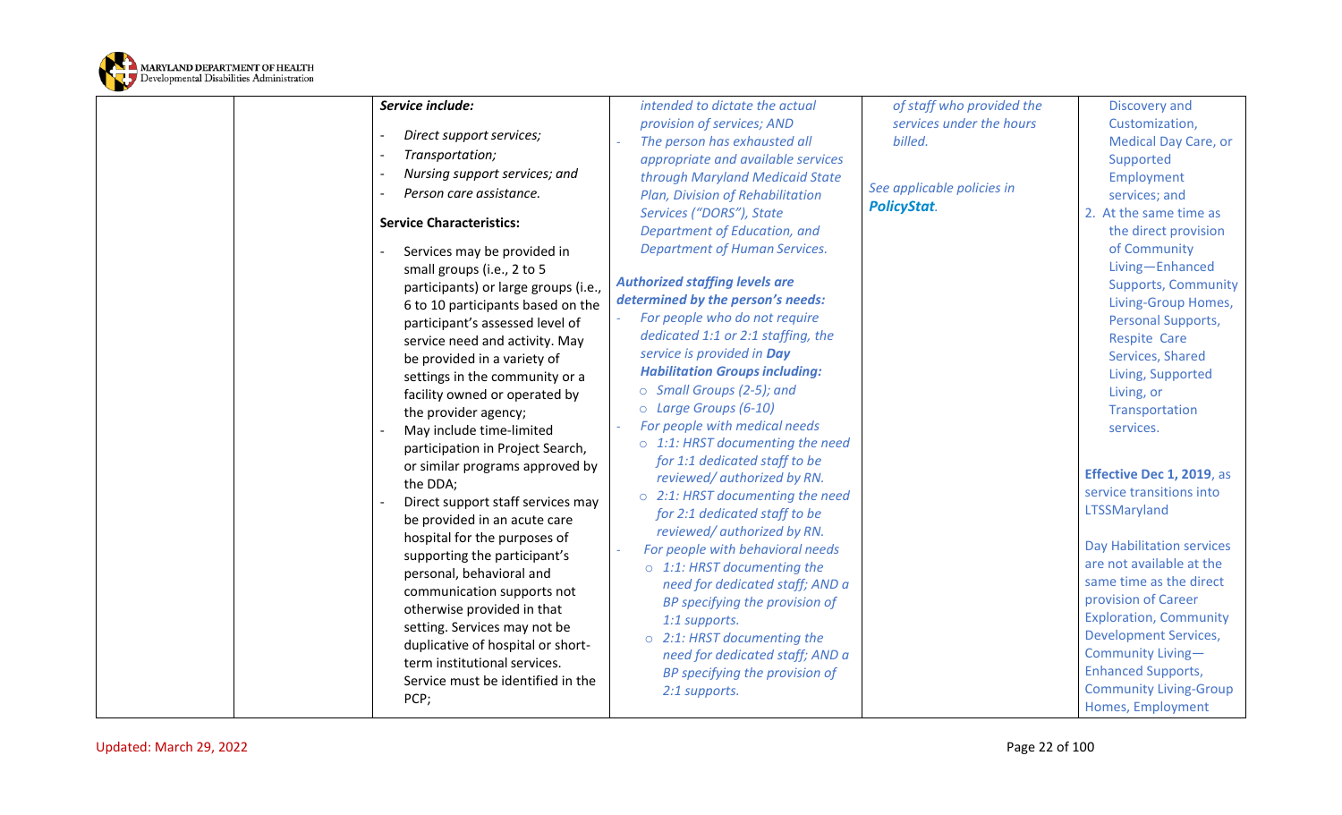| | | | | | |
|---|---|---|---|---|---|
| | | ***Service include:*** <br> - *Direct support services;* <br> - *Transportation;* <br> - *Nursing support services; and* <br> - *Person care assistance.* <br><br> **Service Characteristics:** <br> - Services may be provided in small groups (i.e., 2 to 5 participants) or large groups (i.e., 6 to 10 participants based on the participant's assessed level of service need and activity. May be provided in a variety of settings in the community or a facility owned or operated by the provider agency; <br> - May include time-limited participation in Project Search, or similar programs approved by the DDA; <br> - Direct support staff services may be provided in an acute care hospital for the purposes of supporting the participant's personal, behavioral and communication supports not otherwise provided in that setting. Services may not be duplicative of hospital or short-term institutional services. Service must be identified in the PCP; | *intended to dictate the actual provision of services; AND* <br> - *The person has exhausted all appropriate and available services through Maryland Medicaid State Plan, Division of Rehabilitation Services ("DORS"), State Department of Education, and Department of Human Services.* <br><br> ***Authorized staffing levels are determined by the person's needs:*** <br> - *For people who do not require dedicated 1:1 or 2:1 staffing, the service is provided in **Day Habilitation Groups including:*** <br> ○ *Small Groups (2-5); and* <br> ○ *Large Groups (6-10)* <br> - *For people with medical needs* <br> ○ *1:1: HRST documenting the need for 1:1 dedicated staff to be reviewed/ authorized by RN.* <br> ○ *2:1: HRST documenting the need for 2:1 dedicated staff to be reviewed/ authorized by RN.* <br> - *For people with behavioral needs* <br> ○ *1:1: HRST documenting the need for dedicated staff; AND a BP specifying the provision of 1:1 supports.* <br> ○ *2:1: HRST documenting the need for dedicated staff; AND a BP specifying the provision of 2:1 supports.* | *of staff who provided the services under the hours billed.* <br><br> *See applicable policies in **PolicyStat**.* | Discovery and Customization, Medical Day Care, or Supported Employment services; and <br> 2. At the same time as the direct provision of Community Living—Enhanced Supports, Community Living-Group Homes, Personal Supports, Respite Care Services, Shared Living, Supported Living, or Transportation services. <br><br> **Effective Dec 1, 2019**, as service transitions into LTSSMaryland <br><br> Day Habilitation services are not available at the same time as the direct provision of Career Exploration, Community Development Services, Community Living—Enhanced Supports, Community Living-Group Homes, Employment |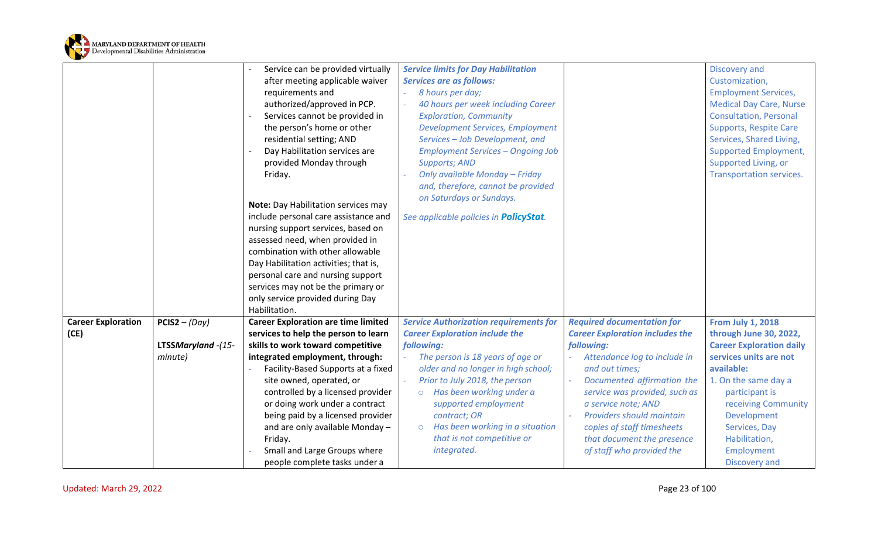| | | | | | |
|---|---|---|---|---|---|
| | | - Service can be provided virtually after meeting applicable waiver requirements and authorized/approved in PCP.<br>- Services cannot be provided in the person's home or other residential setting; AND<br>- Day Habilitation services are provided Monday through Friday.<br><br>**Note:** Day Habilitation services may include personal care assistance and nursing support services, based on assessed need, when provided in combination with other allowable Day Habilitation activities; that is, personal care and nursing support services may not be the primary or only service provided during Day Habilitation. | ***Service limits for Day Habilitation Services are as follows:***<br>- *8 hours per day;*<br>- *40 hours per week including Career Exploration, Community Development Services, Employment Services – Job Development, and Employment Services – Ongoing Job Supports; AND*<br>- *Only available Monday – Friday and, therefore, cannot be provided on Saturdays or Sundays.*<br><br>*See applicable policies in **PolicyStat**.* | | Discovery and Customization, Employment Services, Medical Day Care, Nurse Consultation, Personal Supports, Respite Care Services, Shared Living, Supported Employment, Supported Living, or Transportation services. |
| **Career Exploration (CE)** | **PCIS2** – *(Day)*<br><br>**LTSS*Maryland*** *-(15-minute)* | **Career Exploration are time limited services to help the person to learn skills to work toward competitive integrated employment, through:**<br>- Facility-Based Supports at a fixed site owned, operated, or controlled by a licensed provider or doing work under a contract being paid by a licensed provider and are only available Monday – Friday.<br>- Small and Large Groups where people complete tasks under a | ***Service Authorization requirements for Career Exploration include the following:***<br>- *The person is 18 years of age or older and no longer in high school;*<br>- *Prior to July 2018, the person*<br>  - *Has been working under a supported employment contract; OR*<br>  - *Has been working in a situation that is not competitive or integrated.* | ***Required documentation for Career Exploration includes the following:***<br>- *Attendance log to include in and out times;*<br>- *Documented affirmation the service was provided, such as a service note; AND*<br>- *Providers should maintain copies of staff timesheets that document the presence of staff who provided the* | **From July 1, 2018 through June 30, 2022, Career Exploration daily services units are not available:**<br>1. On the same day a participant is receiving Community Development Services, Day Habilitation, Employment Discovery and |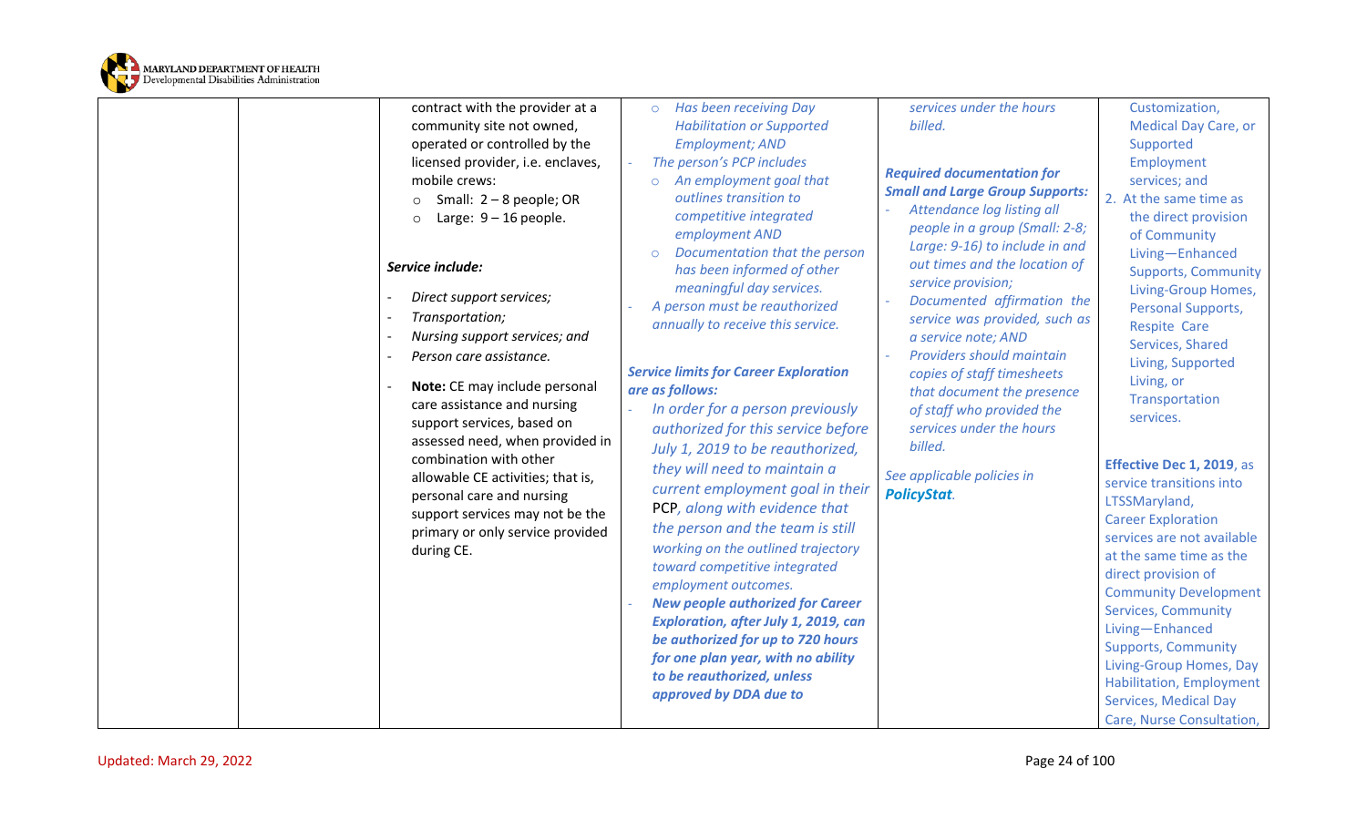| | | | | | |
|---|---|---|---|---|---|
| | | contract with the provider at a community site not owned, operated or controlled by the licensed provider, i.e. enclaves, mobile crews:<br>○ Small: 2 – 8 people; OR<br>○ Large: 9 – 16 people.<br><br>***Service include:***<br>- *Direct support services;*<br>- *Transportation;*<br>- *Nursing support services; and*<br>- *Person care assistance.*<br>- **Note:** CE may include personal care assistance and nursing support services, based on assessed need, when provided in combination with other allowable CE activities; that is, personal care and nursing support services may not be the primary or only service provided during CE. | ○ *Has been receiving Day Habilitation or Supported Employment; AND*<br>- *The person's PCP includes*<br>○ *An employment goal that outlines transition to competitive integrated employment AND*<br>○ *Documentation that the person has been informed of other meaningful day services.*<br>- *A person must be reauthorized annually to receive this service.*<br><br>***Service limits for Career Exploration are as follows:***<br>- *In order for a person previously authorized for this service before July 1, 2019 to be reauthorized, they will need to maintain a current employment goal in their* PCP*, along with evidence that the person and the team is still working on the outlined trajectory toward competitive integrated employment outcomes.*<br>- ***New people authorized for Career Exploration, after July 1, 2019, can be authorized for up to 720 hours for one plan year, with no ability to be reauthorized, unless approved by DDA due to*** | *services under the hours billed.*<br><br>***Required documentation for Small and Large Group Supports:***<br>- *Attendance log listing all people in a group (Small: 2-8; Large: 9-16) to include in and out times and the location of service provision;*<br>- *Documented affirmation the service was provided, such as a service note; AND*<br>- *Providers should maintain copies of staff timesheets that document the presence of staff who provided the services under the hours billed.*<br><br>*See applicable policies in* ***PolicyStat****.* | Customization, Medical Day Care, or Supported Employment services; and<br>2. At the same time as the direct provision of Community Living—Enhanced Supports, Community Living-Group Homes, Personal Supports, Respite Care Services, Shared Living, Supported Living, or Transportation services.<br><br>**Effective Dec 1, 2019**, as service transitions into LTSSMaryland, Career Exploration services are not available at the same time as the direct provision of Community Development Services, Community Living—Enhanced Supports, Community Living-Group Homes, Day Habilitation, Employment Services, Medical Day Care, Nurse Consultation, |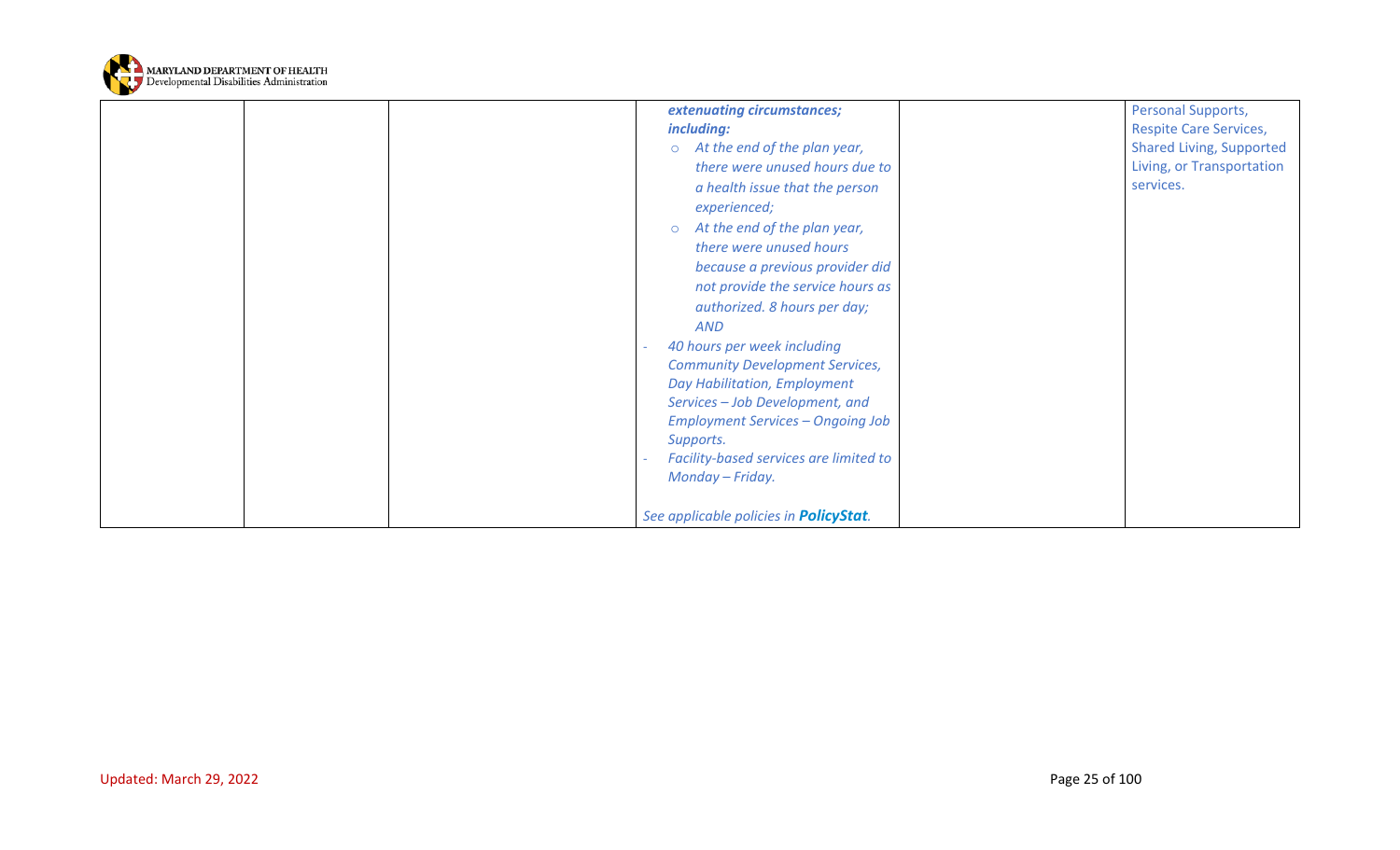|  |  |  |  |  |  |
|---|---|---|---|---|---|
|  |  |  | ***extenuating circumstances; including:***<br>○ *At the end of the plan year, there were unused hours due to a health issue that the person experienced;*<br>○ *At the end of the plan year, there were unused hours because a previous provider did not provide the service hours as authorized. 8 hours per day; AND*<br>- *40 hours per week including Community Development Services, Day Habilitation, Employment Services – Job Development, and Employment Services – Ongoing Job Supports.*<br>- *Facility-based services are limited to Monday – Friday.*<br><br>*See applicable policies in **PolicyStat**.* |  | Personal Supports, Respite Care Services, Shared Living, Supported Living, or Transportation services. |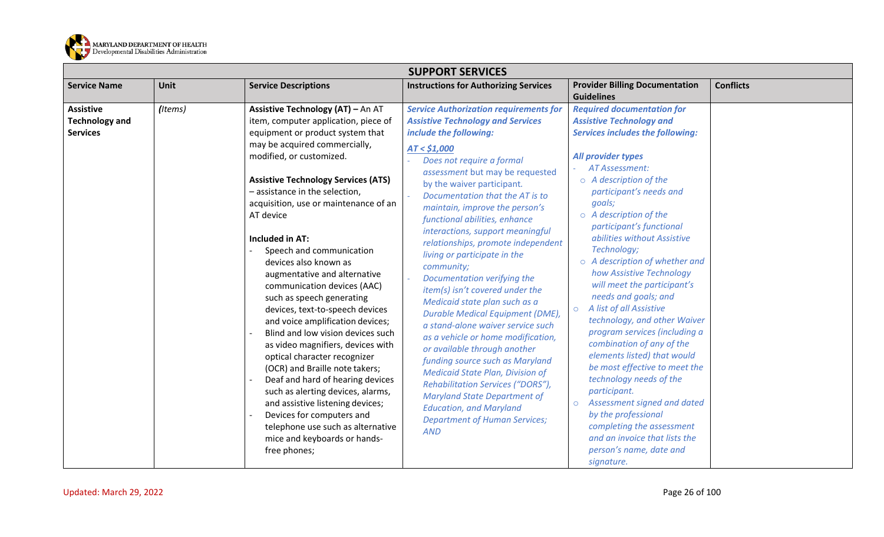| SUPPORT SERVICES | | | | | |
|---|---|---|---|---|---|
| **Service Name** | **Unit** | **Service Descriptions** | **Instructions for Authorizing Services** | **Provider Billing Documentation Guidelines** | **Conflicts** |
| **Assistive Technology and Services** | *(Items)* | **Assistive Technology (AT) –** An AT item, computer application, piece of equipment or product system that may be acquired commercially, modified, or customized.<br><br>**Assistive Technology Services (ATS)** – assistance in the selection, acquisition, use or maintenance of an AT device<br><br>**Included in AT:**<br>- Speech and communication devices also known as augmentative and alternative communication devices (AAC) such as speech generating devices, text-to-speech devices and voice amplification devices;<br>- Blind and low vision devices such as video magnifiers, devices with optical character recognizer (OCR) and Braille note takers;<br>- Deaf and hard of hearing devices such as alerting devices, alarms, and assistive listening devices;<br>- Devices for computers and telephone use such as alternative mice and keyboards or hands-free phones; | ***Service Authorization requirements for Assistive Technology and Services include the following:***<br><br>***AT < $1,000***<br>- *Does not require a formal assessment but may be requested by the waiver participant.*<br>- *Documentation that the AT is to maintain, improve the person's functional abilities, enhance interactions, support meaningful relationships, promote independent living or participate in the community;*<br>- *Documentation verifying the item(s) isn't covered under the Medicaid state plan such as a Durable Medical Equipment (DME), a stand-alone waiver service such as a vehicle or home modification, or available through another funding source such as Maryland Medicaid State Plan, Division of Rehabilitation Services ("DORS"), Maryland State Department of Education, and Maryland Department of Human Services; AND* | ***Required documentation for Assistive Technology and Services includes the following:***<br><br>***All provider types***<br>- *AT Assessment:*<br>  - *A description of the participant's needs and goals;*<br>  - *A description of the participant's functional abilities without Assistive Technology;*<br>  - *A description of whether and how Assistive Technology will meet the participant's needs and goals; and*<br>- *A list of all Assistive technology, and other Waiver program services (including a combination of any of the elements listed) that would be most effective to meet the technology needs of the participant.*<br>- *Assessment signed and dated by the professional completing the assessment and an invoice that lists the person's name, date and signature.* | |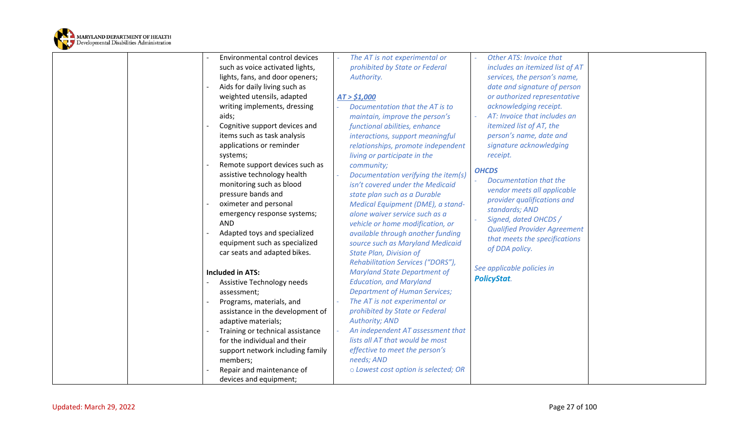|  |  |  |  |  |  |
|---|---|---|---|---|---|
|  |  | - Environmental control devices such as voice activated lights, lights, fans, and door openers;<br>- Aids for daily living such as weighted utensils, adapted writing implements, dressing aids;<br>- Cognitive support devices and items such as task analysis applications or reminder systems;<br>- Remote support devices such as assistive technology health monitoring such as blood pressure bands and<br>- oximeter and personal emergency response systems; AND<br>- Adapted toys and specialized equipment such as specialized car seats and adapted bikes.<br><br>**Included in ATS:**<br>- Assistive Technology needs assessment;<br>- Programs, materials, and assistance in the development of adaptive materials;<br>- Training or technical assistance for the individual and their support network including family members;<br>- Repair and maintenance of devices and equipment; | - *The AT is not experimental or prohibited by State or Federal Authority.*<br><br>***AT > $1,000***<br>- *Documentation that the AT is to maintain, improve the person's functional abilities, enhance interactions, support meaningful relationships, promote independent living or participate in the community;*<br>- *Documentation verifying the item(s) isn't covered under the Medicaid state plan such as a Durable Medical Equipment (DME), a stand-alone waiver service such as a vehicle or home modification, or available through another funding source such as Maryland Medicaid State Plan, Division of Rehabilitation Services ("DORS"), Maryland State Department of Education, and Maryland Department of Human Services;*<br>- *The AT is not experimental or prohibited by State or Federal Authority; AND*<br>- *An independent AT assessment that lists all AT that would be most effective to meet the person's needs; AND*<br>&nbsp;&nbsp;&nbsp;&nbsp;o *Lowest cost option is selected; OR* | - *Other ATS: Invoice that includes an itemized list of AT services, the person's name, date and signature of person or authorized representative acknowledging receipt.*<br>- *AT: Invoice that includes an itemized list of AT, the person's name, date and signature acknowledging receipt.*<br><br>***OHCDS***<br>- *Documentation that the vendor meets all applicable provider qualifications and standards; AND*<br>- *Signed, dated OHCDS / Qualified Provider Agreement that meets the specifications of DDA policy.*<br><br>*See applicable policies in* ***PolicyStat****.* |  |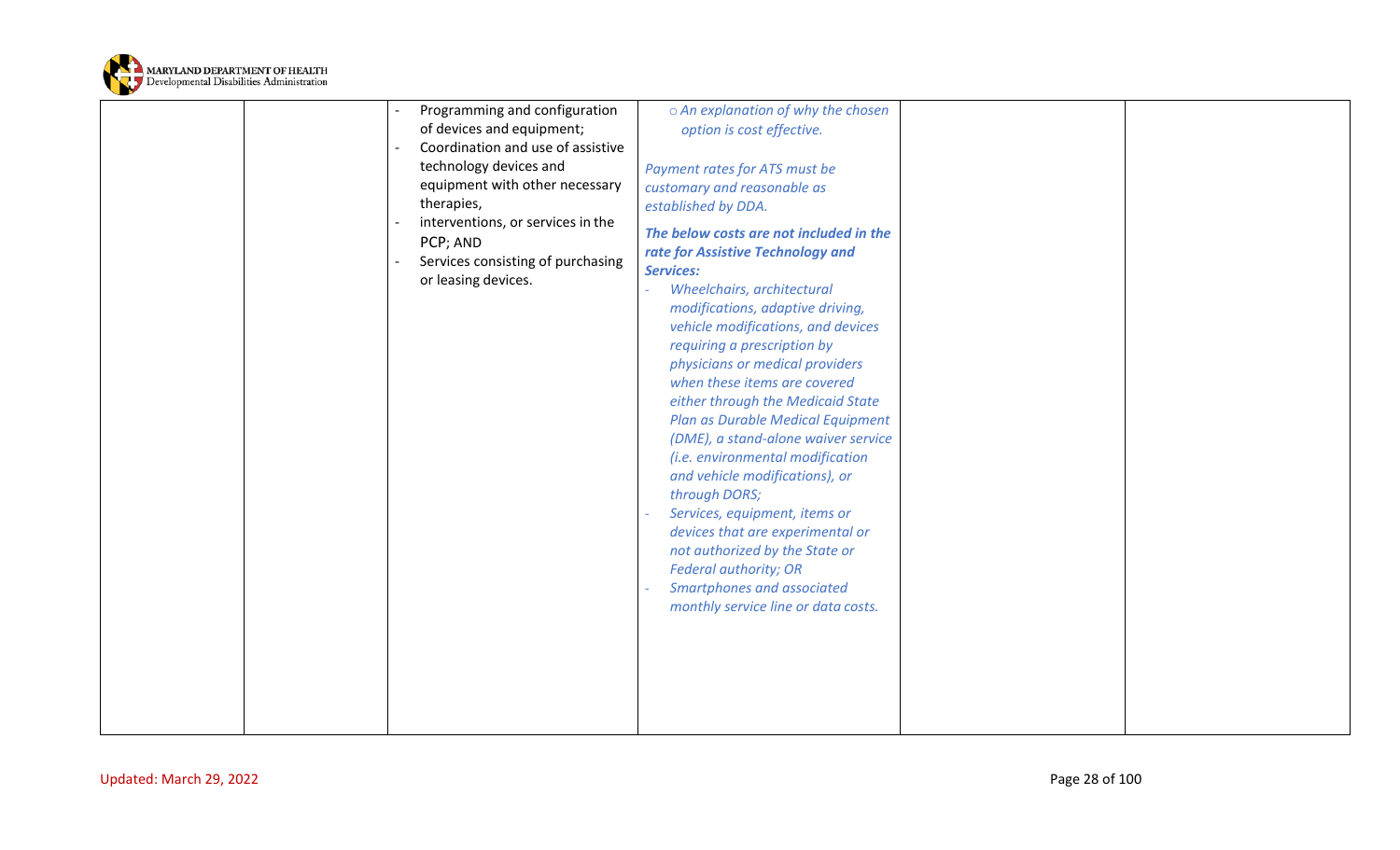|  |  |  |  |  |  |
|---|---|---|---|---|---|
|  |  | - Programming and configuration of devices and equipment;<br>- Coordination and use of assistive technology devices and equipment with other necessary therapies,<br>- interventions, or services in the PCP; AND<br>- Services consisting of purchasing or leasing devices. | *o An explanation of why the chosen option is cost effective.*<br><br>*Payment rates for ATS must be customary and reasonable as established by DDA.*<br><br>***The below costs are not included in the rate for Assistive Technology and Services:***<br>- *Wheelchairs, architectural modifications, adaptive driving, vehicle modifications, and devices requiring a prescription by physicians or medical providers when these items are covered either through the Medicaid State Plan as Durable Medical Equipment (DME), a stand-alone waiver service (i.e. environmental modification and vehicle modifications), or through DORS;*<br>- *Services, equipment, items or devices that are experimental or not authorized by the State or Federal authority; OR*<br>- *Smartphones and associated monthly service line or data costs.* |  |  |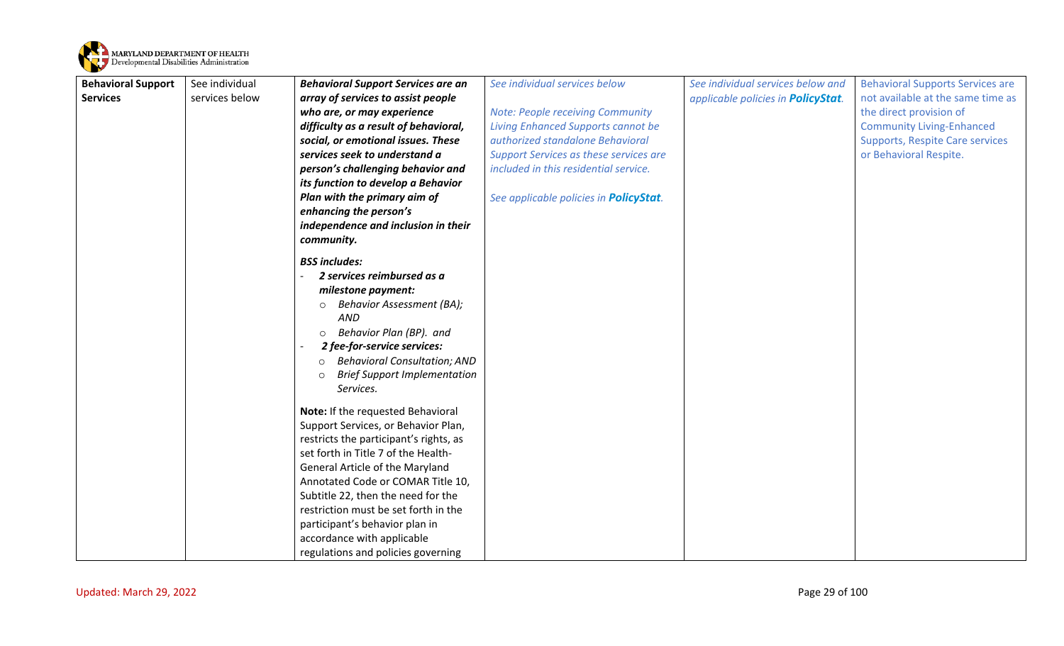| | | | | | |
|---|---|---|---|---|---|
| **Behavioral Support Services** | See individual services below | ***Behavioral Support Services are an array of services to assist people who are, or may experience difficulty as a result of behavioral, social, or emotional issues. These services seek to understand a person's challenging behavior and its function to develop a Behavior Plan with the primary aim of enhancing the person's independence and inclusion in their community.*** <br><br> ***BSS includes:*** <br> - ***2 services reimbursed as a milestone payment:*** <br> ○ *Behavior Assessment (BA); AND* <br> ○ *Behavior Plan (BP). and* <br> - ***2 fee-for-service services:*** <br> ○ *Behavioral Consultation; AND* <br> ○ *Brief Support Implementation Services.* <br><br> **Note:** If the requested Behavioral Support Services, or Behavior Plan, restricts the participant's rights, as set forth in Title 7 of the Health-General Article of the Maryland Annotated Code or COMAR Title 10, Subtitle 22, then the need for the restriction must be set forth in the participant's behavior plan in accordance with applicable regulations and policies governing | *See individual services below* <br><br> *Note: People receiving Community Living Enhanced Supports cannot be authorized standalone Behavioral Support Services as these services are included in this residential service.* <br><br> *See applicable policies in **PolicyStat**.* | *See individual services below and applicable policies in **PolicyStat**.* | Behavioral Supports Services are not available at the same time as the direct provision of Community Living-Enhanced Supports, Respite Care services or Behavioral Respite. |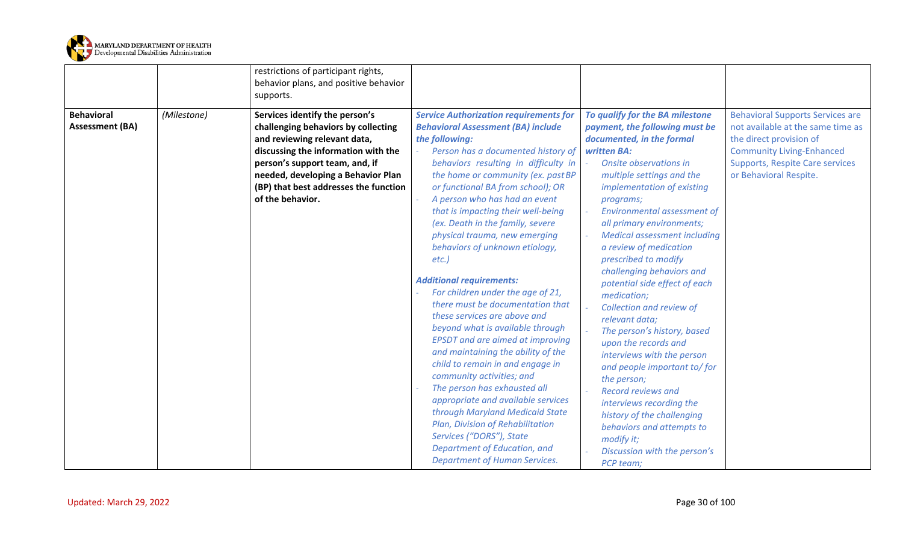| | | | | | |
|---|---|---|---|---|---|
| | | restrictions of participant rights, behavior plans, and positive behavior supports. | | | |
| **Behavioral Assessment (BA)** | *(Milestone)* | **Services identify the person's challenging behaviors by collecting and reviewing relevant data, discussing the information with the person's support team, and, if needed, developing a Behavior Plan (BP) that best addresses the function of the behavior.** | ***Service Authorization requirements for Behavioral Assessment (BA) include the following:***<br>- *Person has a documented history of behaviors resulting in difficulty in the home or community (ex. past BP or functional BA from school); OR*<br>- *A person who has had an event that is impacting their well-being (ex. Death in the family, severe physical trauma, new emerging behaviors of unknown etiology, etc.)*<br><br>***Additional requirements:***<br>- *For children under the age of 21, there must be documentation that these services are above and beyond what is available through EPSDT and are aimed at improving and maintaining the ability of the child to remain in and engage in community activities; and*<br>- *The person has exhausted all appropriate and available services through Maryland Medicaid State Plan, Division of Rehabilitation Services ("DORS"), State Department of Education, and Department of Human Services.* | ***To qualify for the BA milestone payment, the following must be documented, in the formal written BA:***<br>- *Onsite observations in multiple settings and the implementation of existing programs;*<br>- *Environmental assessment of all primary environments;*<br>- *Medical assessment including a review of medication prescribed to modify challenging behaviors and potential side effect of each medication;*<br>- *Collection and review of relevant data;*<br>- *The person's history, based upon the records and interviews with the person and people important to/ for the person;*<br>- *Record reviews and interviews recording the history of the challenging behaviors and attempts to modify it;*<br>- *Discussion with the person's PCP team;* | Behavioral Supports Services are not available at the same time as the direct provision of Community Living-Enhanced Supports, Respite Care services or Behavioral Respite. |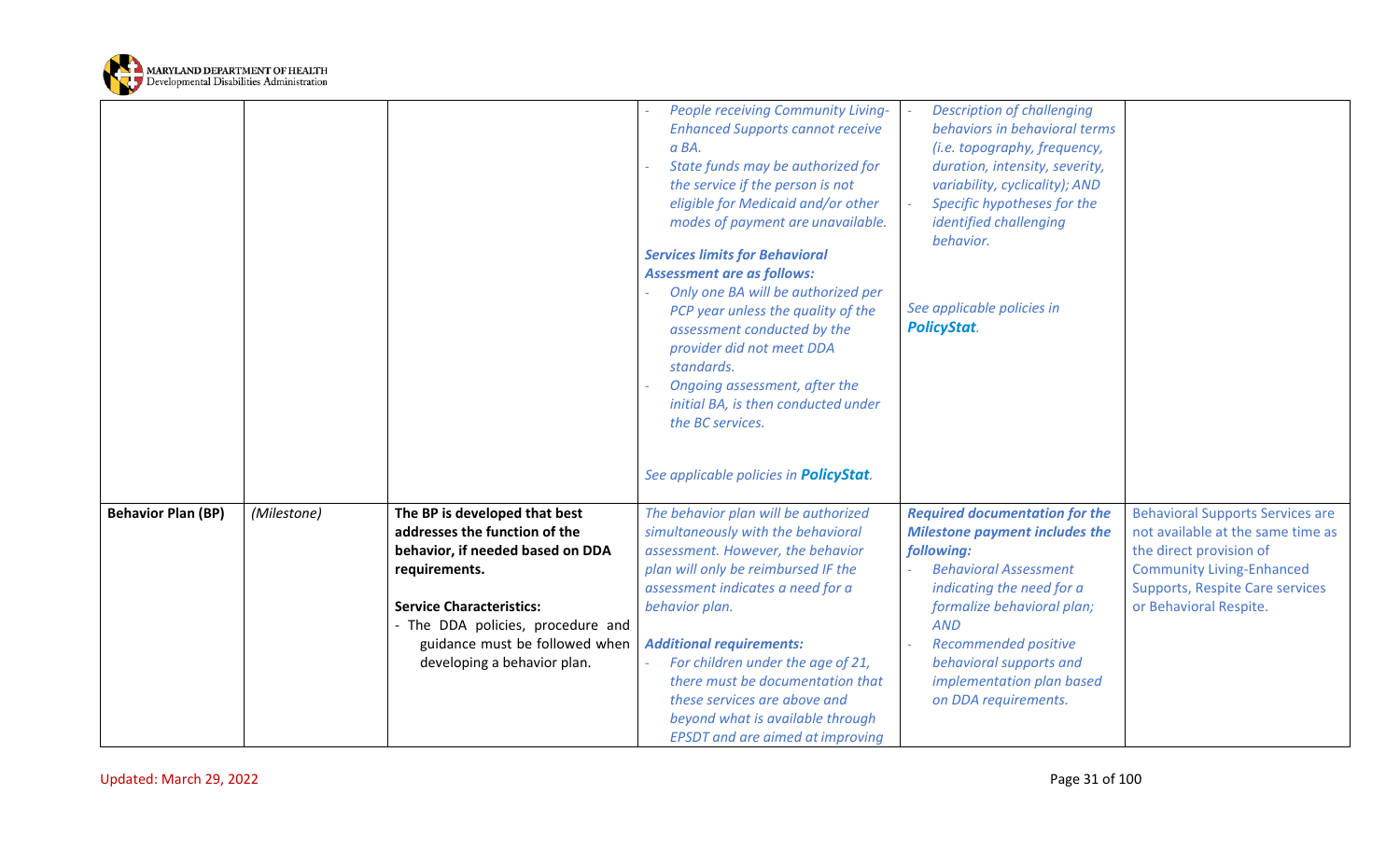| | | | | | |
|---|---|---|---|---|---|
| | | | - *People receiving Community Living-Enhanced Supports cannot receive a BA.*<br>- *State funds may be authorized for the service if the person is not eligible for Medicaid and/or other modes of payment are unavailable.*<br><br>***Services limits for Behavioral Assessment are as follows:***<br>- *Only one BA will be authorized per PCP year unless the quality of the assessment conducted by the provider did not meet DDA standards.*<br>- *Ongoing assessment, after the initial BA, is then conducted under the BC services.*<br><br>*See applicable policies in* ***PolicyStat****.* | - *Description of challenging behaviors in behavioral terms (i.e. topography, frequency, duration, intensity, severity, variability, cyclicality); AND*<br>- *Specific hypotheses for the identified challenging behavior.*<br><br>*See applicable policies in* ***PolicyStat****.* | |
| **Behavior Plan (BP)** | *(Milestone)* | **The BP is developed that best addresses the function of the behavior, if needed based on DDA requirements.**<br><br>**Service Characteristics:**<br>- The DDA policies, procedure and guidance must be followed when developing a behavior plan. | *The behavior plan will be authorized simultaneously with the behavioral assessment. However, the behavior plan will only be reimbursed IF the assessment indicates a need for a behavior plan.*<br><br>***Additional requirements:***<br>- *For children under the age of 21, there must be documentation that these services are above and beyond what is available through EPSDT and are aimed at improving* | ***Required documentation for the Milestone payment includes the following:***<br>- *Behavioral Assessment indicating the need for a formalize behavioral plan; AND*<br>- *Recommended positive behavioral supports and implementation plan based on DDA requirements.* | Behavioral Supports Services are not available at the same time as the direct provision of Community Living-Enhanced Supports, Respite Care services or Behavioral Respite. |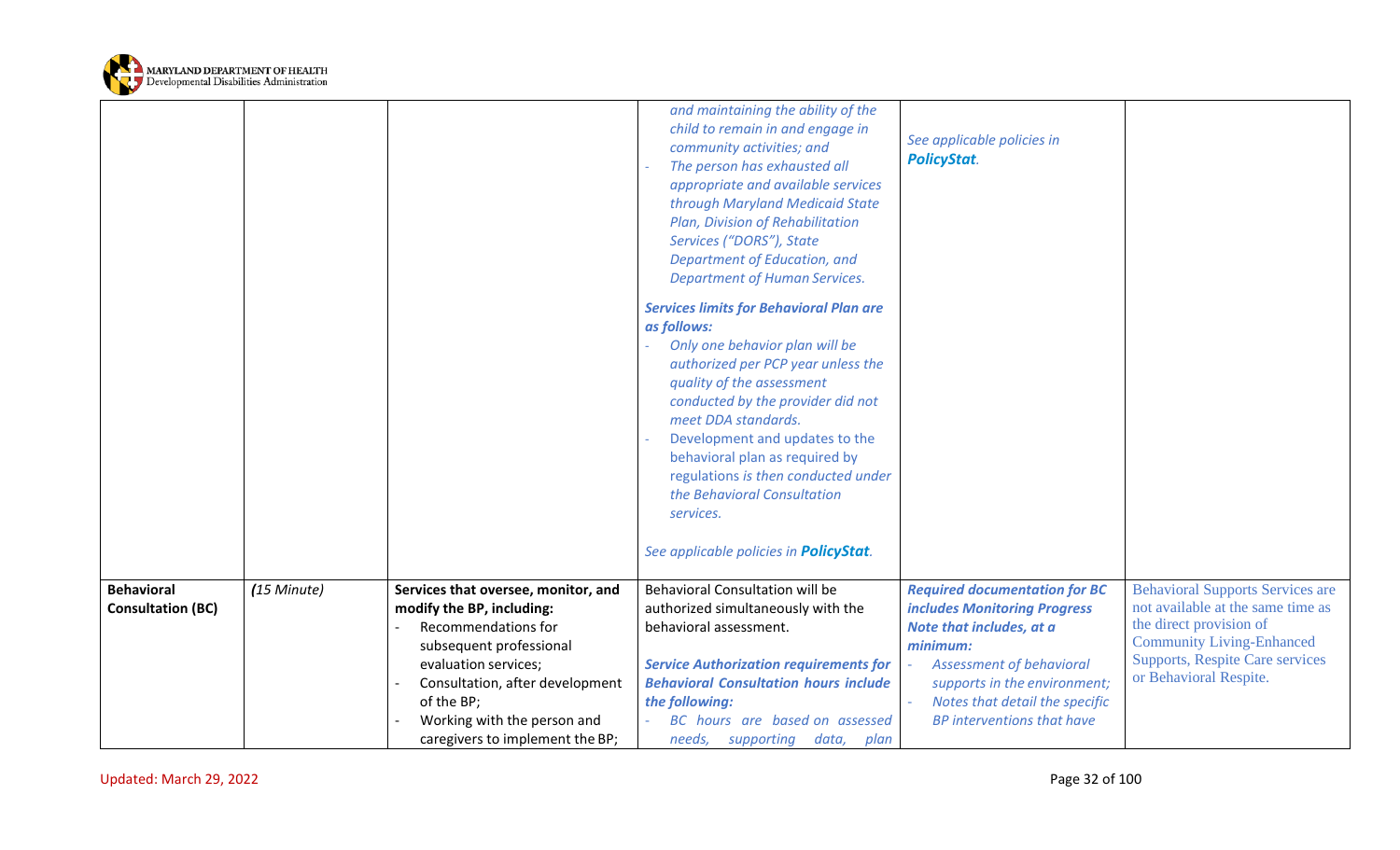| | | | | | |
|---|---|---|---|---|---|
| | | | *and maintaining the ability of the child to remain in and engage in community activities; and*<br>- *The person has exhausted all appropriate and available services through Maryland Medicaid State Plan, Division of Rehabilitation Services ("DORS"), State Department of Education, and Department of Human Services.*<br><br>***Services limits for Behavioral Plan are as follows:***<br>- *Only one behavior plan will be authorized per PCP year unless the quality of the assessment conducted by the provider did not meet DDA standards.*<br>- Development and updates to the behavioral plan as required by regulations *is then conducted under the Behavioral Consultation services.*<br><br>*See applicable policies in* ***PolicyStat****.* | *See applicable policies in* ***PolicyStat****.* | |
| **Behavioral Consultation (BC)** | *(15 Minute)* | **Services that oversee, monitor, and modify the BP, including:**<br>- Recommendations for subsequent professional evaluation services;<br>- Consultation, after development of the BP;<br>- Working with the person and caregivers to implement the BP; | Behavioral Consultation will be authorized simultaneously with the behavioral assessment.<br><br>***Service Authorization requirements for Behavioral Consultation hours include the following:***<br>- *BC hours are based on assessed needs, supporting data, plan* | ***Required documentation for BC includes Monitoring Progress Note that includes, at a minimum:***<br>- *Assessment of behavioral supports in the environment;*<br>- *Notes that detail the specific BP interventions that have* | Behavioral Supports Services are not available at the same time as the direct provision of Community Living-Enhanced Supports, Respite Care services or Behavioral Respite. |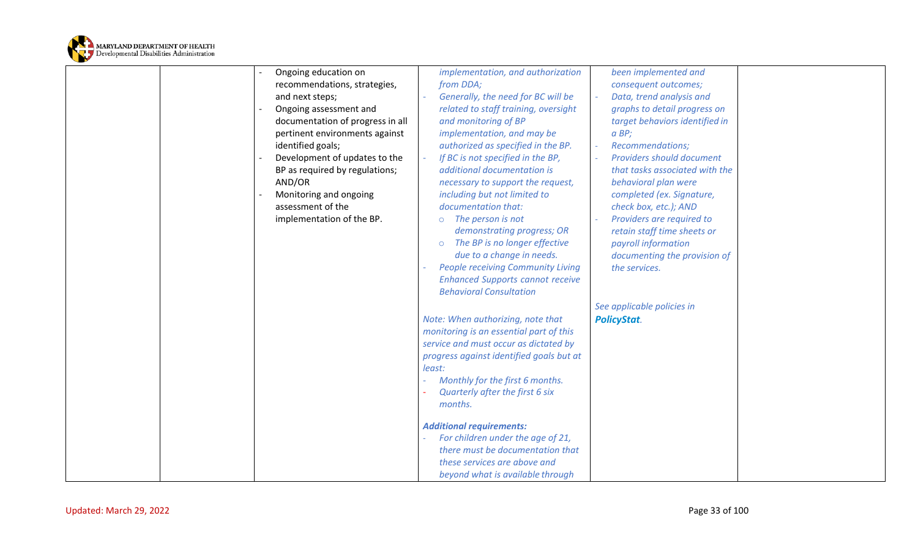| | | | | | |
|---|---|---|---|---|---|
| | | - Ongoing education on recommendations, strategies, and next steps;<br>- Ongoing assessment and documentation of progress in all pertinent environments against identified goals;<br>- Development of updates to the BP as required by regulations; AND/OR<br>- Monitoring and ongoing assessment of the implementation of the BP. | *implementation, and authorization from DDA;*<br>- *Generally, the need for BC will be related to staff training, oversight and monitoring of BP implementation, and may be authorized as specified in the BP.*<br>- *If BC is not specified in the BP, additional documentation is necessary to support the request, including but not limited to documentation that:*<br>&nbsp;&nbsp;○ *The person is not demonstrating progress; OR*<br>&nbsp;&nbsp;○ *The BP is no longer effective due to a change in needs.*<br>- *People receiving Community Living Enhanced Supports cannot receive Behavioral Consultation*<br><br>*Note: When authorizing, note that monitoring is an essential part of this service and must occur as dictated by progress against identified goals but at least:*<br>- *Monthly for the first 6 months.*<br>- *Quarterly after the first 6 six months.*<br><br>***Additional requirements:***<br>- *For children under the age of 21, there must be documentation that these services are above and beyond what is available through* | *been implemented and consequent outcomes;*<br>- *Data, trend analysis and graphs to detail progress on target behaviors identified in a BP;*<br>- *Recommendations;*<br>- *Providers should document that tasks associated with the behavioral plan were completed (ex. Signature, check box, etc.); AND*<br>- *Providers are required to retain staff time sheets or payroll information documenting the provision of the services.*<br><br>*See applicable policies in* ***PolicyStat****.* | |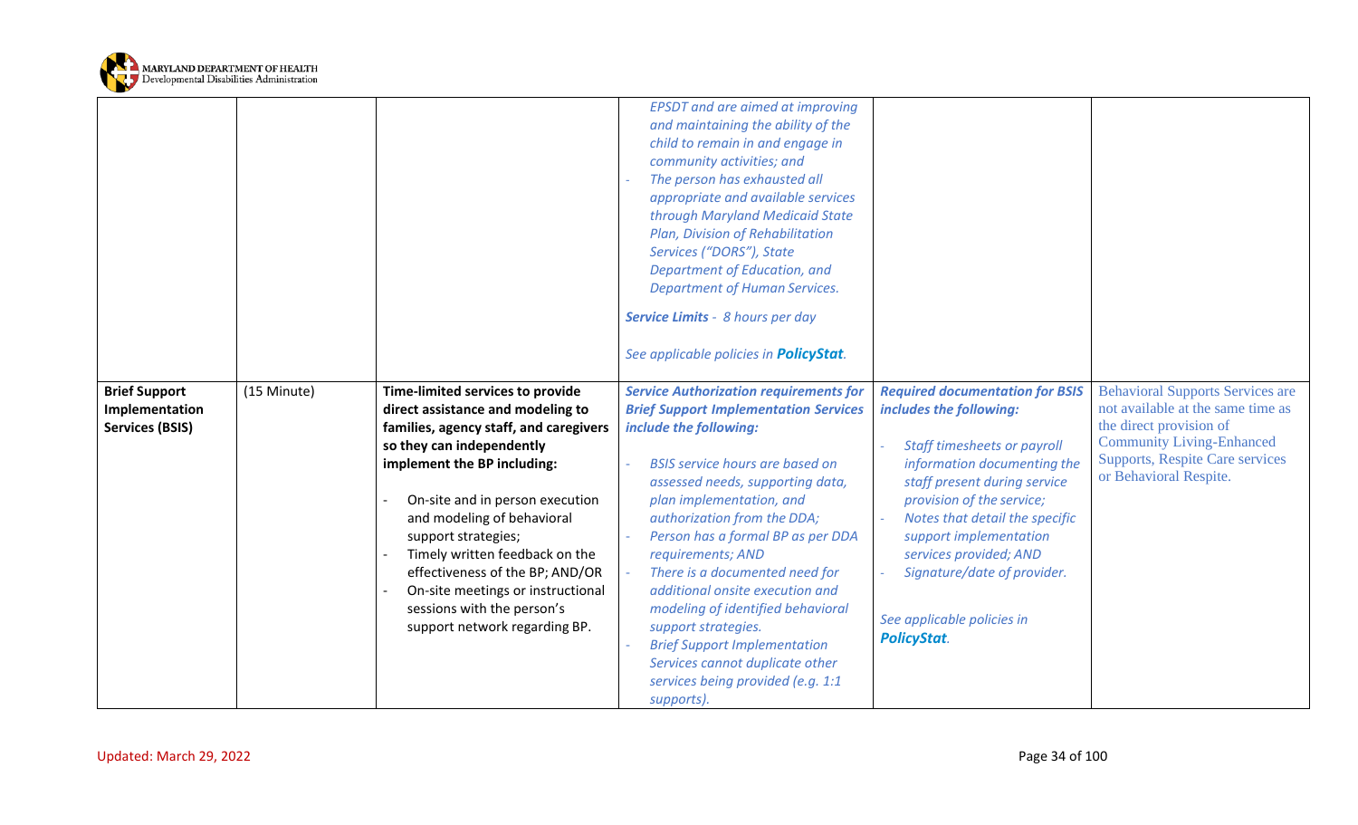| | | | | | |
|---|---|---|---|---|---|
| | | | *EPSDT and are aimed at improving and maintaining the ability of the child to remain in and engage in community activities; and*<br>- *The person has exhausted all appropriate and available services through Maryland Medicaid State Plan, Division of Rehabilitation Services ("DORS"), State Department of Education, and Department of Human Services.*<br><br>***Service Limits*** *- 8 hours per day*<br><br>*See applicable policies in* ***PolicyStat****.* | | |
| **Brief Support Implementation Services (BSIS)** | (15 Minute) | **Time-limited services to provide direct assistance and modeling to families, agency staff, and caregivers so they can independently implement the BP including:**<br><br>- On-site and in person execution and modeling of behavioral support strategies;<br>- Timely written feedback on the effectiveness of the BP; AND/OR<br>- On-site meetings or instructional sessions with the person's support network regarding BP. | ***Service Authorization requirements for Brief Support Implementation Services include the following:***<br><br>- *BSIS service hours are based on assessed needs, supporting data, plan implementation, and authorization from the DDA;*<br>- *Person has a formal BP as per DDA requirements; AND*<br>- *There is a documented need for additional onsite execution and modeling of identified behavioral support strategies.*<br>- *Brief Support Implementation Services cannot duplicate other services being provided (e.g. 1:1 supports).* | ***Required documentation for BSIS includes the following:***<br><br>- *Staff timesheets or payroll information documenting the staff present during service provision of the service;*<br>- *Notes that detail the specific support implementation services provided; AND*<br>- *Signature/date of provider.*<br><br>*See applicable policies in* ***PolicyStat****.* | Behavioral Supports Services are not available at the same time as the direct provision of Community Living-Enhanced Supports, Respite Care services or Behavioral Respite. |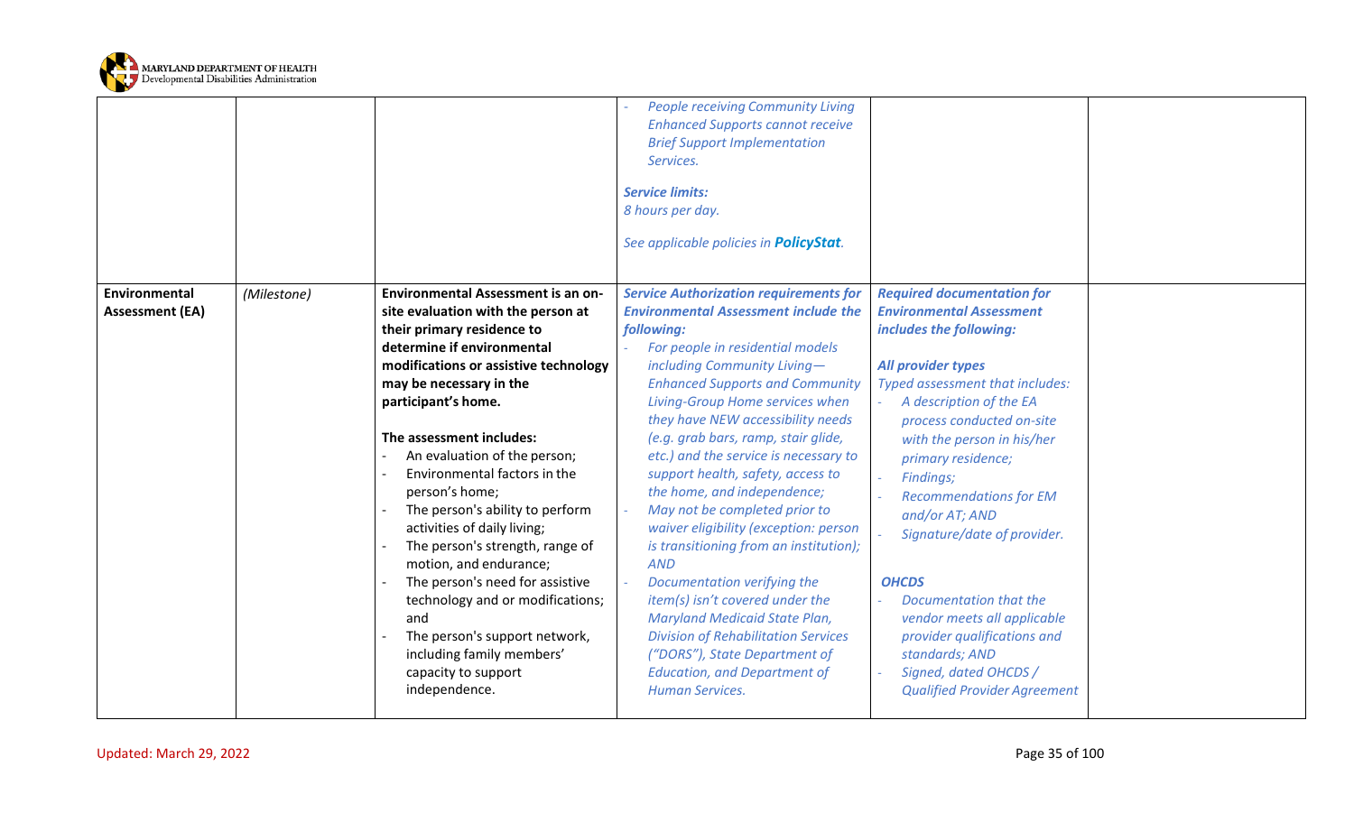| | | | | | |
|---|---|---|---|---|---|
| | | | - *People receiving Community Living Enhanced Supports cannot receive Brief Support Implementation Services.*<br><br>***Service limits:***<br>*8 hours per day.*<br><br>*See applicable policies in* ***PolicyStat****.* | | |
| **Environmental Assessment (EA)** | (Milestone) | **Environmental Assessment is an on-site evaluation with the person at their primary residence to determine if environmental modifications or assistive technology may be necessary in the participant's home.**<br><br>**The assessment includes:**<br>- An evaluation of the person;<br>- Environmental factors in the person's home;<br>- The person's ability to perform activities of daily living;<br>- The person's strength, range of motion, and endurance;<br>- The person's need for assistive technology and or modifications; and<br>- The person's support network, including family members' capacity to support independence. | ***Service Authorization requirements for Environmental Assessment include the following:***<br>- *For people in residential models including Community Living—Enhanced Supports and Community Living-Group Home services when they have NEW accessibility needs (e.g. grab bars, ramp, stair glide, etc.) and the service is necessary to support health, safety, access to the home, and independence;*<br>- *May not be completed prior to waiver eligibility (exception: person is transitioning from an institution); AND*<br>- *Documentation verifying the item(s) isn't covered under the Maryland Medicaid State Plan, Division of Rehabilitation Services ("DORS"), State Department of Education, and Department of Human Services.* | ***Required documentation for Environmental Assessment includes the following:***<br><br>***All provider types***<br>*Typed assessment that includes:*<br>- *A description of the EA process conducted on-site with the person in his/her primary residence;*<br>- *Findings;*<br>- *Recommendations for EM and/or AT; AND*<br>- *Signature/date of provider.*<br><br>***OHCDS***<br>- *Documentation that the vendor meets all applicable provider qualifications and standards; AND*<br>- *Signed, dated OHCDS / Qualified Provider Agreement* | |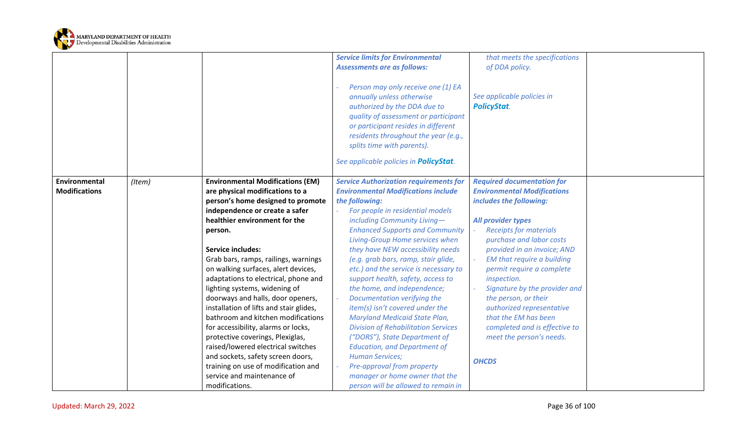| | | | | | |
|---|---|---|---|---|---|
| | | | ***Service limits for Environmental Assessments are as follows:***<br><br>- *Person may only receive one (1) EA annually unless otherwise authorized by the DDA due to quality of assessment or participant or participant resides in different residents throughout the year (e.g., splits time with parents).*<br><br>*See applicable policies in* ***PolicyStat****.* | *that meets the specifications of DDA policy.*<br><br>*See applicable policies in* ***PolicyStat****.* | |
| **Environmental Modifications** | *(Item)* | **Environmental Modifications (EM) are physical modifications to a person's home designed to promote independence or create a safer healthier environment for the person.**<br><br>**Service includes:**<br>Grab bars, ramps, railings, warnings on walking surfaces, alert devices, adaptations to electrical, phone and lighting systems, widening of doorways and halls, door openers, installation of lifts and stair glides, bathroom and kitchen modifications for accessibility, alarms or locks, protective coverings, Plexiglas, raised/lowered electrical switches and sockets, safety screen doors, training on use of modification and service and maintenance of modifications. | ***Service Authorization requirements for Environmental Modifications include the following:***<br>- *For people in residential models including Community Living—Enhanced Supports and Community Living-Group Home services when they have NEW accessibility needs (e.g. grab bars, ramp, stair glide, etc.) and the service is necessary to support health, safety, access to the home, and independence;*<br>- *Documentation verifying the item(s) isn't covered under the Maryland Medicaid State Plan, Division of Rehabilitation Services ("DORS"), State Department of Education, and Department of Human Services;*<br>- *Pre-approval from property manager or home owner that the person will be allowed to remain in* | ***Required documentation for Environmental Modifications includes the following:***<br><br>***All provider types***<br>- *Receipts for materials purchase and labor costs provided in an invoice; AND*<br>- *EM that require a building permit require a complete inspection.*<br>- *Signature by the provider and the person, or their authorized representative that the EM has been completed and is effective to meet the person's needs.*<br><br>***OHCDS*** | |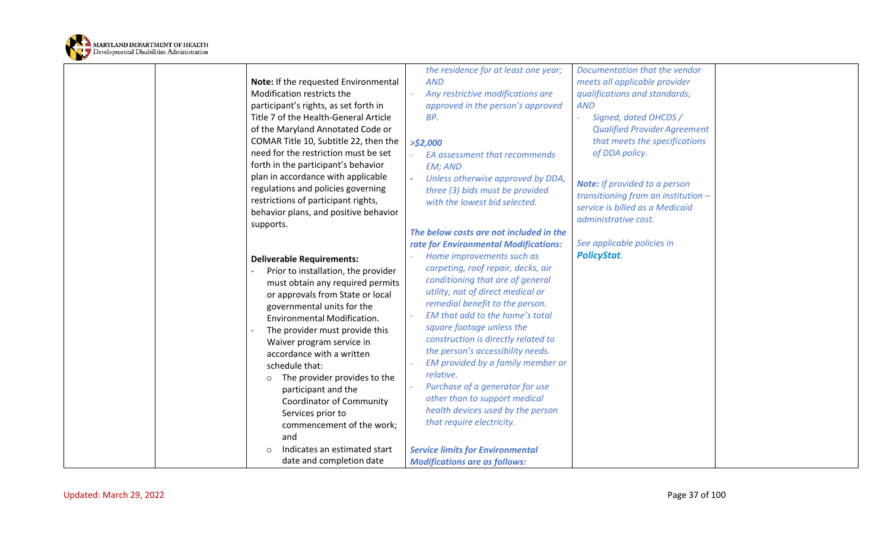| | | | | | |
|---|---|---|---|---|---|
| | | **Note:** If the requested Environmental Modification restricts the participant's rights, as set forth in Title 7 of the Health-General Article of the Maryland Annotated Code or COMAR Title 10, Subtitle 22, then the need for the restriction must be set forth in the participant's behavior plan in accordance with applicable regulations and policies governing restrictions of participant rights, behavior plans, and positive behavior supports.<br><br>**Deliverable Requirements:**<br>- Prior to installation, the provider must obtain any required permits or approvals from State or local governmental units for the Environmental Modification.<br>- The provider must provide this Waiver program service in accordance with a written schedule that:<br>  - The provider provides to the participant and the Coordinator of Community Services prior to commencement of the work; and<br>  - Indicates an estimated start date and completion date | *the residence for at least one year; AND*<br>- *Any restrictive modifications are approved in the person's approved BP.*<br><br>***>$2,000***<br>- *EA assessment that recommends EM; AND*<br>- *Unless otherwise approved by DDA, three (3) bids must be provided with the lowest bid selected.*<br><br>***The below costs are not included in the rate for Environmental Modifications:***<br>- *Home improvements such as carpeting, roof repair, decks, air conditioning that are of general utility, not of direct medical or remedial benefit to the person.*<br>- *EM that add to the home's total square footage unless the construction is directly related to the person's accessibility needs.*<br>- *EM provided by a family member or relative.*<br>- *Purchase of a generator for use other than to support medical health devices used by the person that require electricity.*<br><br>***Service limits for Environmental Modifications are as follows:*** | *Documentation that the vendor meets all applicable provider qualifications and standards; AND*<br>- *Signed, dated OHCDS / Qualified Provider Agreement that meets the specifications of DDA policy.*<br><br>***Note:*** *If provided to a person transitioning from an institution – service is billed as a Medicaid administrative cost.*<br><br>*See applicable policies in* ***PolicyStat****.* | |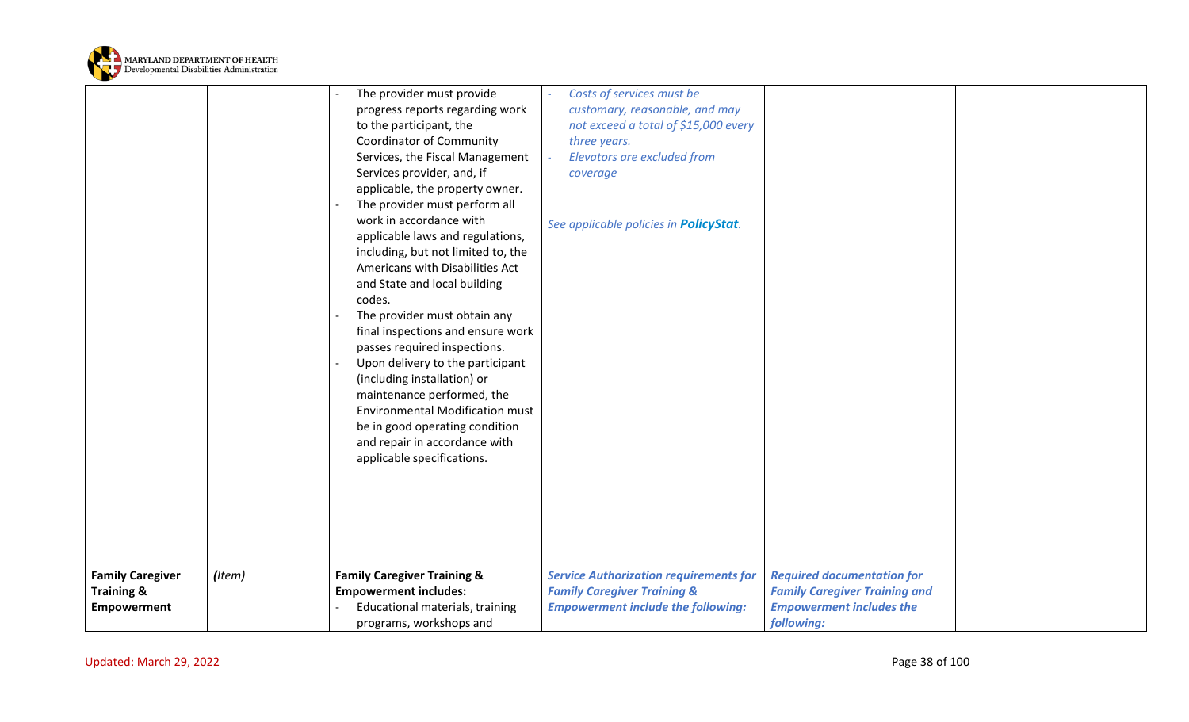| | | | | | |
|---|---|---|---|---|---|
| | | - The provider must provide progress reports regarding work to the participant, the Coordinator of Community Services, the Fiscal Management Services provider, and, if applicable, the property owner.<br>- The provider must perform all work in accordance with applicable laws and regulations, including, but not limited to, the Americans with Disabilities Act and State and local building codes.<br>- The provider must obtain any final inspections and ensure work passes required inspections.<br>- Upon delivery to the participant (including installation) or maintenance performed, the Environmental Modification must be in good operating condition and repair in accordance with applicable specifications. | - *Costs of services must be customary, reasonable, and may not exceed a total of $15,000 every three years.*<br>- *Elevators are excluded from coverage*<br><br>*See applicable policies in* ***PolicyStat****.* | | |
| **Family Caregiver Training & Empowerment** | *(Item)* | **Family Caregiver Training & Empowerment includes:**<br>- Educational materials, training programs, workshops and | ***Service Authorization requirements for Family Caregiver Training & Empowerment include the following:*** | ***Required documentation for Family Caregiver Training and Empowerment includes the following:*** | |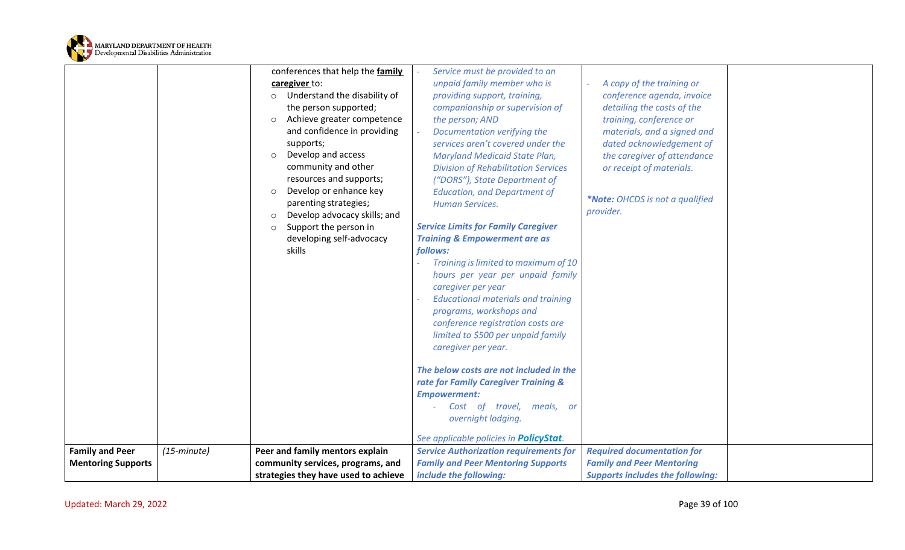| | | | | | |
|---|---|---|---|---|---|
| | | conferences that help the **family caregiver** to:<br>○ Understand the disability of the person supported;<br>○ Achieve greater competence and confidence in providing supports;<br>○ Develop and access community and other resources and supports;<br>○ Develop or enhance key parenting strategies;<br>○ Develop advocacy skills; and<br>○ Support the person in developing self-advocacy skills | - *Service must be provided to an unpaid family member who is providing support, training, companionship or supervision of the person; AND*<br>- *Documentation verifying the services aren't covered under the Maryland Medicaid State Plan, Division of Rehabilitation Services ("DORS"), State Department of Education, and Department of Human Services.*<br><br>***Service Limits for Family Caregiver Training & Empowerment are as follows:***<br>- *Training is limited to maximum of 10 hours per year per unpaid family caregiver per year*<br>- *Educational materials and training programs, workshops and conference registration costs are limited to $500 per unpaid family caregiver per year.*<br><br>***The below costs are not included in the rate for Family Caregiver Training & Empowerment:***<br>- *Cost of travel, meals, or overnight lodging.*<br><br>*See applicable policies in **PolicyStat**.* | - *A copy of the training or conference agenda, invoice detailing the costs of the training, conference or materials, and a signed and dated acknowledgement of the caregiver of attendance or receipt of materials.*<br><br>***Note:** OHCDS is not a qualified provider.* | |
| **Family and Peer Mentoring Supports** | *(15-minute)* | **Peer and family mentors explain community services, programs, and strategies they have used to achieve** | ***Service Authorization requirements for Family and Peer Mentoring Supports include the following:*** | ***Required documentation for Family and Peer Mentoring Supports includes the following:*** | |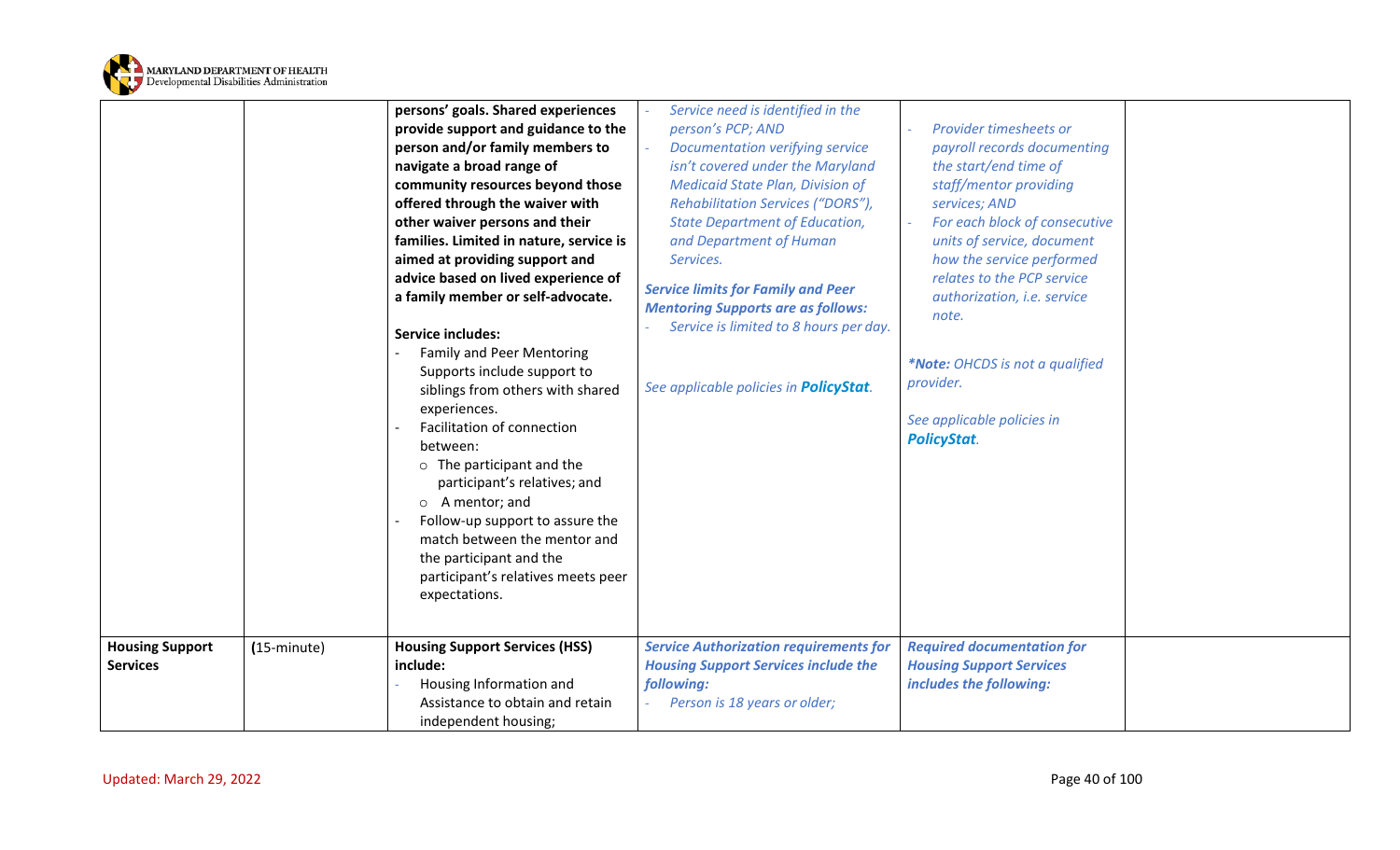| | | | | | |
|---|---|---|---|---|---|
| | | **persons' goals. Shared experiences provide support and guidance to the person and/or family members to navigate a broad range of community resources beyond those offered through the waiver with other waiver persons and their families. Limited in nature, service is aimed at providing support and advice based on lived experience of a family member or self-advocate.**<br><br>**Service includes:**<br>- Family and Peer Mentoring Supports include support to siblings from others with shared experiences.<br>- Facilitation of connection between:<br>  ○ The participant and the participant's relatives; and<br>  ○ A mentor; and<br>- Follow-up support to assure the match between the mentor and the participant and the participant's relatives meets peer expectations. | - *Service need is identified in the person's PCP; AND*<br>- *Documentation verifying service isn't covered under the Maryland Medicaid State Plan, Division of Rehabilitation Services ("DORS"), State Department of Education, and Department of Human Services.*<br><br>***Service limits for Family and Peer Mentoring Supports are as follows:***<br>- *Service is limited to 8 hours per day.*<br><br>*See applicable policies in **PolicyStat**.* | - *Provider timesheets or payroll records documenting the start/end time of staff/mentor providing services; AND*<br>- *For each block of consecutive units of service, document how the service performed relates to the PCP service authorization, i.e. service note.*<br><br>***Note:** OHCDS is not a qualified provider.*<br><br>*See applicable policies in **PolicyStat**.* | |
| **Housing Support Services** | (15-minute) | **Housing Support Services (HSS) include:**<br>- Housing Information and Assistance to obtain and retain independent housing; | ***Service Authorization requirements for Housing Support Services include the following:***<br>- *Person is 18 years or older;* | ***Required documentation for Housing Support Services includes the following:*** | |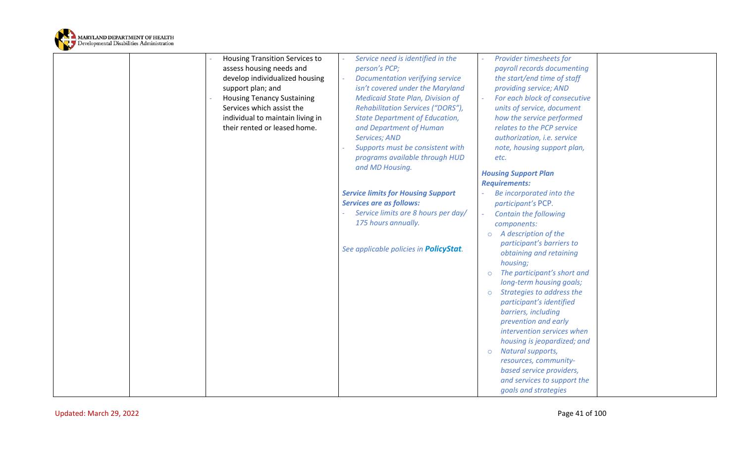| | | | | | |
|---|---|---|---|---|---|
| | | - Housing Transition Services to assess housing needs and develop individualized housing support plan; and<br>- Housing Tenancy Sustaining Services which assist the individual to maintain living in their rented or leased home. | - *Service need is identified in the person's PCP;*<br>- *Documentation verifying service isn't covered under the Maryland Medicaid State Plan, Division of Rehabilitation Services ("DORS"), State Department of Education, and Department of Human Services; AND*<br>- *Supports must be consistent with programs available through HUD and MD Housing.*<br><br>***Service limits for Housing Support Services are as follows:***<br>- *Service limits are 8 hours per day/ 175 hours annually.*<br><br>*See applicable policies in* ***PolicyStat****.* | - *Provider timesheets for payroll records documenting the start/end time of staff providing service; AND*<br>- *For each block of consecutive units of service, document how the service performed relates to the PCP service authorization, i.e. service note, housing support plan, etc.*<br><br>***Housing Support Plan Requirements:***<br>- *Be incorporated into the participant's* PCP.<br>- *Contain the following components:*<br>  - *A description of the participant's barriers to obtaining and retaining housing;*<br>  - *The participant's short and long-term housing goals;*<br>  - *Strategies to address the participant's identified barriers, including prevention and early intervention services when housing is jeopardized; and*<br>  - *Natural supports, resources, community-based service providers, and services to support the goals and strategies* | |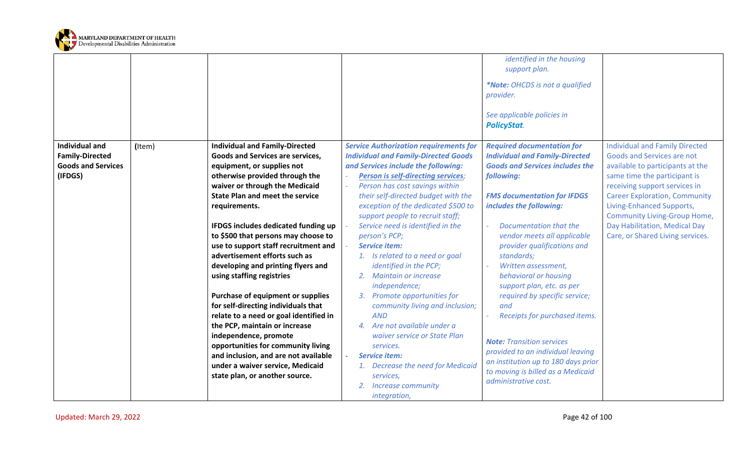| | | | | | |
|---|---|---|---|---|---|
| | | | | *identified in the housing support plan.*<br><br>***\*Note:** OHCDS is not a qualified provider.*<br><br>*See applicable policies in **PolicyStat**.* | |
| **Individual and Family-Directed Goods and Services (IFDGS)** | (Item) | **Individual and Family-Directed Goods and Services are services, equipment, or supplies not otherwise provided through the waiver or through the Medicaid State Plan and meet the service requirements.**<br><br>**IFDGS includes dedicated funding up to $500 that persons may choose to use to support staff recruitment and advertisement efforts such as developing and printing flyers and using staffing registries**<br><br>**Purchase of equipment or supplies for self-directing individuals that relate to a need or goal identified in the PCP, maintain or increase independence, promote opportunities for community living and inclusion, and are not available under a waiver service, Medicaid state plan, or another source.** | ***Service Authorization requirements for Individual and Family-Directed Goods and Services include the following:***<br>- ***Person is self-directing services**;*<br>- *Person has cost savings within their self-directed budget with the exception of the dedicated $500 to support people to recruit staff;*<br>- *Service need is identified in the person's PCP;*<br>- ***Service item:***<br>1. *Is related to a need or goal identified in the PCP;*<br>2. *Maintain or increase independence;*<br>3. *Promote opportunities for community living and inclusion; AND*<br>4. *Are not available under a waiver service or State Plan services.*<br>- ***Service item:***<br>1. *Decrease the need for Medicaid services,*<br>2. *Increase community integration,* | ***Required documentation for Individual and Family-Directed Goods and Services includes the following:***<br><br>***FMS documentation for IFDGS includes the following:***<br>- *Documentation that the vendor meets all applicable provider qualifications and standards;*<br>- *Written assessment, behavioral or housing support plan, etc. as per required by specific service; and*<br>- *Receipts for purchased items.*<br><br>***Note:** Transition services provided to an individual leaving an institution up to 180 days prior to moving is billed as a Medicaid administrative cost.* | Individual and Family Directed Goods and Services are not available to participants at the same time the participant is receiving support services in Career Exploration, Community Living-Enhanced Supports, Community Living-Group Home, Day Habilitation, Medical Day Care, or Shared Living services. |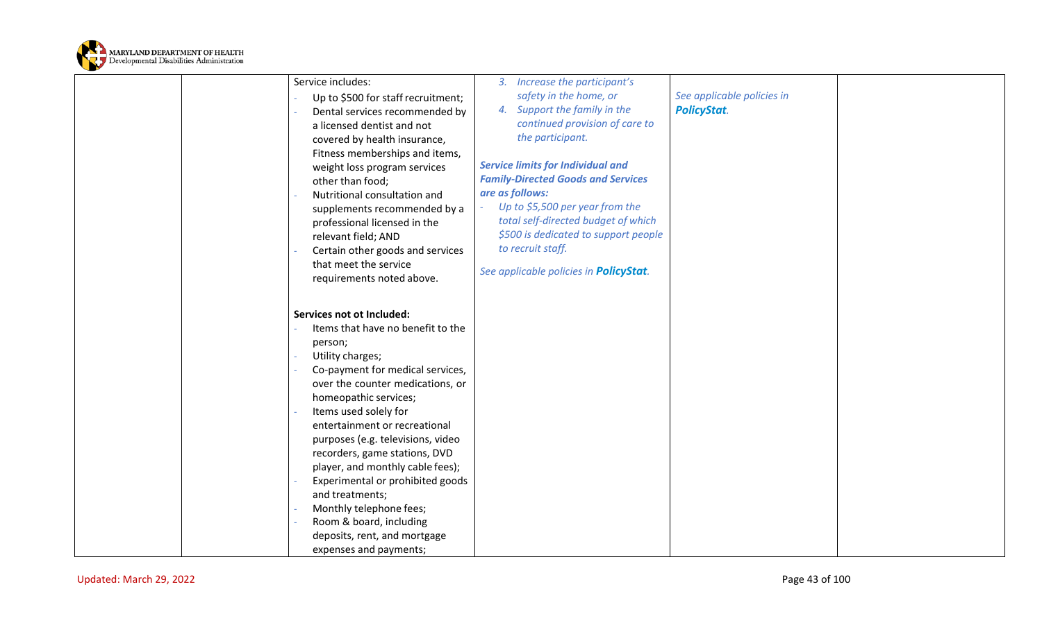| | | | | | |
|---|---|---|---|---|---|
| | | Service includes:<br>- Up to $500 for staff recruitment;<br>- Dental services recommended by a licensed dentist and not covered by health insurance, Fitness memberships and items, weight loss program services other than food;<br>- Nutritional consultation and supplements recommended by a professional licensed in the relevant field; AND<br>- Certain other goods and services that meet the service requirements noted above.<br><br>**Services not ot Included:**<br>- Items that have no benefit to the person;<br>- Utility charges;<br>- Co-payment for medical services, over the counter medications, or homeopathic services;<br>- Items used solely for entertainment or recreational purposes (e.g. televisions, video recorders, game stations, DVD player, and monthly cable fees);<br>- Experimental or prohibited goods and treatments;<br>- Monthly telephone fees;<br>- Room & board, including deposits, rent, and mortgage expenses and payments; | *3. Increase the participant's safety in the home, or*<br>*4. Support the family in the continued provision of care to the participant.*<br><br>***Service limits for Individual and Family-Directed Goods and Services are as follows:***<br>- *Up to $5,500 per year from the total self-directed budget of which $500 is dedicated to support people to recruit staff.*<br><br>*See applicable policies in **PolicyStat**.* | *See applicable policies in **PolicyStat**.* | |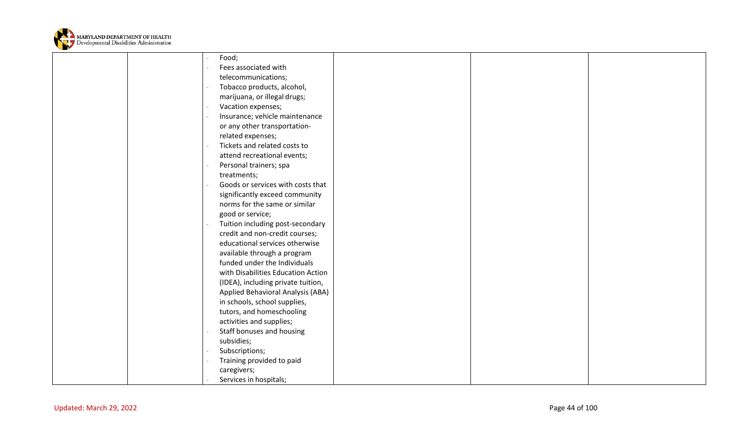| | | | | | |
|---|---|---|---|---|---|
| | | - Food;<br>- Fees associated with telecommunications;<br>- Tobacco products, alcohol, marijuana, or illegal drugs;<br>- Vacation expenses;<br>- Insurance; vehicle maintenance or any other transportation-related expenses;<br>- Tickets and related costs to attend recreational events;<br>- Personal trainers; spa treatments;<br>- Goods or services with costs that significantly exceed community norms for the same or similar good or service;<br>- Tuition including post-secondary credit and non-credit courses; educational services otherwise available through a program funded under the Individuals with Disabilities Education Action (IDEA), including private tuition, Applied Behavioral Analysis (ABA) in schools, school supplies, tutors, and homeschooling activities and supplies;<br>- Staff bonuses and housing subsidies;<br>- Subscriptions;<br>- Training provided to paid caregivers;<br>- Services in hospitals; | | | |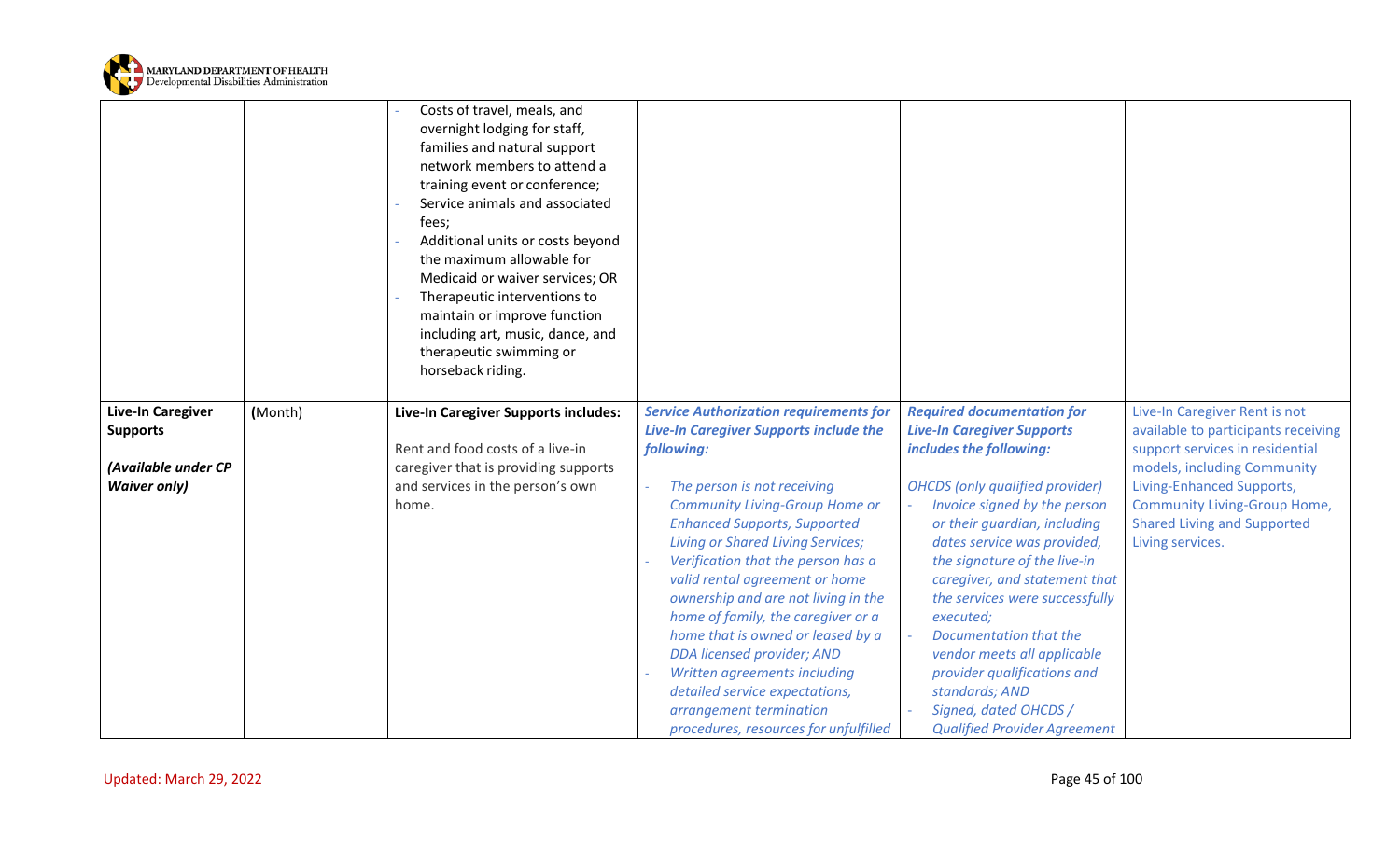| | | | | | |
|---|---|---|---|---|---|
| | | - Costs of travel, meals, and overnight lodging for staff, families and natural support network members to attend a training event or conference;<br>- Service animals and associated fees;<br>- Additional units or costs beyond the maximum allowable for Medicaid or waiver services; OR<br>- Therapeutic interventions to maintain or improve function including art, music, dance, and therapeutic swimming or horseback riding. | | | |
| **Live-In Caregiver Supports**<br><br>***(Available under CP Waiver only)*** | **(**Month) | **Live-In Caregiver Supports includes:**<br><br>Rent and food costs of a live-in caregiver that is providing supports and services in the person's own home. | ***Service Authorization requirements for Live-In Caregiver Supports include the following:***<br><br>- *The person is not receiving Community Living-Group Home or Enhanced Supports, Supported Living or Shared Living Services;*<br>- *Verification that the person has a valid rental agreement or home ownership and are not living in the home of family, the caregiver or a home that is owned or leased by a DDA licensed provider; AND*<br>- *Written agreements including detailed service expectations, arrangement termination procedures, resources for unfulfilled* | ***Required documentation for Live-In Caregiver Supports includes the following:***<br><br>*OHCDS (only qualified provider)*<br>- *Invoice signed by the person or their guardian, including dates service was provided, the signature of the live-in caregiver, and statement that the services were successfully executed;*<br>- *Documentation that the vendor meets all applicable provider qualifications and standards; AND*<br>- *Signed, dated OHCDS / Qualified Provider Agreement* | Live-In Caregiver Rent is not available to participants receiving support services in residential models, including Community Living-Enhanced Supports, Community Living-Group Home, Shared Living and Supported Living services. |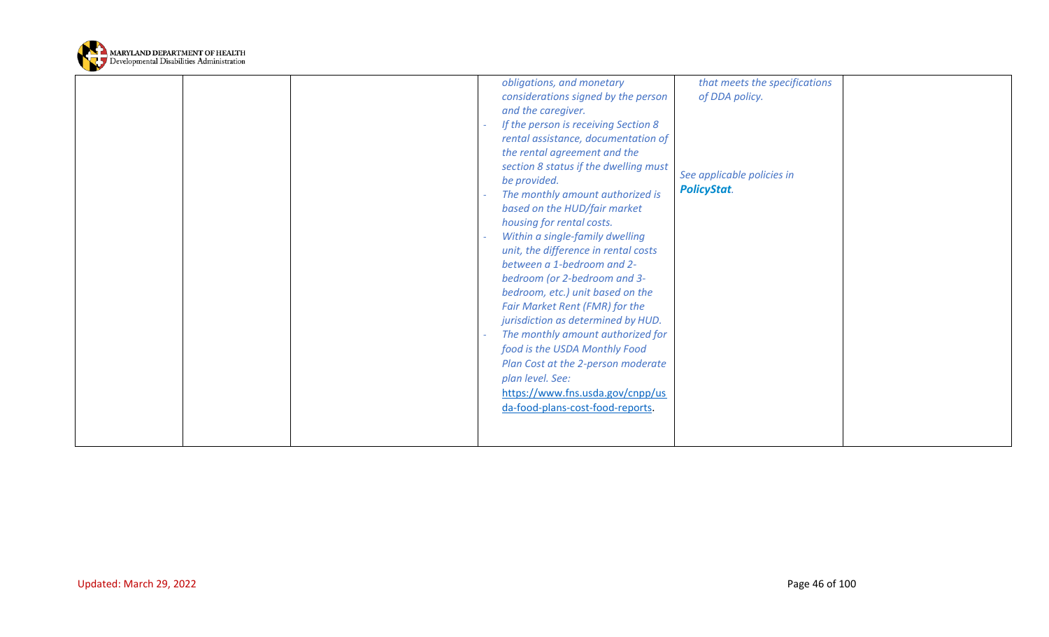| | | | | | |
|---|---|---|---|---|---|
| | | | *obligations, and monetary considerations signed by the person and the caregiver.*<br>- *If the person is receiving Section 8 rental assistance, documentation of the rental agreement and the section 8 status if the dwelling must be provided.*<br>- *The monthly amount authorized is based on the HUD/fair market housing for rental costs.*<br>- *Within a single-family dwelling unit, the difference in rental costs between a 1-bedroom and 2-bedroom (or 2-bedroom and 3-bedroom, etc.) unit based on the Fair Market Rent (FMR) for the jurisdiction as determined by HUD.*<br>- *The monthly amount authorized for food is the USDA Monthly Food Plan Cost at the 2-person moderate plan level. See:* https://www.fns.usda.gov/cnpp/usda-food-plans-cost-food-reports. | *that meets the specifications of DDA policy.*<br><br>*See applicable policies in* ***PolicyStat****.* | |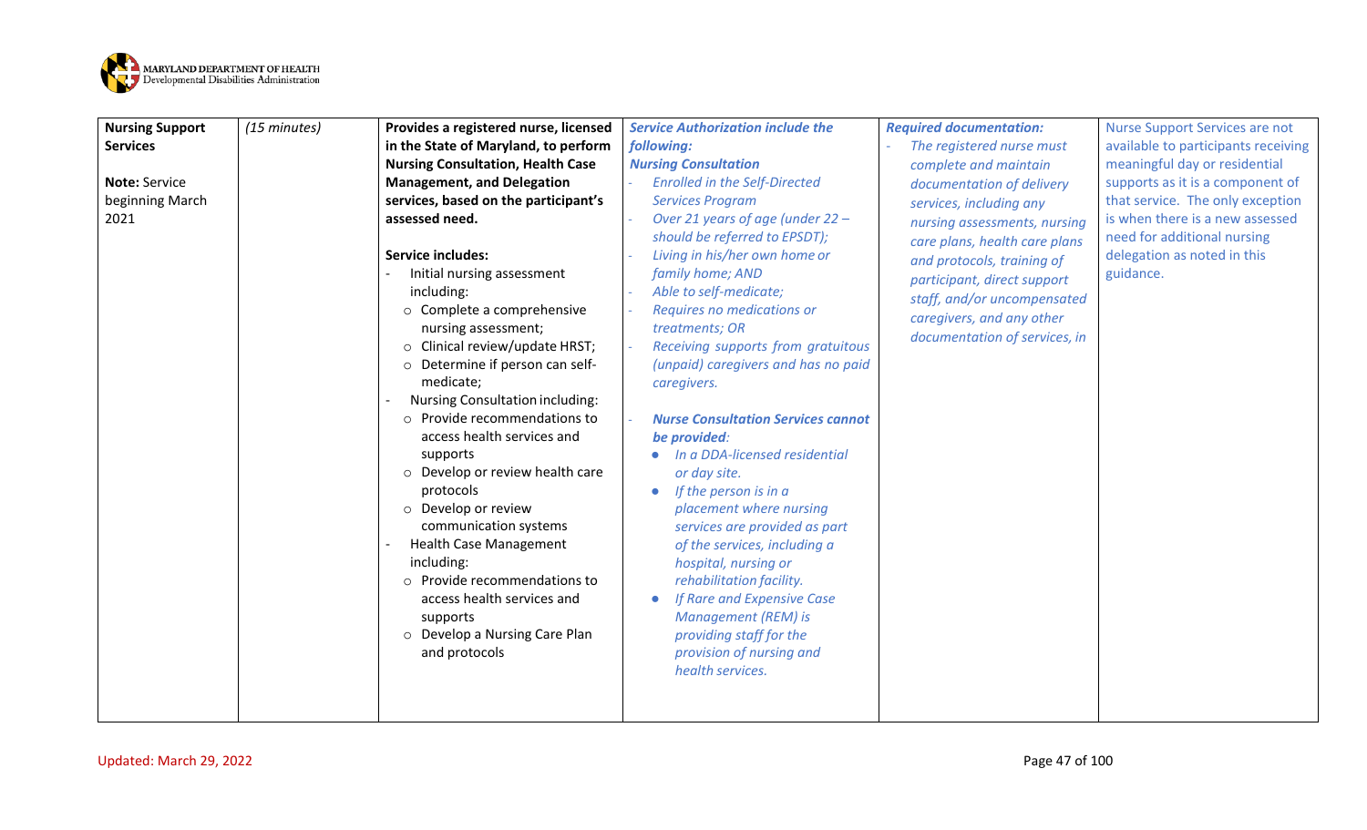| **Nursing Support Services**<br><br>**Note:** Service beginning March 2021 | *(15 minutes)* | **Provides a registered nurse, licensed in the State of Maryland, to perform Nursing Consultation, Health Case Management, and Delegation services, based on the participant's assessed need.**<br><br>**Service includes:**<br>- Initial nursing assessment including:<br>  ○ Complete a comprehensive nursing assessment;<br>  ○ Clinical review/update HRST;<br>  ○ Determine if person can self-medicate;<br>- Nursing Consultation including:<br>  ○ Provide recommendations to access health services and supports<br>  ○ Develop or review health care protocols<br>  ○ Develop or review communication systems<br>- Health Case Management including:<br>  ○ Provide recommendations to access health services and supports<br>  ○ Develop a Nursing Care Plan and protocols | ***Service Authorization include the following:***<br>***Nursing Consultation***<br>- *Enrolled in the Self-Directed Services Program*<br>- *Over 21 years of age (under 22 – should be referred to EPSDT);*<br>- *Living in his/her own home or family home; AND*<br>- *Able to self-medicate;*<br>- *Requires no medications or treatments; OR*<br>- *Receiving supports from gratuitous (unpaid) caregivers and has no paid caregivers.*<br><br>- ***Nurse Consultation Services cannot be provided:***<br>  - *In a DDA-licensed residential or day site.*<br>  - *If the person is in a placement where nursing services are provided as part of the services, including a hospital, nursing or rehabilitation facility.*<br>  - *If Rare and Expensive Case Management (REM) is providing staff for the provision of nursing and health services.* | ***Required documentation:***<br>- *The registered nurse must complete and maintain documentation of delivery services, including any nursing assessments, nursing care plans, health care plans and protocols, training of participant, direct support staff, and/or uncompensated caregivers, and any other documentation of services, in* | Nurse Support Services are not available to participants receiving meaningful day or residential supports as it is a component of that service. The only exception is when there is a new assessed need for additional nursing delegation as noted in this guidance. |
|---|---|---|---|---|---|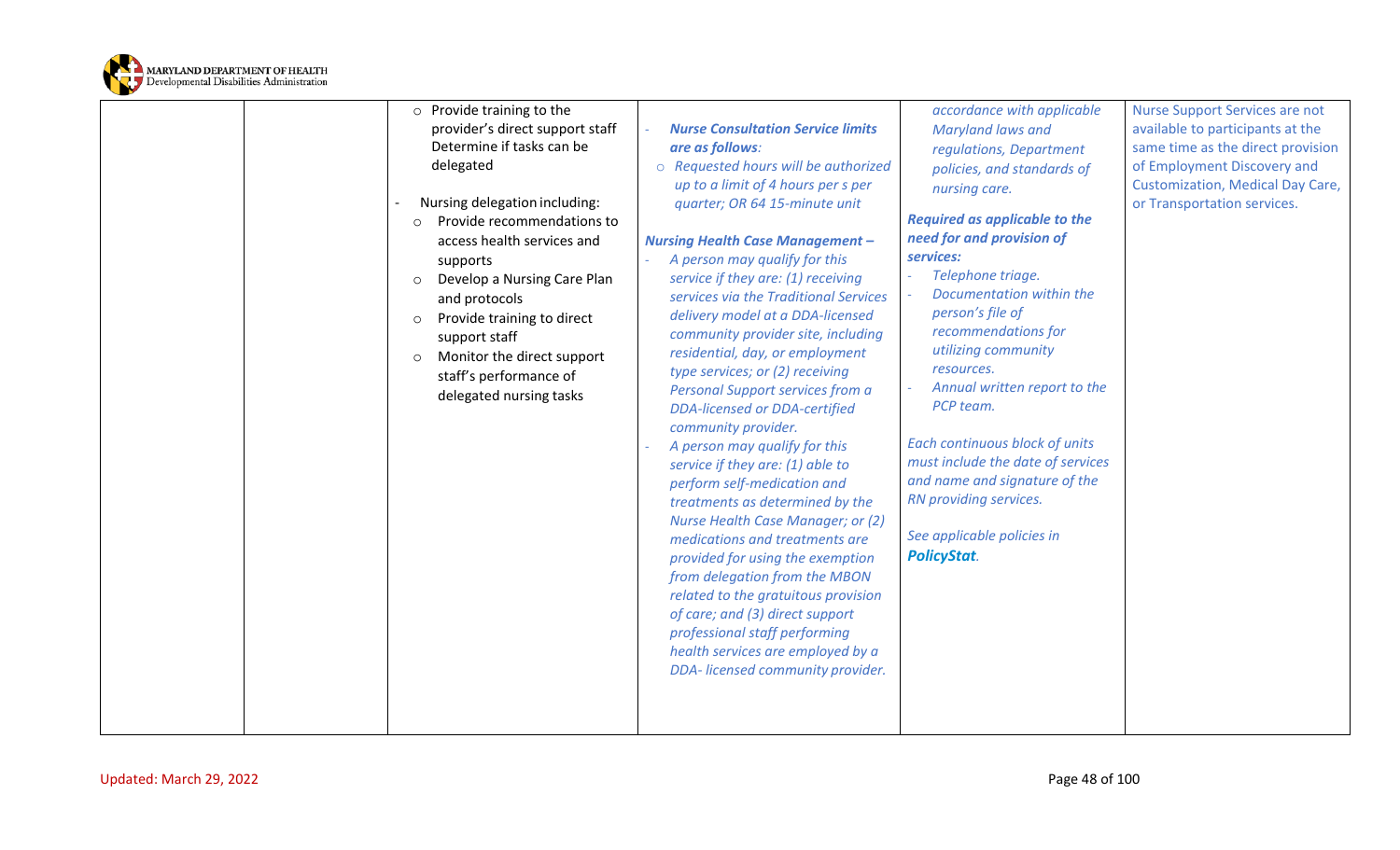| | | | | | |
|---|---|---|---|---|---|
| | | ○ Provide training to the provider's direct support staff Determine if tasks can be delegated<br><br>- Nursing delegation including:<br>○ Provide recommendations to access health services and supports<br>○ Develop a Nursing Care Plan and protocols<br>○ Provide training to direct support staff<br>○ Monitor the direct support staff's performance of delegated nursing tasks | - ***Nurse Consultation Service limits are as follows:***<br>○ *Requested hours will be authorized up to a limit of 4 hours per s per quarter; OR 64 15-minute unit*<br><br>***Nursing Health Case Management –***<br>- *A person may qualify for this service if they are: (1) receiving services via the Traditional Services delivery model at a DDA-licensed community provider site, including residential, day, or employment type services; or (2) receiving Personal Support services from a DDA-licensed or DDA-certified community provider.*<br>- *A person may qualify for this service if they are: (1) able to perform self-medication and treatments as determined by the Nurse Health Case Manager; or (2) medications and treatments are provided for using the exemption from delegation from the MBON related to the gratuitous provision of care; and (3) direct support professional staff performing health services are employed by a DDA- licensed community provider.* | *accordance with applicable Maryland laws and regulations, Department policies, and standards of nursing care.*<br><br>***Required as applicable to the need for and provision of services:***<br>- *Telephone triage.*<br>- *Documentation within the person's file of recommendations for utilizing community resources.*<br>- *Annual written report to the PCP team.*<br><br>*Each continuous block of units must include the date of services and name and signature of the RN providing services.*<br><br>*See applicable policies in* ***PolicyStat****.* | Nurse Support Services are not available to participants at the same time as the direct provision of Employment Discovery and Customization, Medical Day Care, or Transportation services. |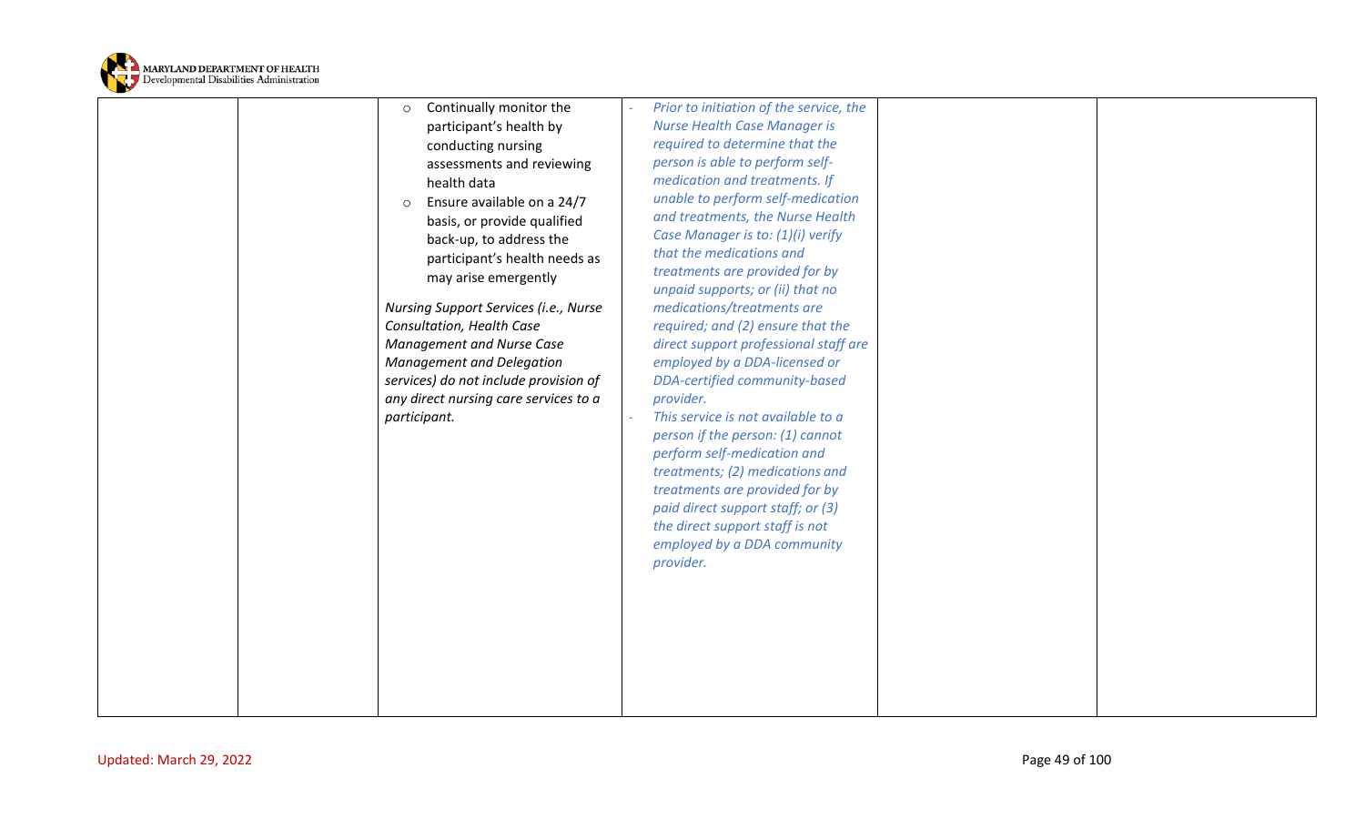|  |  |  |  |  |  |
|---|---|---|---|---|---|
|  |  | ○ Continually monitor the participant's health by conducting nursing assessments and reviewing health data<br>○ Ensure available on a 24/7 basis, or provide qualified back-up, to address the participant's health needs as may arise emergently<br><br>*Nursing Support Services (i.e., Nurse Consultation, Health Case Management and Nurse Case Management and Delegation services) do not include provision of any direct nursing care services to a participant.* | - *Prior to initiation of the service, the Nurse Health Case Manager is required to determine that the person is able to perform self-medication and treatments. If unable to perform self-medication and treatments, the Nurse Health Case Manager is to: (1)(i) verify that the medications and treatments are provided for by unpaid supports; or (ii) that no medications/treatments are required; and (2) ensure that the direct support professional staff are employed by a DDA-licensed or DDA-certified community-based provider.*<br>- *This service is not available to a person if the person: (1) cannot perform self-medication and treatments; (2) medications and treatments are provided for by paid direct support staff; or (3) the direct support staff is not employed by a DDA community provider.* |  |  |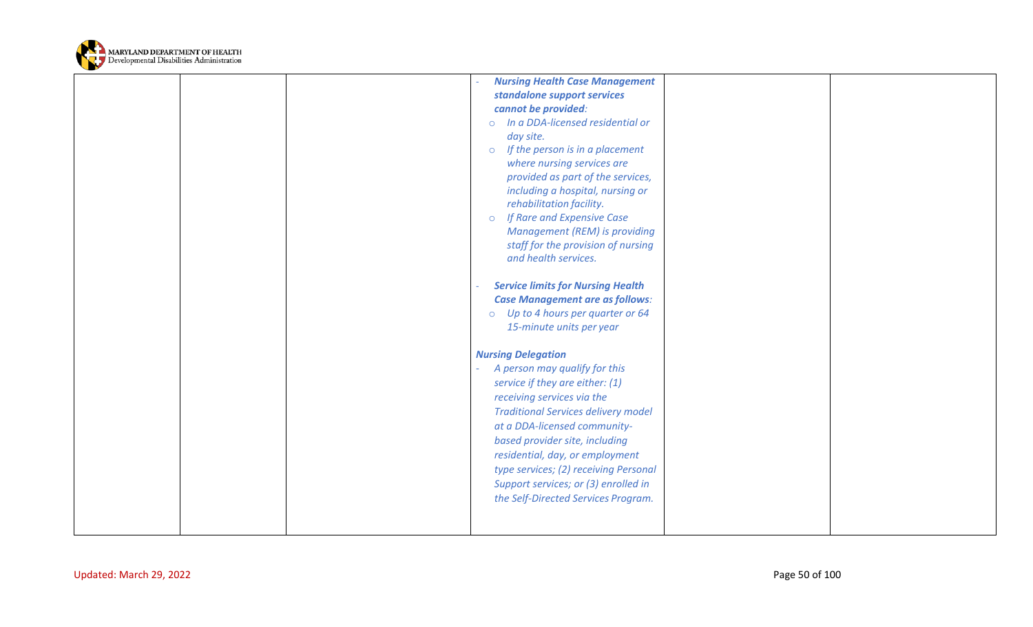| | | | | | |
|---|---|---|---|---|---|
| | | | - ***Nursing Health Case Management standalone support services cannot be provided:***<br>  - *In a DDA-licensed residential or day site.*<br>  - *If the person is in a placement where nursing services are provided as part of the services, including a hospital, nursing or rehabilitation facility.*<br>  - *If Rare and Expensive Case Management (REM) is providing staff for the provision of nursing and health services.*<br><br>- ***Service limits for Nursing Health Case Management are as follows:***<br>  - *Up to 4 hours per quarter or 64 15-minute units per year*<br><br>***Nursing Delegation***<br>- *A person may qualify for this service if they are either: (1) receiving services via the Traditional Services delivery model at a DDA-licensed community-based provider site, including residential, day, or employment type services; (2) receiving Personal Support services; or (3) enrolled in the Self-Directed Services Program.* | | |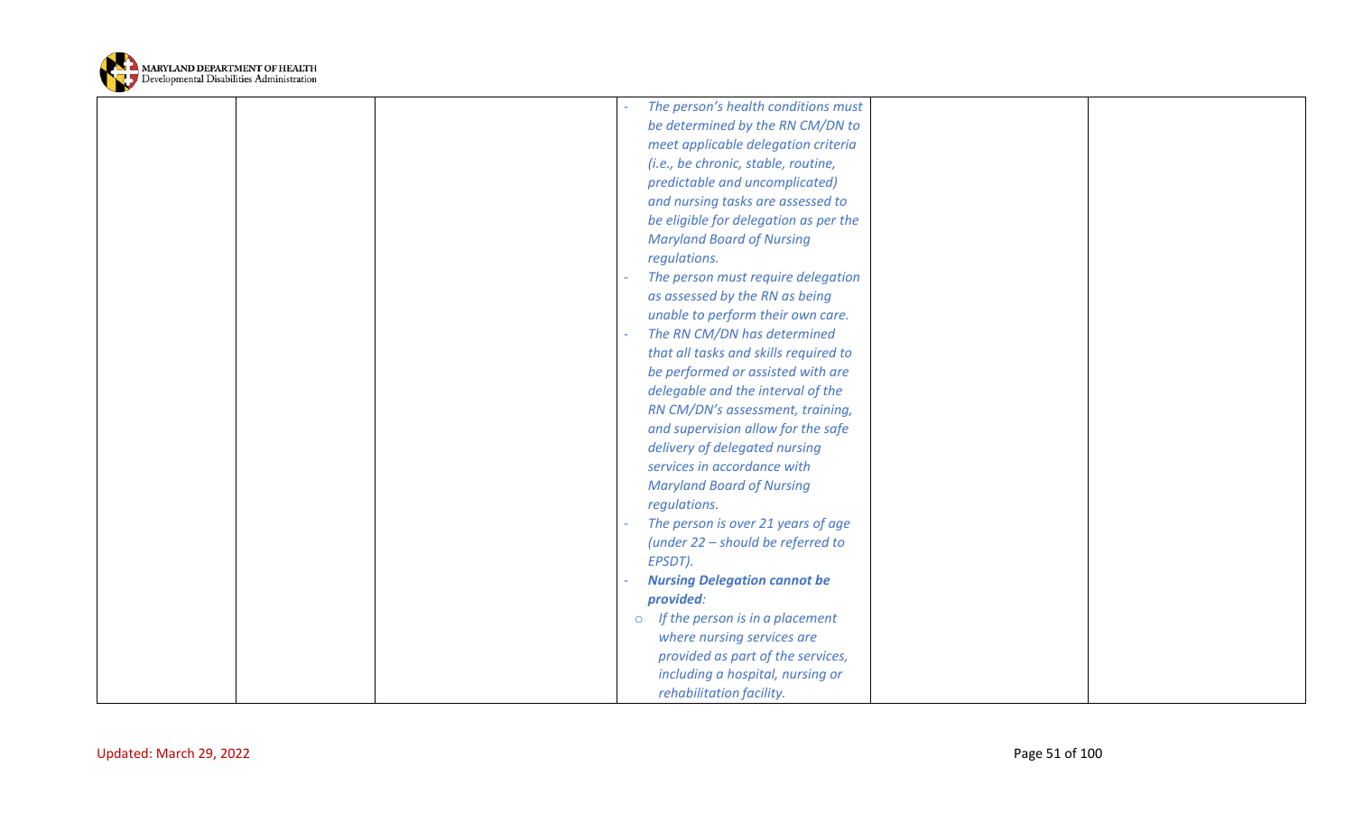|  |  |  | - *The person's health conditions must be determined by the RN CM/DN to meet applicable delegation criteria (i.e., be chronic, stable, routine, predictable and uncomplicated) and nursing tasks are assessed to be eligible for delegation as per the Maryland Board of Nursing regulations.*<br>- *The person must require delegation as assessed by the RN as being unable to perform their own care.*<br>- *The RN CM/DN has determined that all tasks and skills required to be performed or assisted with are delegable and the interval of the RN CM/DN's assessment, training, and supervision allow for the safe delivery of delegated nursing services in accordance with Maryland Board of Nursing regulations.*<br>- *The person is over 21 years of age (under 22 – should be referred to EPSDT).*<br>- ***Nursing Delegation cannot be provided****:*<br>&nbsp;&nbsp;○ *If the person is in a placement where nursing services are provided as part of the services, including a hospital, nursing or rehabilitation facility.* |  |  |
|---|---|---|---|---|---|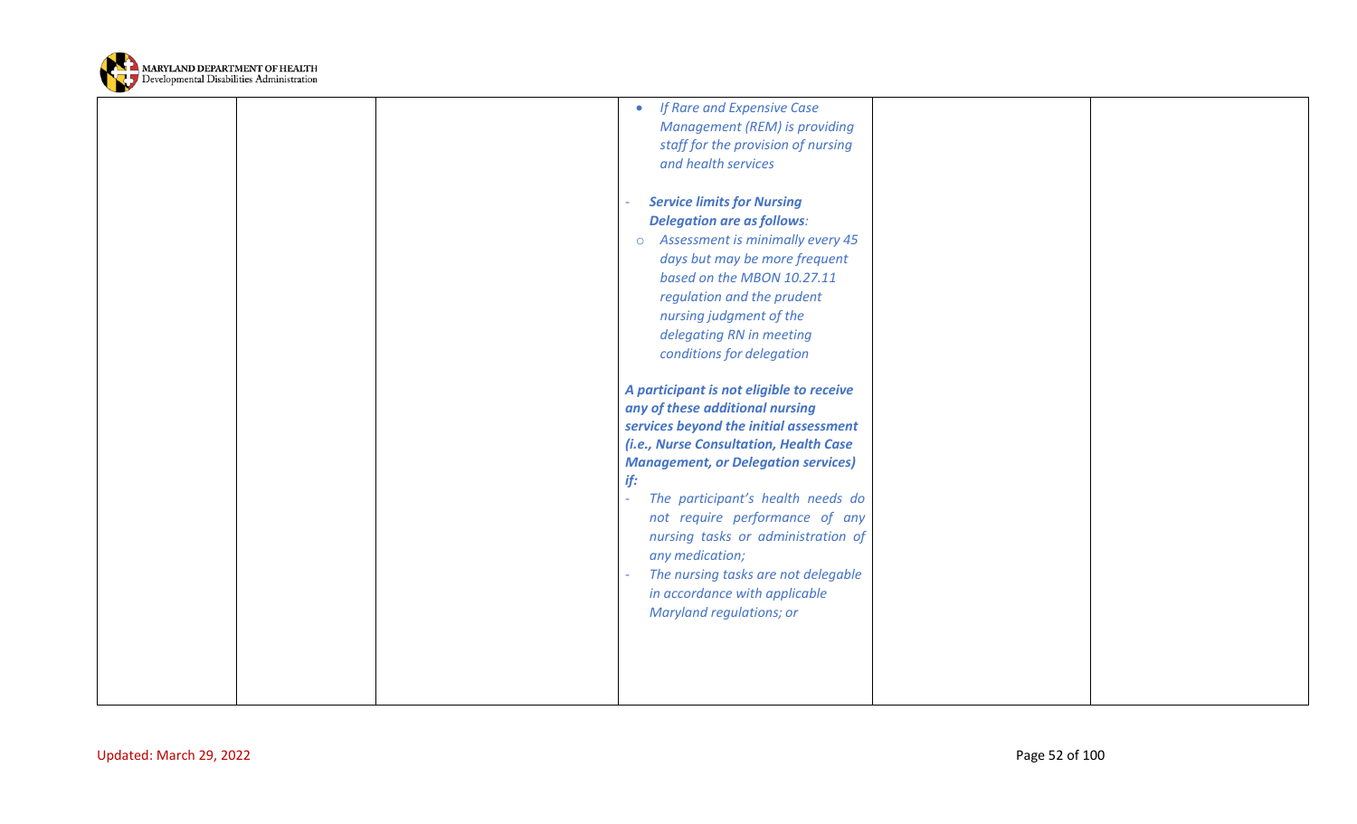| | | | | | |
|---|---|---|---|---|---|
| | | | • *If Rare and Expensive Case Management (REM) is providing staff for the provision of nursing and health services*<br><br>- ***Service limits for Nursing Delegation are as follows:***<br>  ○ *Assessment is minimally every 45 days but may be more frequent based on the MBON 10.27.11 regulation and the prudent nursing judgment of the delegating RN in meeting conditions for delegation*<br><br>***A participant is not eligible to receive any of these additional nursing services beyond the initial assessment (i.e., Nurse Consultation, Health Case Management, or Delegation services) if:***<br>- *The participant's health needs do not require performance of any nursing tasks or administration of any medication;*<br>- *The nursing tasks are not delegable in accordance with applicable Maryland regulations; or* | | |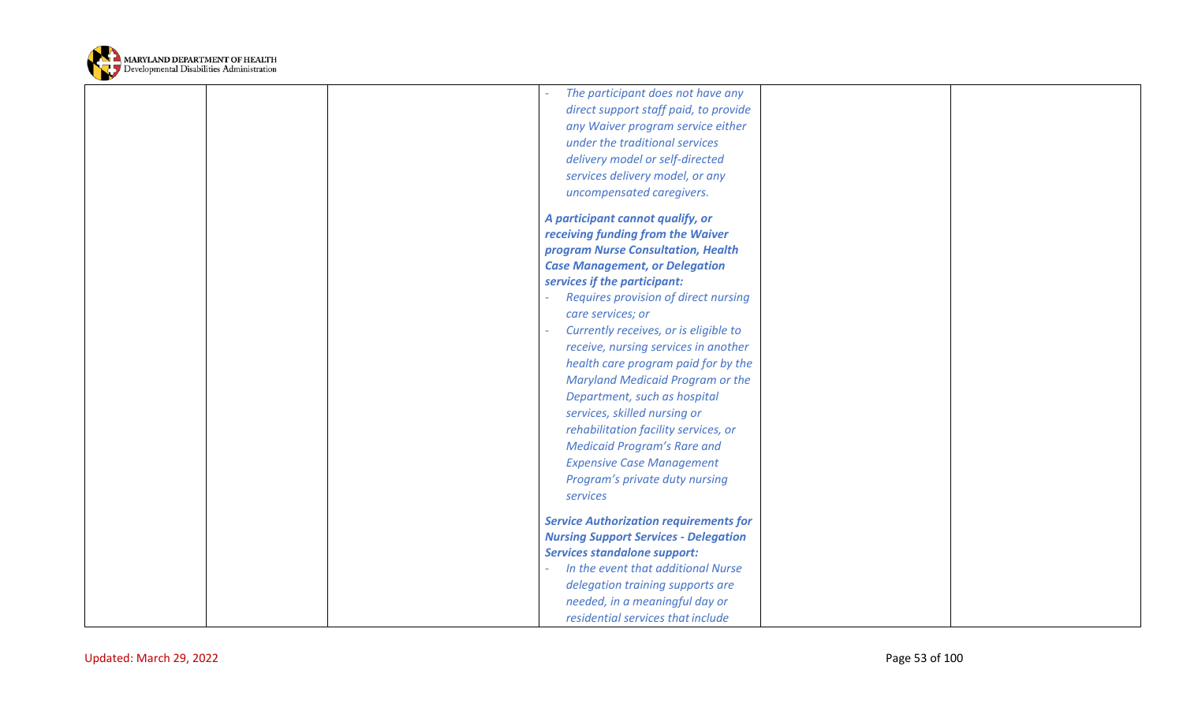| | | | | | |
|---|---|---|---|---|---|
| | | | - *The participant does not have any direct support staff paid, to provide any Waiver program service either under the traditional services delivery model or self-directed services delivery model, or any uncompensated caregivers.*<br><br>***A participant cannot qualify, or receiving funding from the Waiver program Nurse Consultation, Health Case Management, or Delegation services if the participant:***<br>- *Requires provision of direct nursing care services; or*<br>- *Currently receives, or is eligible to receive, nursing services in another health care program paid for by the Maryland Medicaid Program or the Department, such as hospital services, skilled nursing or rehabilitation facility services, or Medicaid Program's Rare and Expensive Case Management Program's private duty nursing services*<br><br>***Service Authorization requirements for Nursing Support Services - Delegation Services standalone support:***<br>- *In the event that additional Nurse delegation training supports are needed, in a meaningful day or residential services that include* | | |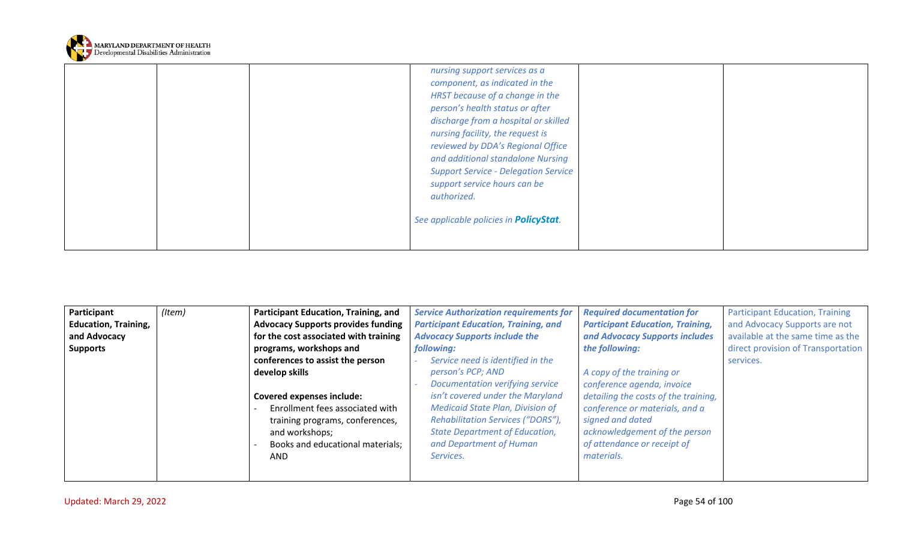| | | | | | |
|---|---|---|---|---|---|
| | | | *nursing support services as a component, as indicated in the HRST because of a change in the person's health status or after discharge from a hospital or skilled nursing facility, the request is reviewed by DDA's Regional Office and additional standalone Nursing Support Service - Delegation Service support service hours can be authorized.*<br><br>*See applicable policies in* ***PolicyStat****.* | | |

| | | | | | |
|---|---|---|---|---|---|
| **Participant Education, Training, and Advocacy Supports** | *(Item)* | **Participant Education, Training, and Advocacy Supports provides funding for the cost associated with training programs, workshops and conferences to assist the person develop skills**<br><br>**Covered expenses include:**<br>- Enrollment fees associated with training programs, conferences, and workshops;<br>- Books and educational materials; AND | ***Service Authorization requirements for Participant Education, Training, and Advocacy Supports include the following:***<br>- *Service need is identified in the person's PCP; AND*<br>- *Documentation verifying service isn't covered under the Maryland Medicaid State Plan, Division of Rehabilitation Services ("DORS"), State Department of Education, and Department of Human Services.* | ***Required documentation for Participant Education, Training, and Advocacy Supports includes the following:***<br><br>*A copy of the training or conference agenda, invoice detailing the costs of the training, conference or materials, and a signed and dated acknowledgement of the person of attendance or receipt of materials.* | Participant Education, Training and Advocacy Supports are not available at the same time as the direct provision of Transportation services. |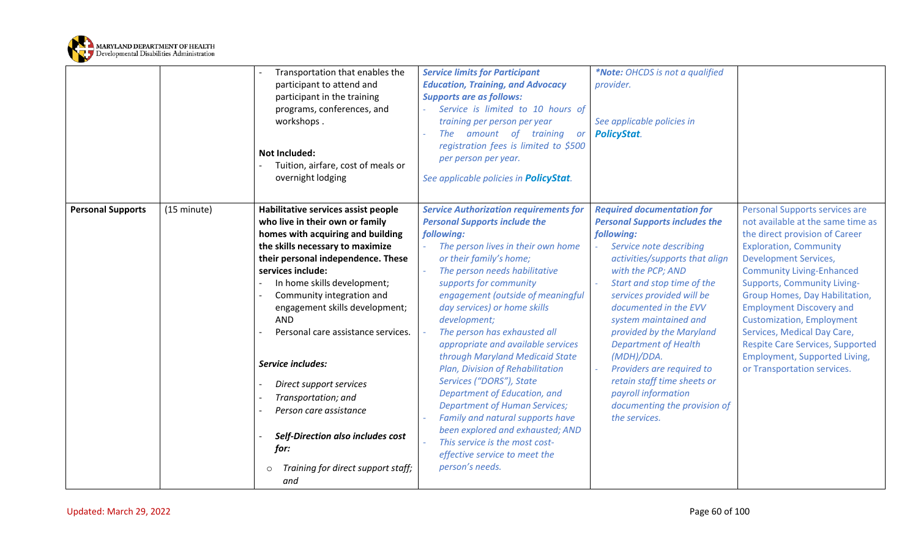| | | | | | |
|---|---|---|---|---|---|
| | | - Transportation that enables the participant to attend and participant in the training programs, conferences, and workshops .<br><br>**Not Included:**<br>- Tuition, airfare, cost of meals or overnight lodging | ***Service limits for Participant Education, Training, and Advocacy Supports are as follows:***<br>- *Service is limited to 10 hours of training per person per year*<br>- *The amount of training or registration fees is limited to $500 per person per year.*<br><br>*See applicable policies in* ***PolicyStat****.* | ****Note:*** *OHCDS is not a qualified provider.*<br><br>*See applicable policies in* ***PolicyStat****.* | |
| **Personal Supports** | (15 minute) | **Habilitative services assist people who live in their own or family homes with acquiring and building the skills necessary to maximize their personal independence. These services include:**<br>- In home skills development;<br>- Community integration and engagement skills development; AND<br>- Personal care assistance services.<br><br>***Service includes:***<br>- *Direct support services*<br>- *Transportation; and*<br>- *Person care assistance*<br><br>- ***Self-Direction also includes cost for:***<br>  - *Training for direct support staff; and* | ***Service Authorization requirements for Personal Supports include the following:***<br>- *The person lives in their own home or their family's home;*<br>- *The person needs habilitative supports for community engagement (outside of meaningful day services) or home skills development;*<br>- *The person has exhausted all appropriate and available services through Maryland Medicaid State Plan, Division of Rehabilitation Services ("DORS"), State Department of Education, and Department of Human Services;*<br>- *Family and natural supports have been explored and exhausted; AND*<br>- *This service is the most cost-effective service to meet the person's needs.* | ***Required documentation for Personal Supports includes the following:***<br>- *Service note describing activities/supports that align with the PCP; AND*<br>- *Start and stop time of the services provided will be documented in the EVV system maintained and provided by the Maryland Department of Health (MDH)/DDA.*<br>- *Providers are required to retain staff time sheets or payroll information documenting the provision of the services.* | Personal Supports services are not available at the same time as the direct provision of Career Exploration, Community Development Services, Community Living-Enhanced Supports, Community Living-Group Homes, Day Habilitation, Employment Discovery and Customization, Employment Services, Medical Day Care, Respite Care Services, Supported Employment, Supported Living, or Transportation services. |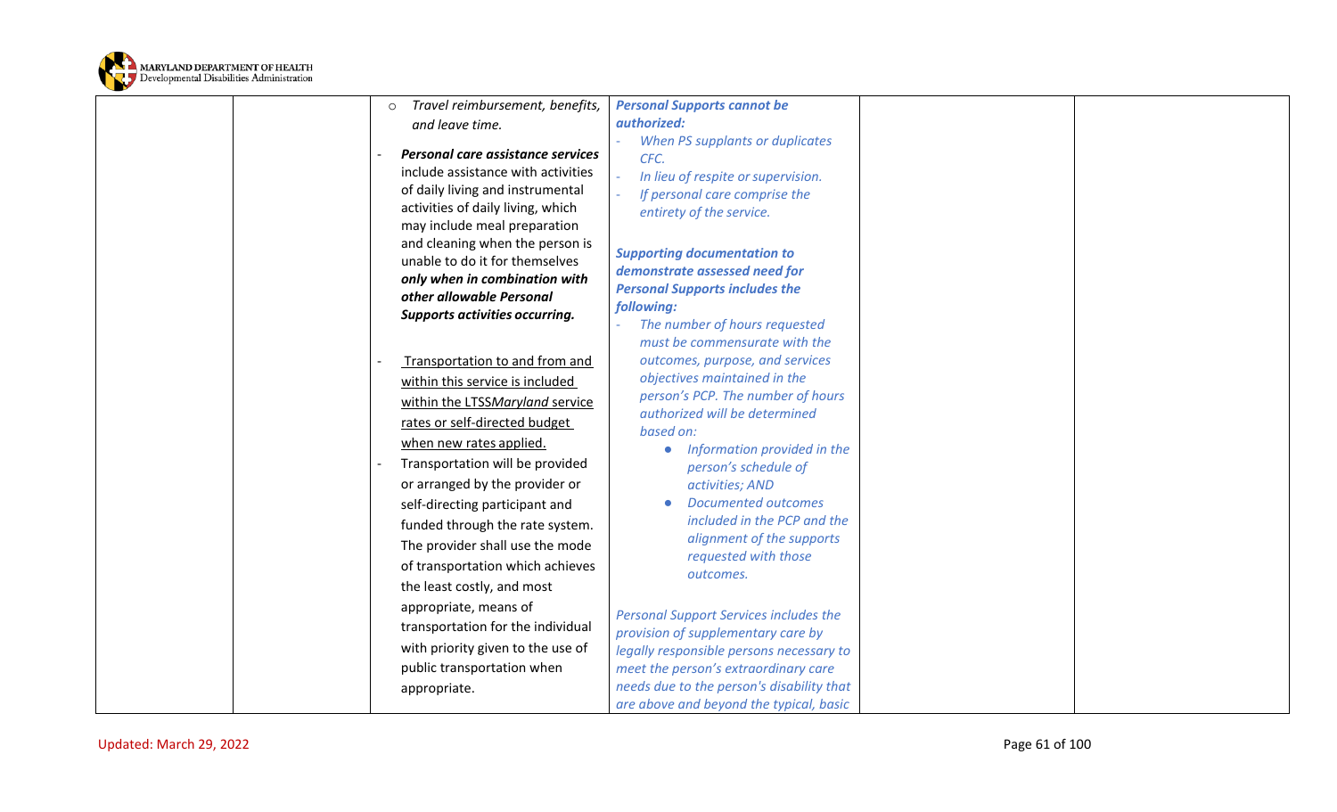|  |  |  |  |  |  |
|---|---|---|---|---|---|
|  |  | ○ *Travel reimbursement, benefits, and leave time.*<br><br>- ***Personal care assistance services*** include assistance with activities of daily living and instrumental activities of daily living, which may include meal preparation and cleaning when the person is unable to do it for themselves ***only when in combination with other allowable Personal Supports activities occurring.***<br><br>- <u>Transportation to and from and within this service is included within the LTSS*Maryland* service rates or self-directed budget when new rates applied.</u><br>- Transportation will be provided or arranged by the provider or self-directing participant and funded through the rate system. The provider shall use the mode of transportation which achieves the least costly, and most appropriate, means of transportation for the individual with priority given to the use of public transportation when appropriate. | ***Personal Supports cannot be authorized:***<br>- *When PS supplants or duplicates CFC.*<br>- *In lieu of respite or supervision.*<br>- *If personal care comprise the entirety of the service.*<br><br>***Supporting documentation to demonstrate assessed need for Personal Supports includes the following:***<br>- *The number of hours requested must be commensurate with the outcomes, purpose, and services objectives maintained in the person's PCP. The number of hours authorized will be determined based on:*<br>  - *Information provided in the person's schedule of activities; AND*<br>  - *Documented outcomes included in the PCP and the alignment of the supports requested with those outcomes.*<br><br>*Personal Support Services includes the provision of supplementary care by legally responsible persons necessary to meet the person's extraordinary care needs due to the person's disability that are above and beyond the typical, basic* |  |  |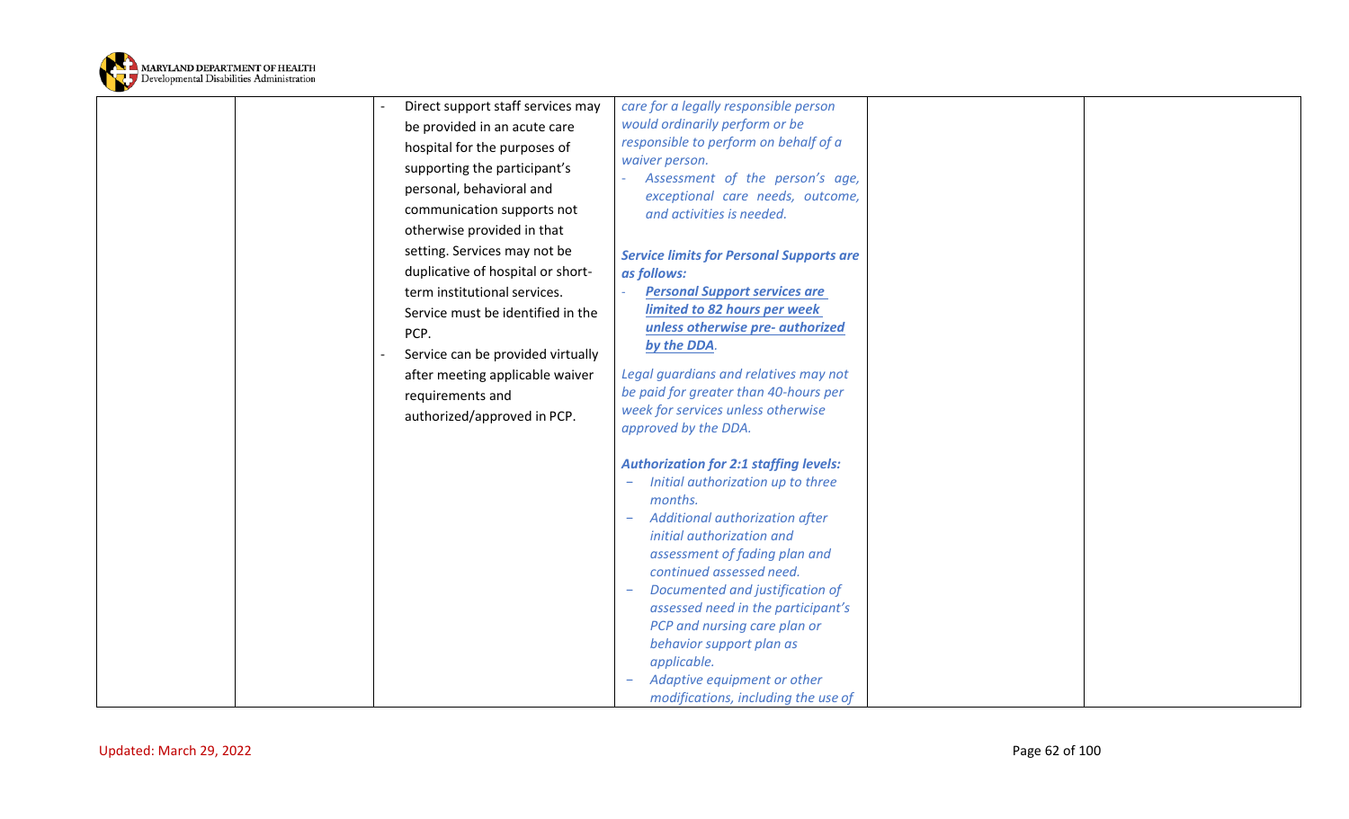| | | | | | |
|---|---|---|---|---|---|
| | | - Direct support staff services may be provided in an acute care hospital for the purposes of supporting the participant's personal, behavioral and communication supports not otherwise provided in that setting. Services may not be duplicative of hospital or short-term institutional services. Service must be identified in the PCP.<br>- Service can be provided virtually after meeting applicable waiver requirements and authorized/approved in PCP. | *care for a legally responsible person would ordinarily perform or be responsible to perform on behalf of a waiver person.*<br>- *Assessment of the person's age, exceptional care needs, outcome, and activities is needed.*<br><br>***Service limits for Personal Supports are as follows:***<br>- ***Personal Support services are limited to 82 hours per week unless otherwise pre- authorized by the DDA.***<br><br>*Legal guardians and relatives may not be paid for greater than 40-hours per week for services unless otherwise approved by the DDA.*<br><br>***Authorization for 2:1 staffing levels:***<br>- *Initial authorization up to three months.*<br>- *Additional authorization after initial authorization and assessment of fading plan and continued assessed need.*<br>- *Documented and justification of assessed need in the participant's PCP and nursing care plan or behavior support plan as applicable.*<br>- *Adaptive equipment or other modifications, including the use of* | | |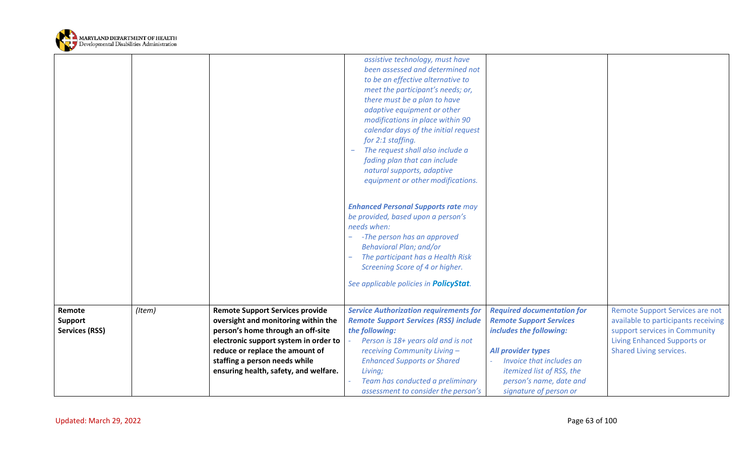| | | | | | |
|---|---|---|---|---|---|
| | | | *assistive technology, must have been assessed and determined not to be an effective alternative to meet the participant's needs; or, there must be a plan to have adaptive equipment or other modifications in place within 90 calendar days of the initial request for 2:1 staffing.*<br>- *The request shall also include a fading plan that can include natural supports, adaptive equipment or other modifications.*<br><br>***Enhanced Personal Supports rate** may be provided, based upon a person's needs when:*<br>- *-The person has an approved Behavioral Plan; and/or*<br>- *The participant has a Health Risk Screening Score of 4 or higher.*<br><br>*See applicable policies in **PolicyStat**.* | | |
| **Remote Support Services (RSS)** | *(Item)* | **Remote Support Services provide oversight and monitoring within the person's home through an off-site electronic support system in order to reduce or replace the amount of staffing a person needs while ensuring health, safety, and welfare.** | ***Service Authorization requirements for Remote Support Services (RSS) include the following:***<br>- *Person is 18+ years old and is not receiving Community Living – Enhanced Supports or Shared Living;*<br>- *Team has conducted a preliminary assessment to consider the person's* | ***Required documentation for Remote Support Services includes the following:***<br><br>***All provider types***<br>- *Invoice that includes an itemized list of RSS, the person's name, date and signature of person or* | Remote Support Services are not available to participants receiving support services in Community Living Enhanced Supports or Shared Living services. |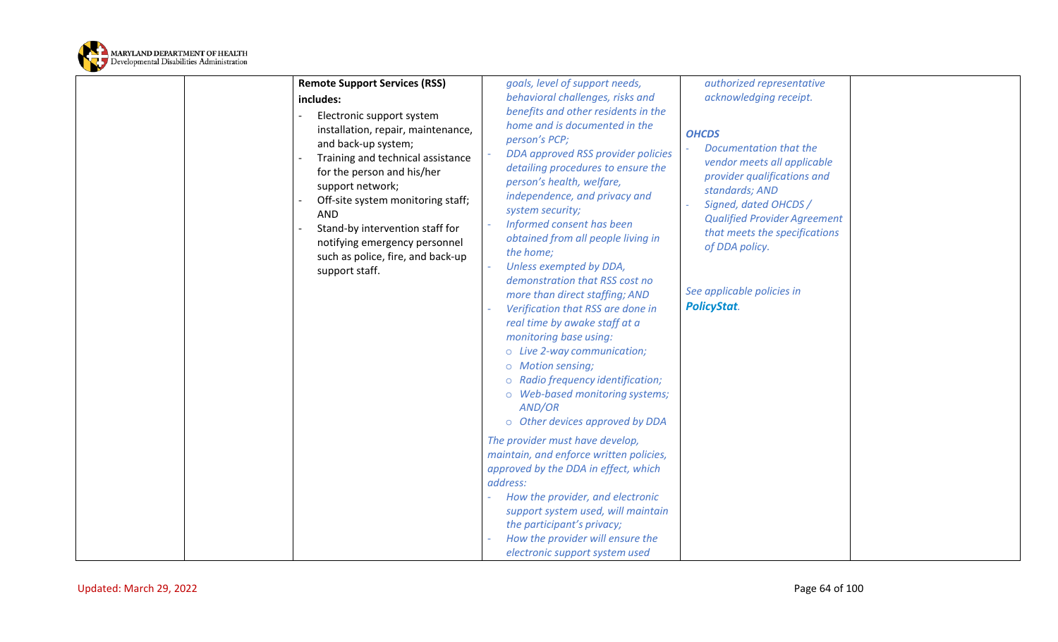| | | | | | |
|---|---|---|---|---|---|
| | | **Remote Support Services (RSS) includes:**<br>- Electronic support system installation, repair, maintenance, and back-up system;<br>- Training and technical assistance for the person and his/her support network;<br>- Off-site system monitoring staff; AND<br>- Stand-by intervention staff for notifying emergency personnel such as police, fire, and back-up support staff. | *goals, level of support needs, behavioral challenges, risks and benefits and other residents in the home and is documented in the person's PCP;*<br>- *DDA approved RSS provider policies detailing procedures to ensure the person's health, welfare, independence, and privacy and system security;*<br>- *Informed consent has been obtained from all people living in the home;*<br>- *Unless exempted by DDA, demonstration that RSS cost no more than direct staffing; AND*<br>- *Verification that RSS are done in real time by awake staff at a monitoring base using:*<br>  ○ *Live 2-way communication;*<br>  ○ *Motion sensing;*<br>  ○ *Radio frequency identification;*<br>  ○ *Web-based monitoring systems; AND/OR*<br>  ○ *Other devices approved by DDA*<br><br>*The provider must have develop, maintain, and enforce written policies, approved by the DDA in effect, which address:*<br>- *How the provider, and electronic support system used, will maintain the participant's privacy;*<br>- *How the provider will ensure the electronic support system used* | *authorized representative acknowledging receipt.*<br><br>***OHCDS***<br>- *Documentation that the vendor meets all applicable provider qualifications and standards; AND*<br>- *Signed, dated OHCDS / Qualified Provider Agreement that meets the specifications of DDA policy.*<br><br>*See applicable policies in* ***PolicyStat****.* | |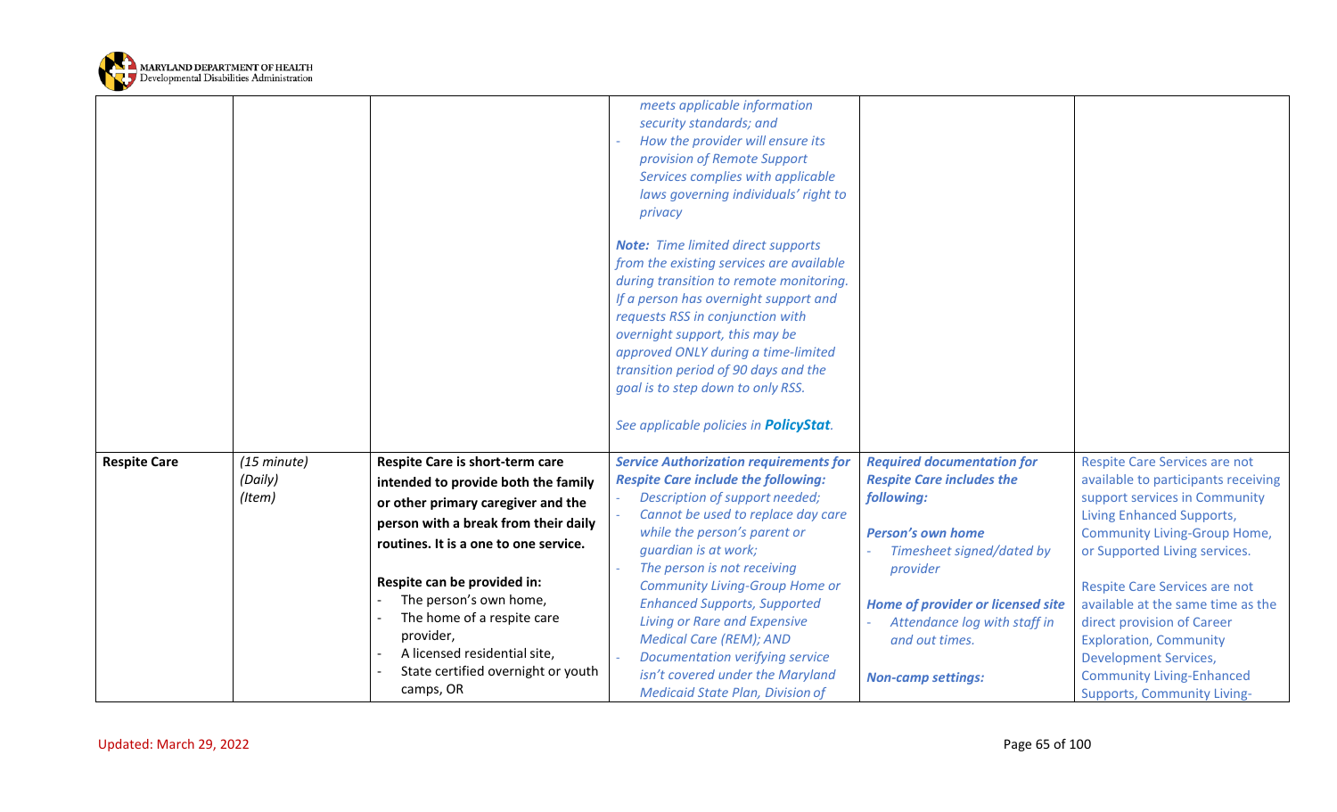| | | | | | |
|---|---|---|---|---|---|
| | | | *meets applicable information security standards; and*<br>- *How the provider will ensure its provision of Remote Support Services complies with applicable laws governing individuals' right to privacy*<br><br>***Note:*** *Time limited direct supports from the existing services are available during transition to remote monitoring. If a person has overnight support and requests RSS in conjunction with overnight support, this may be approved ONLY during a time-limited transition period of 90 days and the goal is to step down to only RSS.*<br><br>*See applicable policies in* ***PolicyStat****.* | | |
| **Respite Care** | *(15 minute)*<br>*(Daily)*<br>*(Item)* | **Respite Care is short-term care intended to provide both the family or other primary caregiver and the person with a break from their daily routines. It is a one to one service.**<br><br>**Respite can be provided in:**<br>- The person's own home,<br>- The home of a respite care provider,<br>- A licensed residential site,<br>- State certified overnight or youth camps, OR | ***Service Authorization requirements for Respite Care include the following:***<br>- *Description of support needed;*<br>- *Cannot be used to replace day care while the person's parent or guardian is at work;*<br>- *The person is not receiving Community Living-Group Home or Enhanced Supports, Supported Living or Rare and Expensive Medical Care (REM); AND*<br>- *Documentation verifying service isn't covered under the Maryland Medicaid State Plan, Division of* | ***Required documentation for Respite Care includes the following:***<br><br>***Person's own home***<br>- *Timesheet signed/dated by provider*<br><br>***Home of provider or licensed site***<br>- *Attendance log with staff in and out times.*<br><br>***Non-camp settings:*** | Respite Care Services are not available to participants receiving support services in Community Living Enhanced Supports, Community Living-Group Home, or Supported Living services.<br><br>Respite Care Services are not available at the same time as the direct provision of Career Exploration, Community Development Services, Community Living-Enhanced Supports, Community Living- |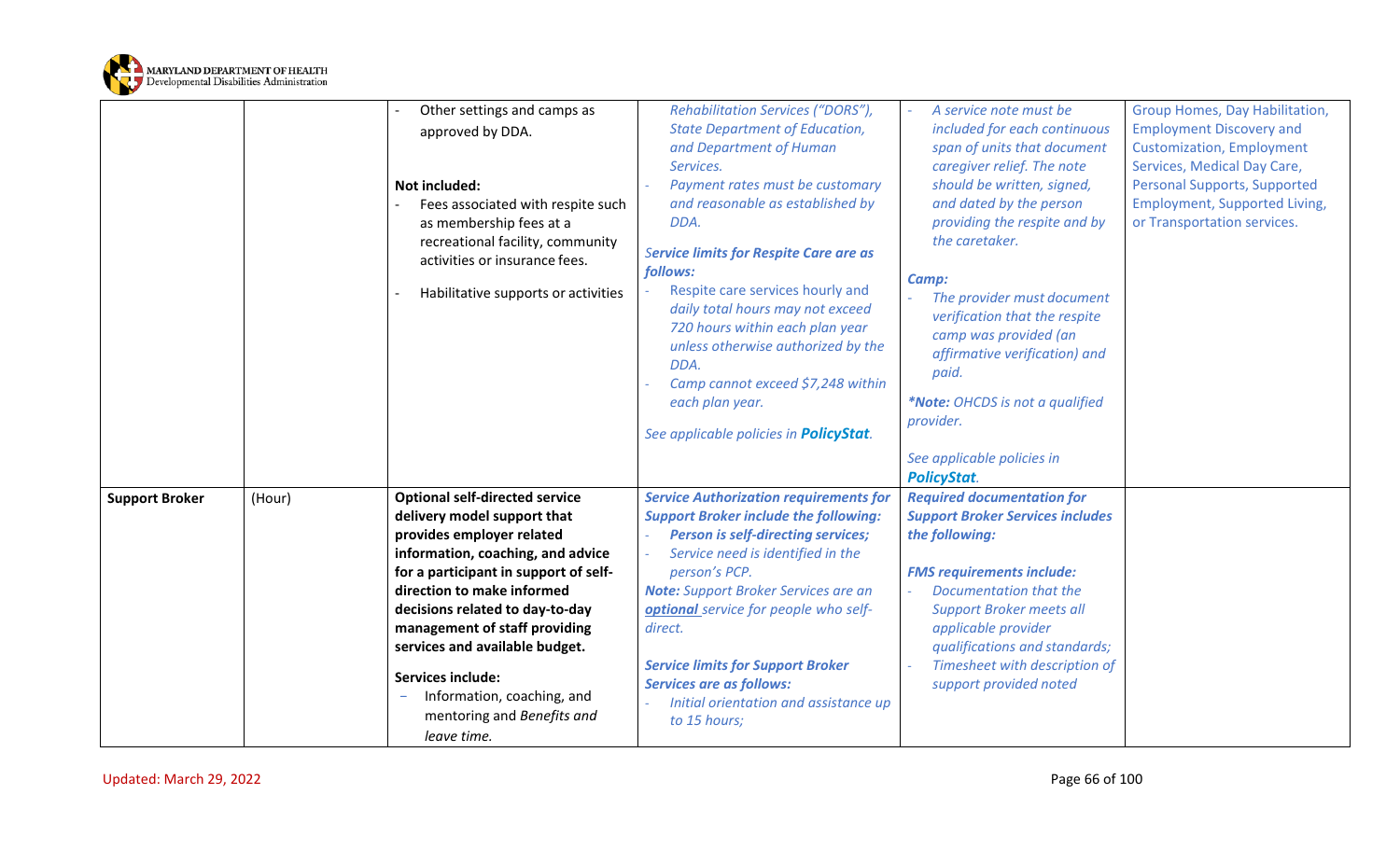| | | | | | |
|---|---|---|---|---|---|
| | | - Other settings and camps as approved by DDA.<br><br>**Not included:**<br>- Fees associated with respite such as membership fees at a recreational facility, community activities or insurance fees.<br>- Habilitative supports or activities | *Rehabilitation Services ("DORS"), State Department of Education, and Department of Human Services.*<br>- *Payment rates must be customary and reasonable as established by DDA.*<br><br>***Service limits for Respite Care are as follows:***<br>- *Respite care services hourly and daily total hours may not exceed 720 hours within each plan year unless otherwise authorized by the DDA.*<br>- *Camp cannot exceed $7,248 within each plan year.*<br><br>*See applicable policies in **PolicyStat**.* | - *A service note must be included for each continuous span of units that document caregiver relief. The note should be written, signed, and dated by the person providing the respite and by the caretaker.*<br><br>***Camp:***<br>- *The provider must document verification that the respite camp was provided (an affirmative verification) and paid.*<br><br>***\*Note:** OHCDS is not a qualified provider.*<br><br>*See applicable policies in **PolicyStat**.* | Group Homes, Day Habilitation, Employment Discovery and Customization, Employment Services, Medical Day Care, Personal Supports, Supported Employment, Supported Living, or Transportation services. |
| **Support Broker** | (Hour) | **Optional self-directed service delivery model support that provides employer related information, coaching, and advice for a participant in support of self-direction to make informed decisions related to day-to-day management of staff providing services and available budget.**<br><br>**Services include:**<br>- Information, coaching, and mentoring and *Benefits and leave time.* | ***Service Authorization requirements for Support Broker include the following:***<br>- ***Person is self-directing services;***<br>- *Service need is identified in the person's PCP.*<br>***Note:** Support Broker Services are an **optional** service for people who self-direct.*<br><br>***Service limits for Support Broker Services are as follows:***<br>- *Initial orientation and assistance up to 15 hours;* | ***Required documentation for Support Broker Services includes the following:***<br><br>***FMS requirements include:***<br>- *Documentation that the Support Broker meets all applicable provider qualifications and standards;*<br>- *Timesheet with description of support provided noted* | |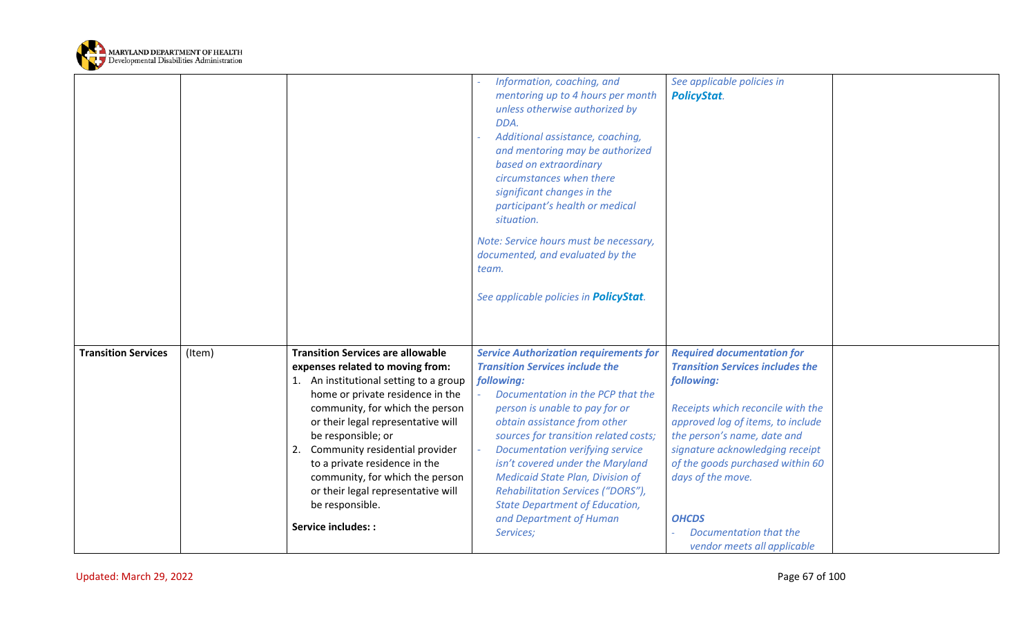| | | | | | |
|---|---|---|---|---|---|
| | | | - *Information, coaching, and mentoring up to 4 hours per month unless otherwise authorized by DDA.*<br>- *Additional assistance, coaching, and mentoring may be authorized based on extraordinary circumstances when there significant changes in the participant's health or medical situation.*<br><br>*Note: Service hours must be necessary, documented, and evaluated by the team.*<br><br>*See applicable policies in **PolicyStat**.* | *See applicable policies in **PolicyStat**.* | |
| **Transition Services** | (Item) | **Transition Services are allowable expenses related to moving from:**<br>1. An institutional setting to a group home or private residence in the community, for which the person or their legal representative will be responsible; or<br>2. Community residential provider to a private residence in the community, for which the person or their legal representative will be responsible.<br><br>**Service includes: :** | ***Service Authorization requirements for Transition Services include the following:***<br>- *Documentation in the PCP that the person is unable to pay for or obtain assistance from other sources for transition related costs;*<br>- *Documentation verifying service isn't covered under the Maryland Medicaid State Plan, Division of Rehabilitation Services ("DORS"), State Department of Education, and Department of Human Services;* | ***Required documentation for Transition Services includes the following:***<br><br>*Receipts which reconcile with the approved log of items, to include the person's name, date and signature acknowledging receipt of the goods purchased within 60 days of the move.*<br><br>***OHCDS***<br>- *Documentation that the vendor meets all applicable* | |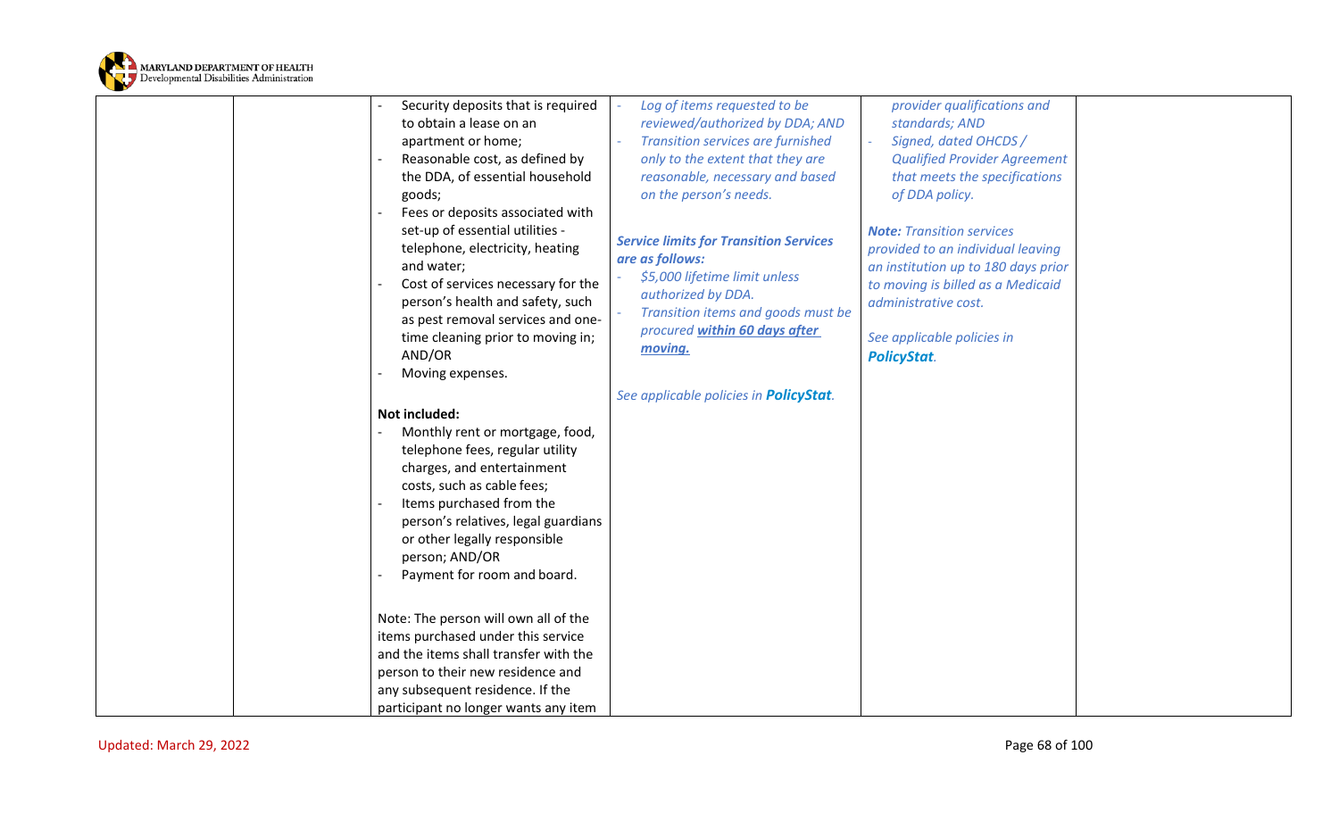| | | | | | |
|---|---|---|---|---|---|
| | | - Security deposits that is required to obtain a lease on an apartment or home;<br>- Reasonable cost, as defined by the DDA, of essential household goods;<br>- Fees or deposits associated with set-up of essential utilities - telephone, electricity, heating and water;<br>- Cost of services necessary for the person's health and safety, such as pest removal services and one-time cleaning prior to moving in; AND/OR<br>- Moving expenses.<br><br>**Not included:**<br>- Monthly rent or mortgage, food, telephone fees, regular utility charges, and entertainment costs, such as cable fees;<br>- Items purchased from the person's relatives, legal guardians or other legally responsible person; AND/OR<br>- Payment for room and board.<br><br>Note: The person will own all of the items purchased under this service and the items shall transfer with the person to their new residence and any subsequent residence. If the participant no longer wants any item | - *Log of items requested to be reviewed/authorized by DDA; AND*<br>- *Transition services are furnished only to the extent that they are reasonable, necessary and based on the person's needs.*<br><br>***Service limits for Transition Services are as follows:***<br>- *$5,000 lifetime limit unless authorized by DDA.*<br>- *Transition items and goods must be procured **within 60 days after moving.***<br><br>*See applicable policies in **PolicyStat**.* | *provider qualifications and standards; AND*<br>- *Signed, dated OHCDS / Qualified Provider Agreement that meets the specifications of DDA policy.*<br><br>***Note:** Transition services provided to an individual leaving an institution up to 180 days prior to moving is billed as a Medicaid administrative cost.*<br><br>*See applicable policies in **PolicyStat**.* | |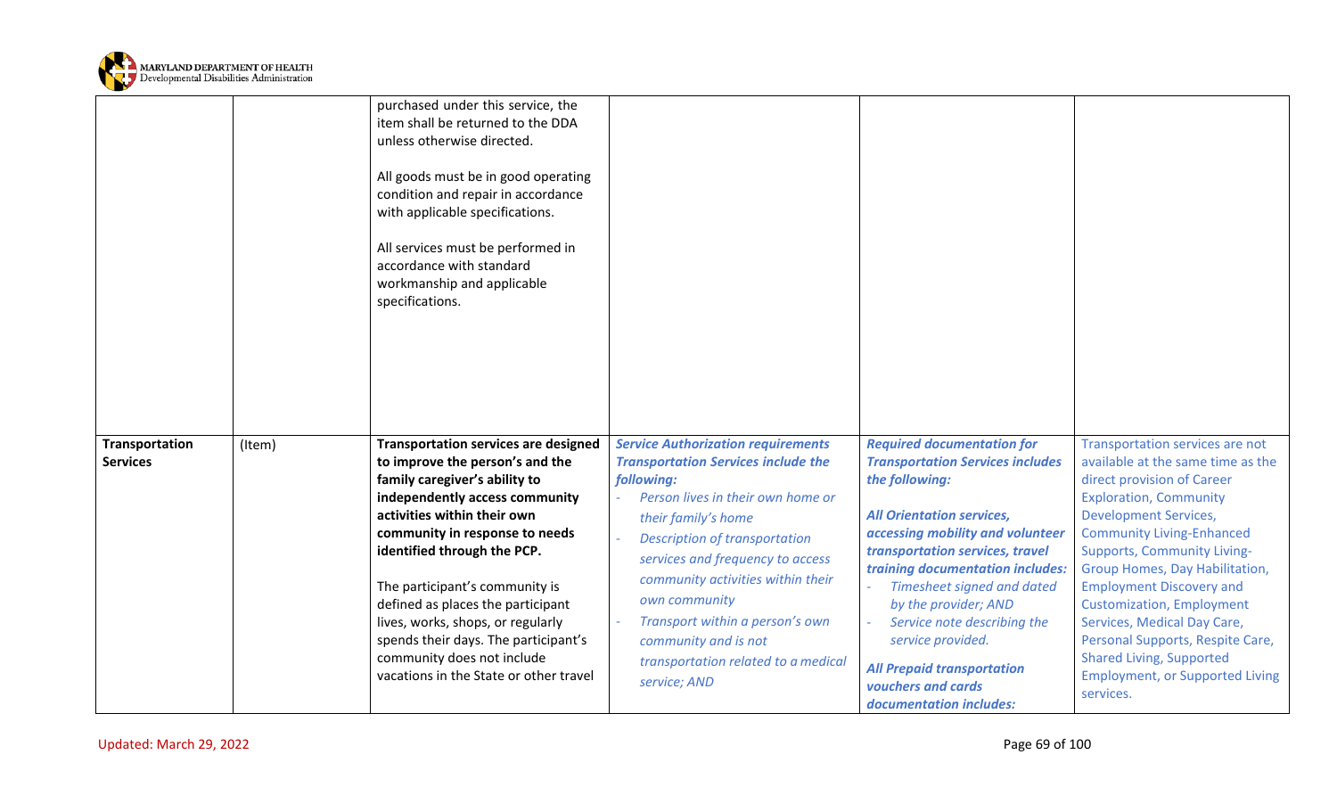| | | | | | |
|---|---|---|---|---|---|
| | | purchased under this service, the item shall be returned to the DDA unless otherwise directed.<br><br>All goods must be in good operating condition and repair in accordance with applicable specifications.<br><br>All services must be performed in accordance with standard workmanship and applicable specifications. | | | |
| **Transportation Services** | (Item) | **Transportation services are designed to improve the person's and the family caregiver's ability to independently access community activities within their own community in response to needs identified through the PCP.**<br><br>The participant's community is defined as places the participant lives, works, shops, or regularly spends their days. The participant's community does not include vacations in the State or other travel | ***Service Authorization requirements Transportation Services include the following:***<br>- *Person lives in their own home or their family's home*<br>- *Description of transportation services and frequency to access community activities within their own community*<br>- *Transport within a person's own community and is not transportation related to a medical service; AND* | ***Required documentation for Transportation Services includes the following:***<br><br>***All Orientation services, accessing mobility and volunteer transportation services, travel training documentation includes:***<br>- *Timesheet signed and dated by the provider; AND*<br>- *Service note describing the service provided.*<br><br>***All Prepaid transportation vouchers and cards documentation includes:*** | Transportation services are not available at the same time as the direct provision of Career Exploration, Community Development Services, Community Living-Enhanced Supports, Community Living-Group Homes, Day Habilitation, Employment Discovery and Customization, Employment Services, Medical Day Care, Personal Supports, Respite Care, Shared Living, Supported Employment, or Supported Living services. |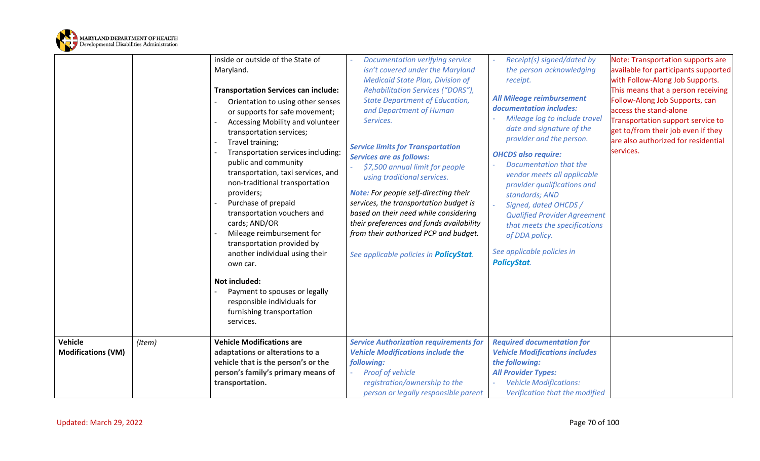| | | | | | |
|---|---|---|---|---|---|
| | | inside or outside of the State of Maryland.<br><br>**Transportation Services can include:**<br>- Orientation to using other senses or supports for safe movement;<br>- Accessing Mobility and volunteer transportation services;<br>- Travel training;<br>- Transportation services including: public and community transportation, taxi services, and non-traditional transportation providers;<br>- Purchase of prepaid transportation vouchers and cards; AND/OR<br>- Mileage reimbursement for transportation provided by another individual using their own car.<br><br>**Not included:**<br>- Payment to spouses or legally responsible individuals for furnishing transportation services. | - *Documentation verifying service isn't covered under the Maryland Medicaid State Plan, Division of Rehabilitation Services ("DORS"), State Department of Education, and Department of Human Services.*<br><br>***Service limits for Transportation Services are as follows:***<br>- *$7,500 annual limit for people using traditional services.*<br><br>***Note:*** *For people self-directing their services, the transportation budget is based on their need while considering their preferences and funds availability from their authorized PCP and budget.*<br><br>*See applicable policies in **PolicyStat**.* | - *Receipt(s) signed/dated by the person acknowledging receipt.*<br><br>***All Mileage reimbursement documentation includes:***<br>- *Mileage log to include travel date and signature of the provider and the person.*<br><br>***OHCDS also require:***<br>- *Documentation that the vendor meets all applicable provider qualifications and standards; AND*<br>- *Signed, dated OHCDS / Qualified Provider Agreement that meets the specifications of DDA policy.*<br><br>*See applicable policies in **PolicyStat**.* | Note: Transportation supports are available for participants supported with Follow-Along Job Supports. This means that a person receiving Follow-Along Job Supports, can access the stand-alone Transportation support service to get to/from their job even if they are also authorized for residential services. |
| **Vehicle Modifications (VM)** | *(Item)* | **Vehicle Modifications are adaptations or alterations to a vehicle that is the person's or the person's family's primary means of transportation.** | ***Service Authorization requirements for Vehicle Modifications include the following:***<br>- *Proof of vehicle registration/ownership to the person or legally responsible parent* | ***Required documentation for Vehicle Modifications includes the following:***<br>***All Provider Types:***<br>- *Vehicle Modifications: Verification that the modified* | |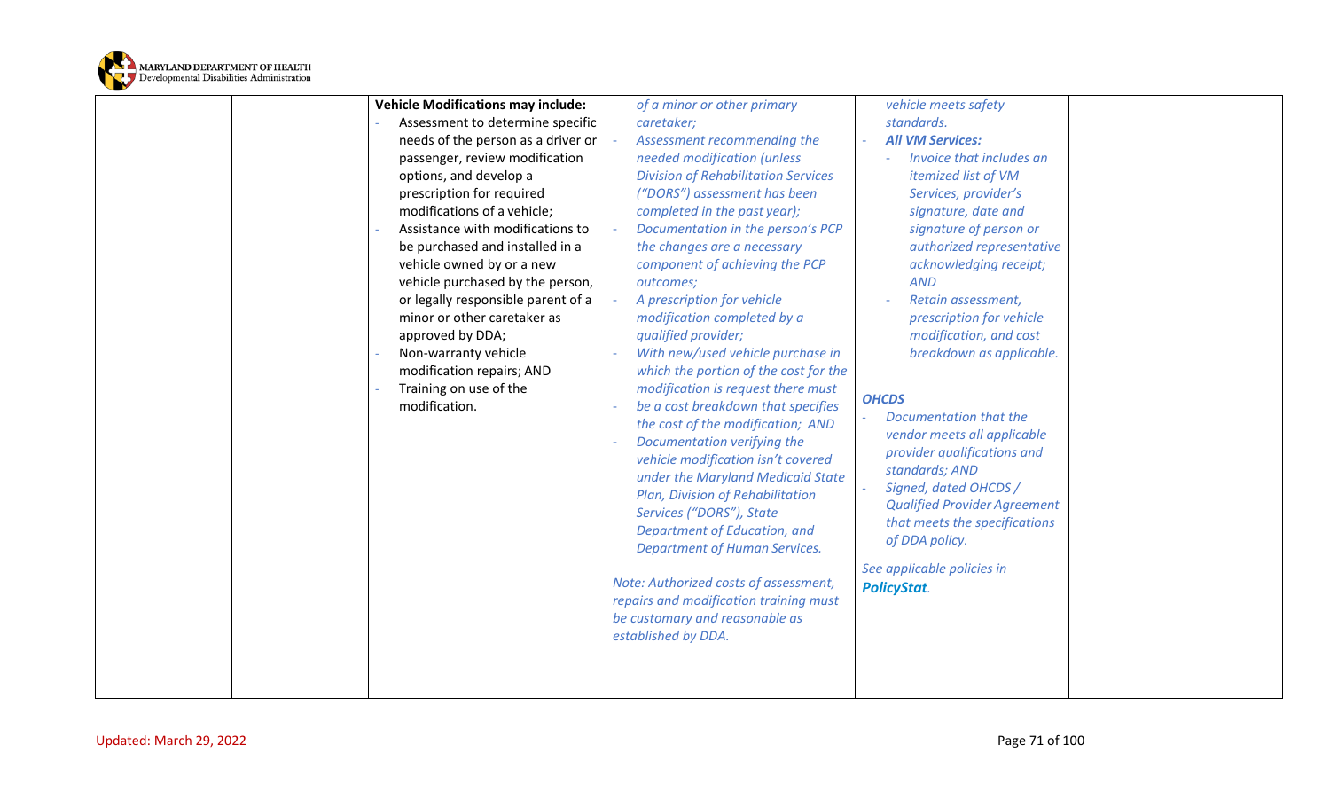| | | | | | |
|---|---|---|---|---|---|
| | | **Vehicle Modifications may include:**<br>- Assessment to determine specific needs of the person as a driver or passenger, review modification options, and develop a prescription for required modifications of a vehicle;<br>- Assistance with modifications to be purchased and installed in a vehicle owned by or a new vehicle purchased by the person, or legally responsible parent of a minor or other caretaker as approved by DDA;<br>- Non-warranty vehicle modification repairs; AND<br>- Training on use of the modification. | *of a minor or other primary caretaker;*<br>- *Assessment recommending the needed modification (unless Division of Rehabilitation Services ("DORS") assessment has been completed in the past year);*<br>- *Documentation in the person's PCP the changes are a necessary component of achieving the PCP outcomes;*<br>- *A prescription for vehicle modification completed by a qualified provider;*<br>- *With new/used vehicle purchase in which the portion of the cost for the modification is request there must be a cost breakdown that specifies the cost of the modification; AND*<br>- *Documentation verifying the vehicle modification isn't covered under the Maryland Medicaid State Plan, Division of Rehabilitation Services ("DORS"), State Department of Education, and Department of Human Services.*<br><br>*Note: Authorized costs of assessment, repairs and modification training must be customary and reasonable as established by DDA.* | *vehicle meets safety standards.*<br>- ***All VM Services:***<br>  - *Invoice that includes an itemized list of VM Services, provider's signature, date and signature of person or authorized representative acknowledging receipt; AND*<br>  - *Retain assessment, prescription for vehicle modification, and cost breakdown as applicable.*<br><br>***OHCDS***<br>- *Documentation that the vendor meets all applicable provider qualifications and standards; AND*<br>- *Signed, dated OHCDS / Qualified Provider Agreement that meets the specifications of DDA policy.*<br><br>*See applicable policies in **PolicyStat**.* | |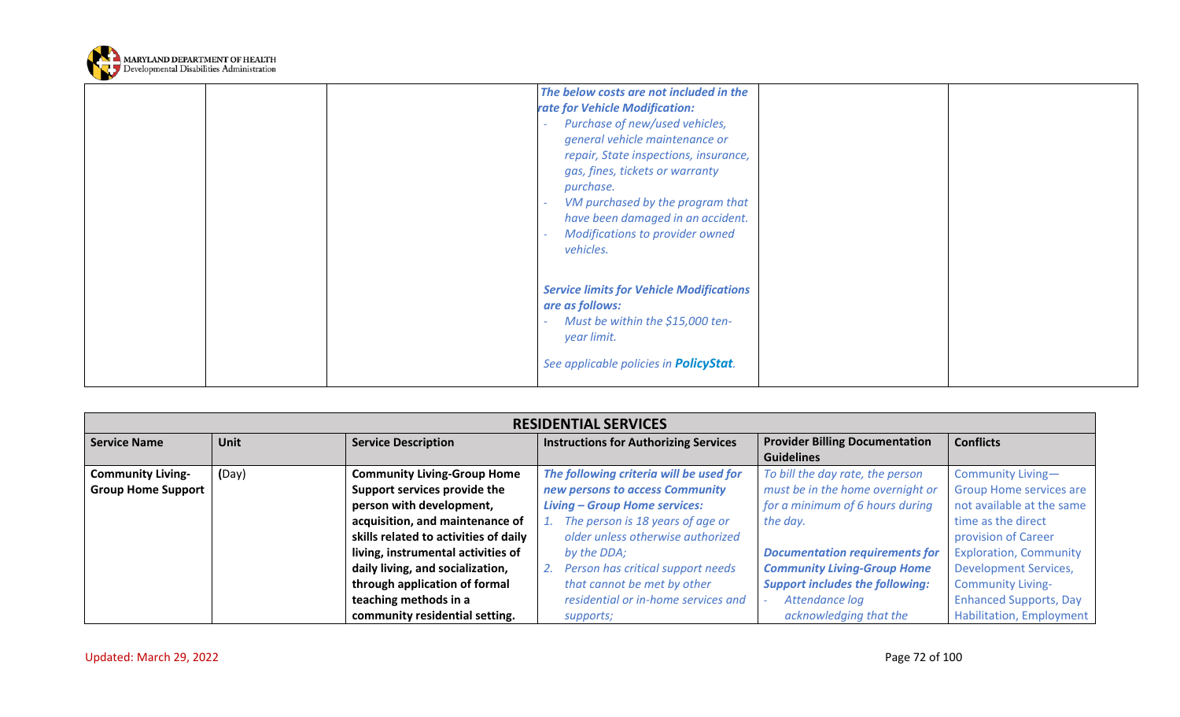| | | | | | |
|---|---|---|---|---|---|
| | | | ***The below costs are not included in the rate for Vehicle Modification:*** <br>- *Purchase of new/used vehicles, general vehicle maintenance or repair, State inspections, insurance, gas, fines, tickets or warranty purchase.* <br>- *VM purchased by the program that have been damaged in an accident.* <br>- *Modifications to provider owned vehicles.* <br><br>***Service limits for Vehicle Modifications are as follows:*** <br>- *Must be within the $15,000 ten-year limit.* <br><br>*See applicable policies in **PolicyStat**.* | | |

| **RESIDENTIAL SERVICES** | | | | | |
|---|---|---|---|---|---|
| **Service Name** | **Unit** | **Service Description** | **Instructions for Authorizing Services** | **Provider Billing Documentation Guidelines** | **Conflicts** |
| **Community Living-Group Home Support** | **(**Day) | **Community Living-Group Home Support services provide the person with development, acquisition, and maintenance of skills related to activities of daily living, instrumental activities of daily living, and socialization, through application of formal teaching methods in a community residential setting.** | ***The following criteria will be used for new persons to access Community Living – Group Home services:*** <br>1. *The person is 18 years of age or older unless otherwise authorized by the DDA;* <br>2. *Person has critical support needs that cannot be met by other residential or in-home services and supports;* | *To bill the day rate, the person must be in the home overnight or for a minimum of 6 hours during the day.* <br><br>***Documentation requirements for Community Living-Group Home Support includes the following:*** <br>- *Attendance log acknowledging that the* | Community Living—Group Home services are not available at the same time as the direct provision of Career Exploration, Community Development Services, Community Living-Enhanced Supports, Day Habilitation, Employment |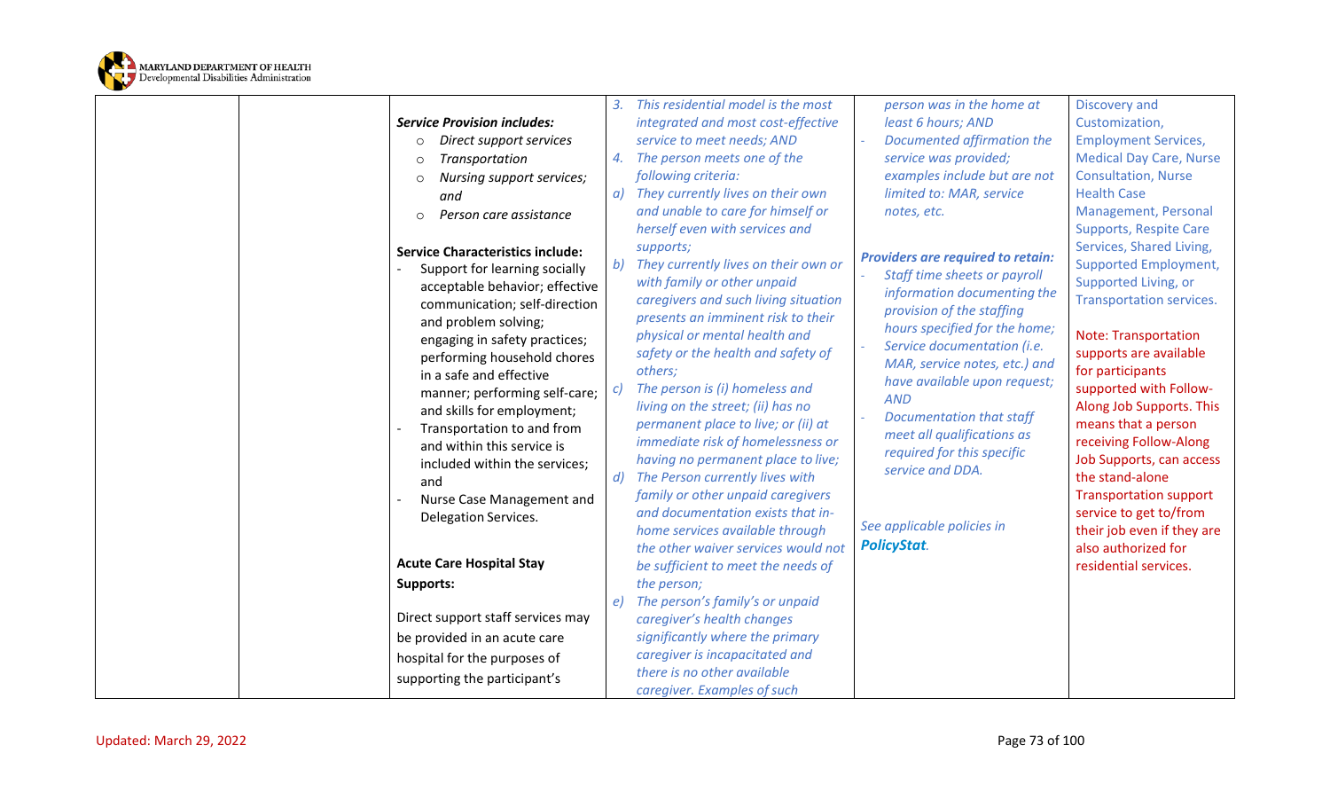| | | | | | |
|---|---|---|---|---|---|
| | | **_Service Provision includes:_**<br>○ *Direct support services*<br>○ *Transportation*<br>○ *Nursing support services; and*<br>○ *Person care assistance*<br><br>**Service Characteristics include:**<br>- Support for learning socially acceptable behavior; effective communication; self-direction and problem solving; engaging in safety practices; performing household chores in a safe and effective manner; performing self-care; and skills for employment;<br>- Transportation to and from and within this service is included within the services; and<br>- Nurse Case Management and Delegation Services.<br><br>**Acute Care Hospital Stay Supports:**<br><br>Direct support staff services may be provided in an acute care hospital for the purposes of supporting the participant's | *3. This residential model is the most integrated and most cost-effective service to meet needs; AND*<br>*4. The person meets one of the following criteria:*<br>*a) They currently lives on their own and unable to care for himself or herself even with services and supports;*<br>*b) They currently lives on their own or with family or other unpaid caregivers and such living situation presents an imminent risk to their physical or mental health and safety or the health and safety of others;*<br>*c) The person is (i) homeless and living on the street; (ii) has no permanent place to live; or (ii) at immediate risk of homelessness or having no permanent place to live;*<br>*d) The Person currently lives with family or other unpaid caregivers and documentation exists that in-home services available through the other waiver services would not be sufficient to meet the needs of the person;*<br>*e) The person's family's or unpaid caregiver's health changes significantly where the primary caregiver is incapacitated and there is no other available caregiver. Examples of such* | *person was in the home at least 6 hours; AND*<br>- *Documented affirmation the service was provided; examples include but are not limited to: MAR, service notes, etc.*<br><br>***Providers are required to retain:***<br>- *Staff time sheets or payroll information documenting the provision of the staffing hours specified for the home;*<br>- *Service documentation (i.e. MAR, service notes, etc.) and have available upon request; AND*<br>- *Documentation that staff meet all qualifications as required for this specific service and DDA.*<br><br>*See applicable policies in* ***PolicyStat****.* | Discovery and Customization, Employment Services, Medical Day Care, Nurse Consultation, Nurse Health Case Management, Personal Supports, Respite Care Services, Shared Living, Supported Employment, Supported Living, or Transportation services.<br><br>Note: Transportation supports are available for participants supported with Follow-Along Job Supports. This means that a person receiving Follow-Along Job Supports, can access the stand-alone Transportation support service to get to/from their job even if they are also authorized for residential services. |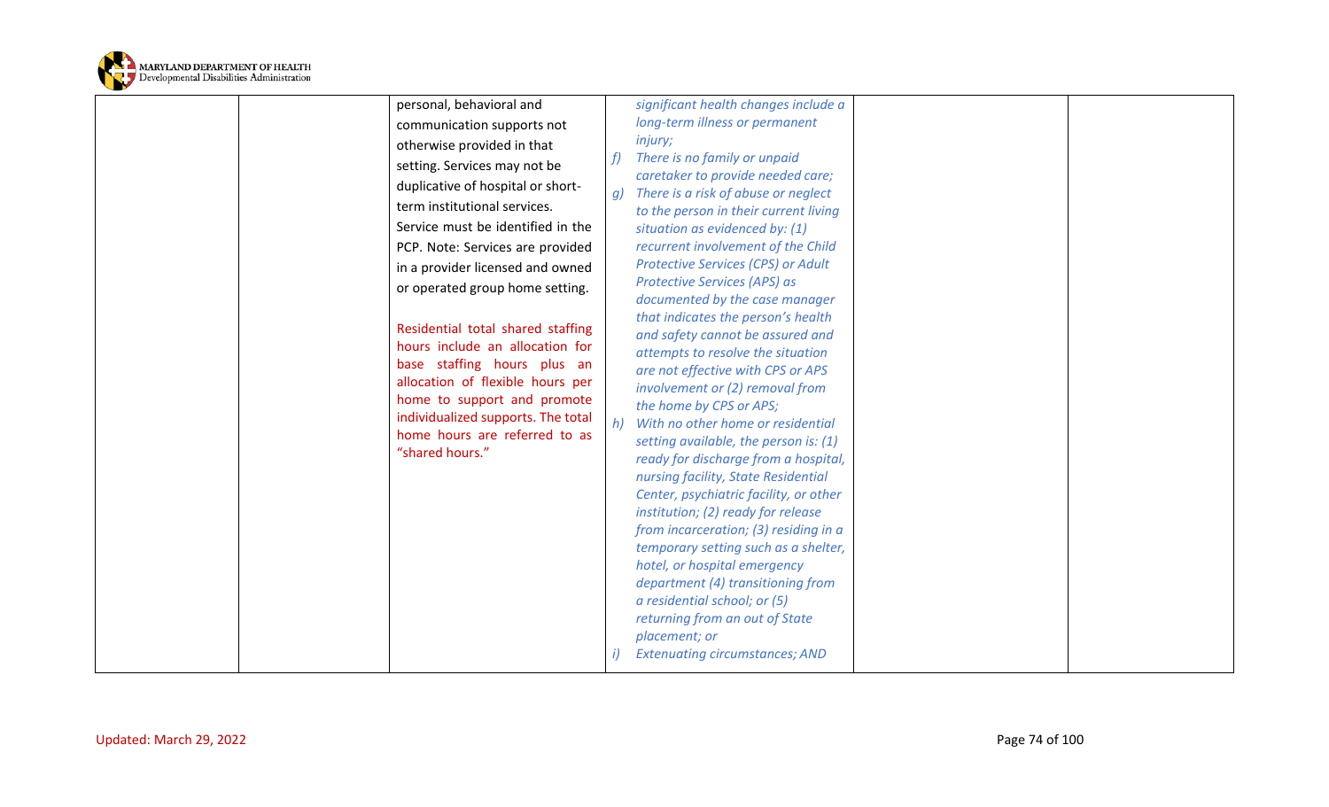|  |  |  |  |  |  |
|---|---|---|---|---|---|
|  |  | personal, behavioral and communication supports not otherwise provided in that setting. Services may not be duplicative of hospital or short-term institutional services. Service must be identified in the PCP. Note: Services are provided in a provider licensed and owned or operated group home setting.<br><br>Residential total shared staffing hours include an allocation for base staffing hours plus an allocation of flexible hours per home to support and promote individualized supports. The total home hours are referred to as "shared hours." | *significant health changes include a long-term illness or permanent injury;*<br>*f) There is no family or unpaid caretaker to provide needed care;*<br>*g) There is a risk of abuse or neglect to the person in their current living situation as evidenced by: (1) recurrent involvement of the Child Protective Services (CPS) or Adult Protective Services (APS) as documented by the case manager that indicates the person's health and safety cannot be assured and attempts to resolve the situation are not effective with CPS or APS involvement or (2) removal from the home by CPS or APS;*<br>*h) With no other home or residential setting available, the person is: (1) ready for discharge from a hospital, nursing facility, State Residential Center, psychiatric facility, or other institution; (2) ready for release from incarceration; (3) residing in a temporary setting such as a shelter, hotel, or hospital emergency department (4) transitioning from a residential school; or (5) returning from an out of State placement; or*<br>*i) Extenuating circumstances; AND* |  |  |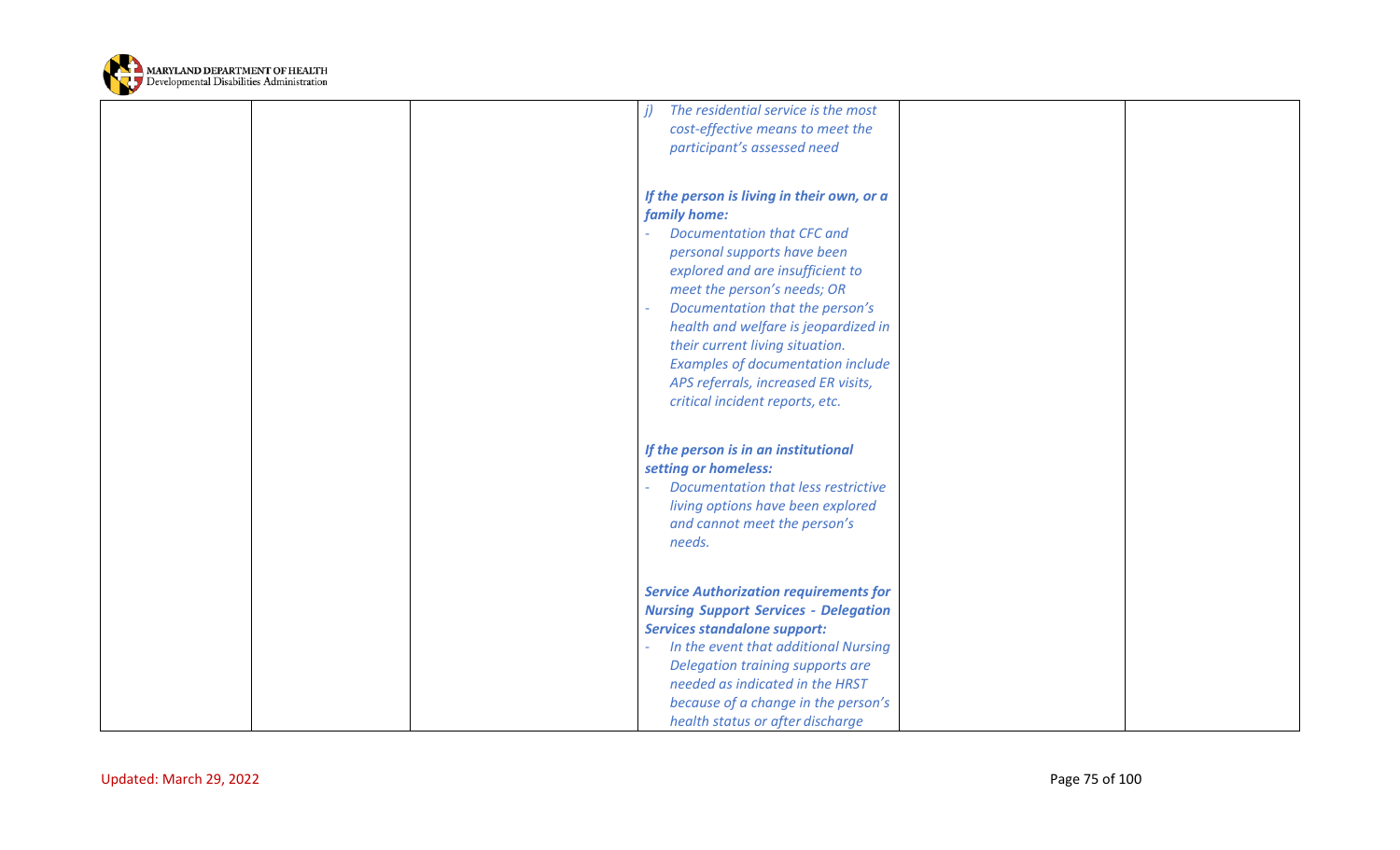| | | | | | |
|---|---|---|---|---|---|
| | | | *j) The residential service is the most cost-effective means to meet the participant's assessed need*<br><br>***If the person is living in their own, or a family home:***<br>- *Documentation that CFC and personal supports have been explored and are insufficient to meet the person's needs; OR*<br>- *Documentation that the person's health and welfare is jeopardized in their current living situation. Examples of documentation include APS referrals, increased ER visits, critical incident reports, etc.*<br><br>***If the person is in an institutional setting or homeless:***<br>- *Documentation that less restrictive living options have been explored and cannot meet the person's needs.*<br><br>***Service Authorization requirements for Nursing Support Services - Delegation Services standalone support:***<br>- *In the event that additional Nursing Delegation training supports are needed as indicated in the HRST because of a change in the person's health status or after discharge* | | |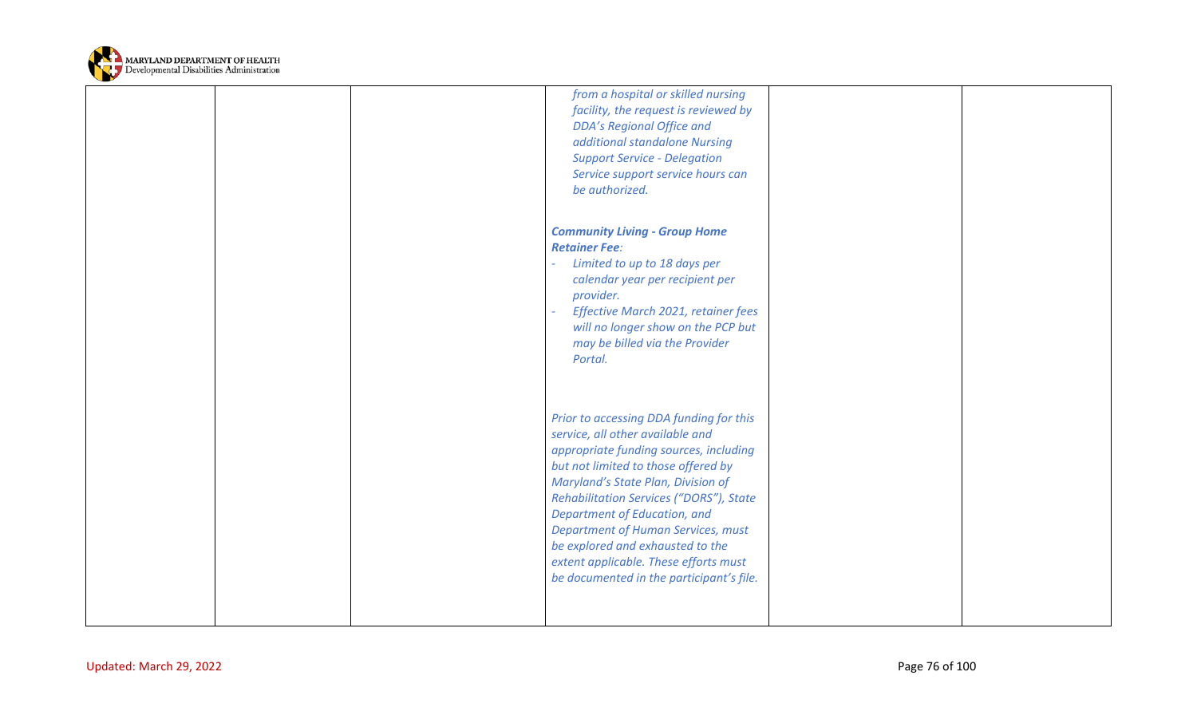| | | | | | |
|---|---|---|---|---|---|
| | | | *from a hospital or skilled nursing facility, the request is reviewed by DDA's Regional Office and additional standalone Nursing Support Service - Delegation Service support service hours can be authorized.*<br><br>***Community Living - Group Home Retainer Fee:***<br>- *Limited to up to 18 days per calendar year per recipient per provider.*<br>- *Effective March 2021, retainer fees will no longer show on the PCP but may be billed via the Provider Portal.*<br><br>*Prior to accessing DDA funding for this service, all other available and appropriate funding sources, including but not limited to those offered by Maryland's State Plan, Division of Rehabilitation Services ("DORS"), State Department of Education, and Department of Human Services, must be explored and exhausted to the extent applicable. These efforts must be documented in the participant's file.* | | |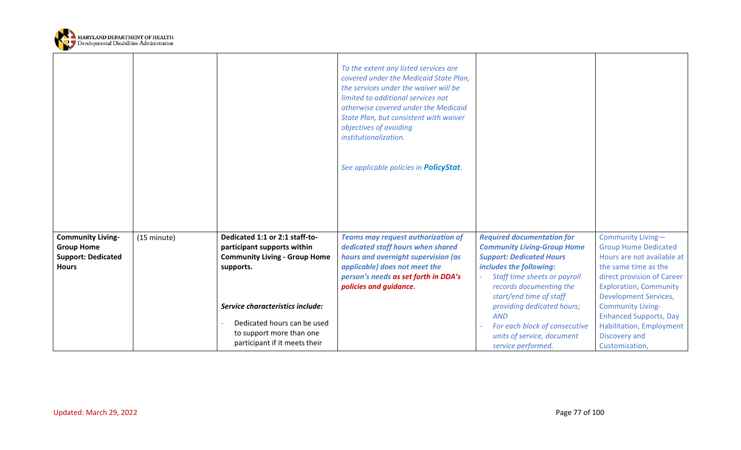| | | | | | |
|---|---|---|---|---|---|
| | | | *To the extent any listed services are covered under the Medicaid State Plan, the services under the waiver will be limited to additional services not otherwise covered under the Medicaid State Plan, but consistent with waiver objectives of avoiding institutionalization.*<br><br>*See applicable policies in **PolicyStat**.* | | |
| **Community Living-Group Home Support: Dedicated Hours** | (15 minute) | **Dedicated 1:1 or 2:1 staff-to-participant supports within Community Living - Group Home supports.**<br><br>***Service characteristics include:***<br><br>- Dedicated hours can be used to support more than one participant if it meets their | ***Teams may request authorization of dedicated staff hours when shared hours and overnight supervision (as applicable) does not meet the person's needs as set forth in DDA's policies and guidance.*** | ***Required documentation for Community Living-Group Home Support: Dedicated Hours includes the following:***<br>- *Staff time sheets or payroll records documenting the start/end time of staff providing dedicated hours;* ***AND***<br>- *For each block of consecutive units of service, document service performed.* | Community Living—Group Home Dedicated Hours are not available at the same time as the direct provision of Career Exploration, Community Development Services, Community Living-Enhanced Supports, Day Habilitation, Employment Discovery and Customization, |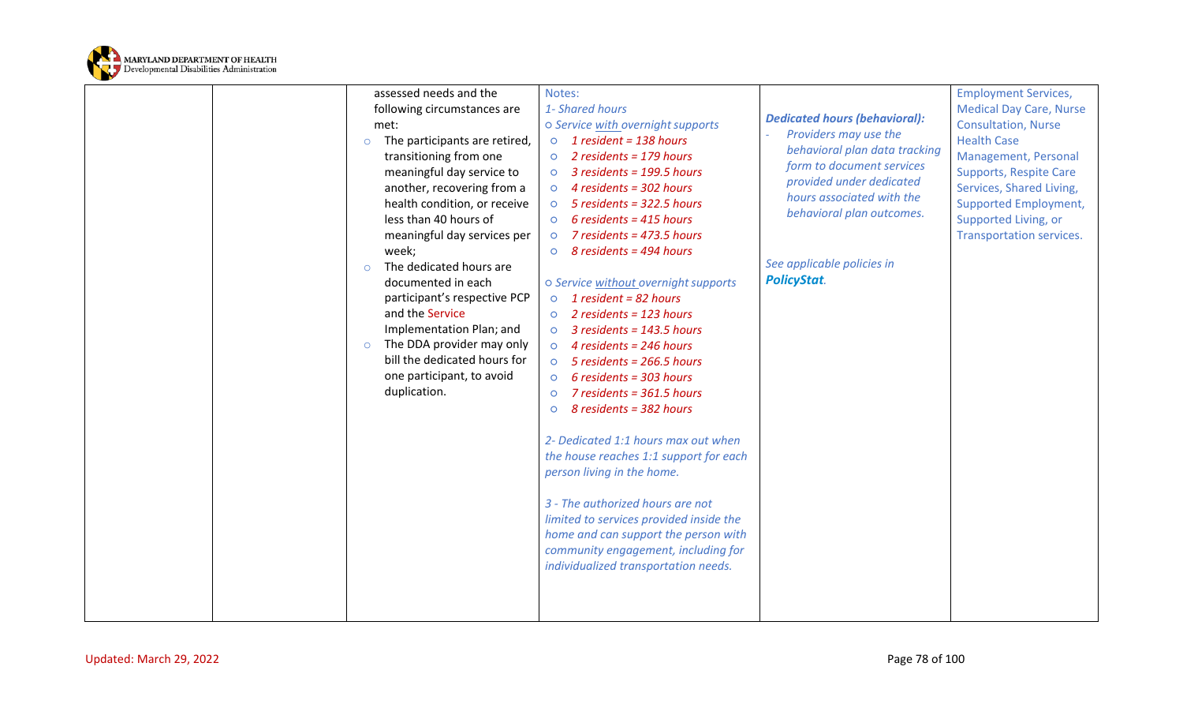| | | | | | |
|---|---|---|---|---|---|
| | | assessed needs and the following circumstances are met:<br>◦ The participants are retired, transitioning from one meaningful day service to another, recovering from a health condition, or receive less than 40 hours of meaningful day services per week;<br>◦ The dedicated hours are documented in each participant's respective PCP and the Service Implementation Plan; and<br>◦ The DDA provider may only bill the dedicated hours for one participant, to avoid duplication. | Notes:<br>*1- Shared hours*<br>*o Service with overnight supports*<br>◦ *1 resident = 138 hours*<br>◦ *2 residents = 179 hours*<br>◦ *3 residents = 199.5 hours*<br>◦ *4 residents = 302 hours*<br>◦ *5 residents = 322.5 hours*<br>◦ *6 residents = 415 hours*<br>◦ *7 residents = 473.5 hours*<br>◦ *8 residents = 494 hours*<br><br>*o Service without overnight supports*<br>◦ *1 resident = 82 hours*<br>◦ *2 residents = 123 hours*<br>◦ *3 residents = 143.5 hours*<br>◦ *4 residents = 246 hours*<br>◦ *5 residents = 266.5 hours*<br>◦ *6 residents = 303 hours*<br>◦ *7 residents = 361.5 hours*<br>◦ *8 residents = 382 hours*<br><br>*2- Dedicated 1:1 hours max out when the house reaches 1:1 support for each person living in the home.*<br><br>*3 - The authorized hours are not limited to services provided inside the home and can support the person with community engagement, including for individualized transportation needs.* | ***Dedicated hours (behavioral):***<br>- *Providers may use the behavioral plan data tracking form to document services provided under dedicated hours associated with the behavioral plan outcomes.*<br><br>*See applicable policies in **PolicyStat**.* | Employment Services, Medical Day Care, Nurse Consultation, Nurse Health Case Management, Personal Supports, Respite Care Services, Shared Living, Supported Employment, Supported Living, or Transportation services. |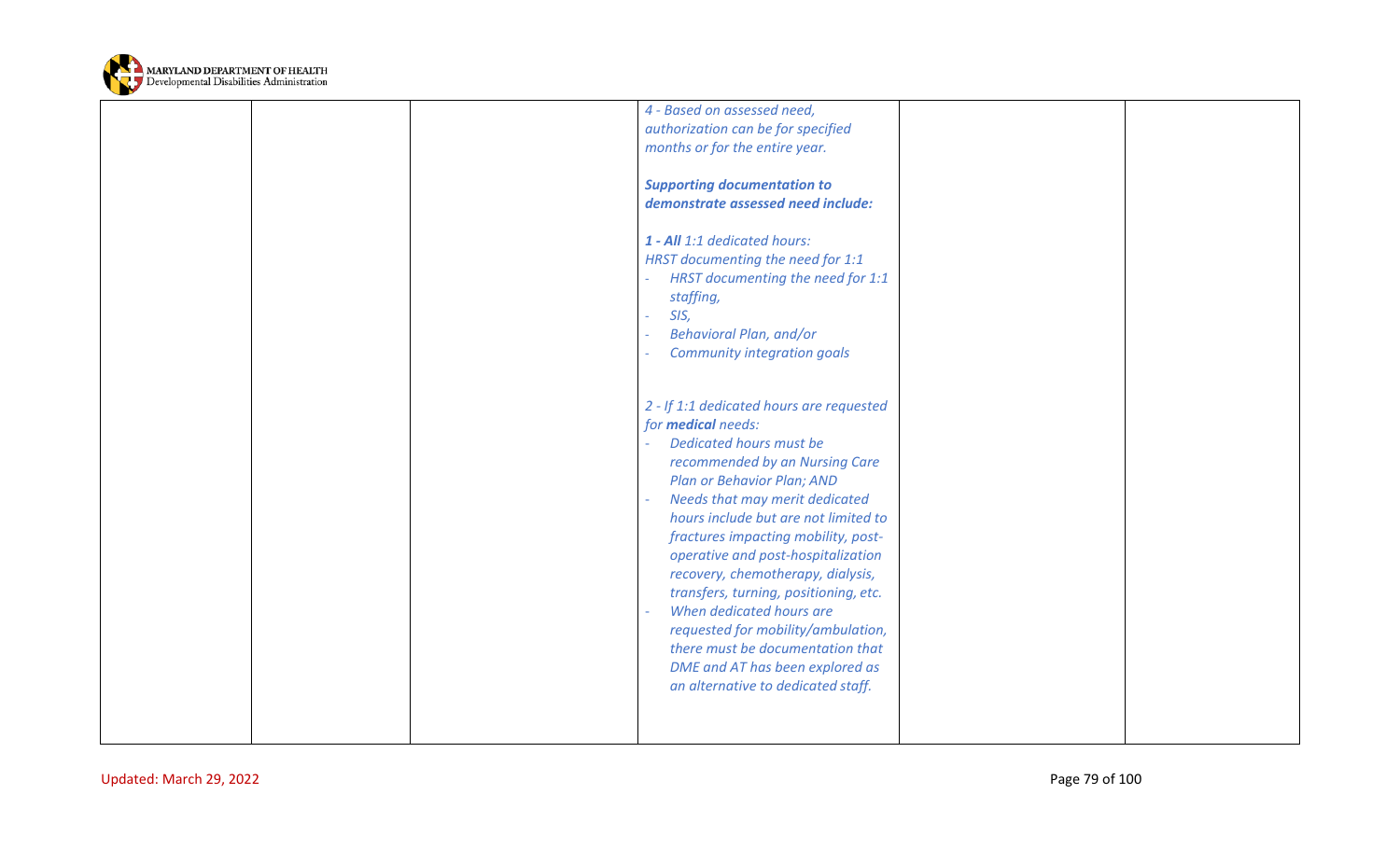|  |  |  | *4 - Based on assessed need, authorization can be for specified months or for the entire year.*<br><br>***Supporting documentation to demonstrate assessed need include:***<br><br>***1 - All** 1:1 dedicated hours:*<br>*HRST documenting the need for 1:1*<br>- *HRST documenting the need for 1:1 staffing,*<br>- *SIS,*<br>- *Behavioral Plan, and/or*<br>- *Community integration goals*<br><br>*2 - If 1:1 dedicated hours are requested for **medical** needs:*<br>- *Dedicated hours must be recommended by an Nursing Care Plan or Behavior Plan; AND*<br>- *Needs that may merit dedicated hours include but are not limited to fractures impacting mobility, post-operative and post-hospitalization recovery, chemotherapy, dialysis, transfers, turning, positioning, etc.*<br>- *When dedicated hours are requested for mobility/ambulation, there must be documentation that DME and AT has been explored as an alternative to dedicated staff.* |  |  |
|---|---|---|---|---|---|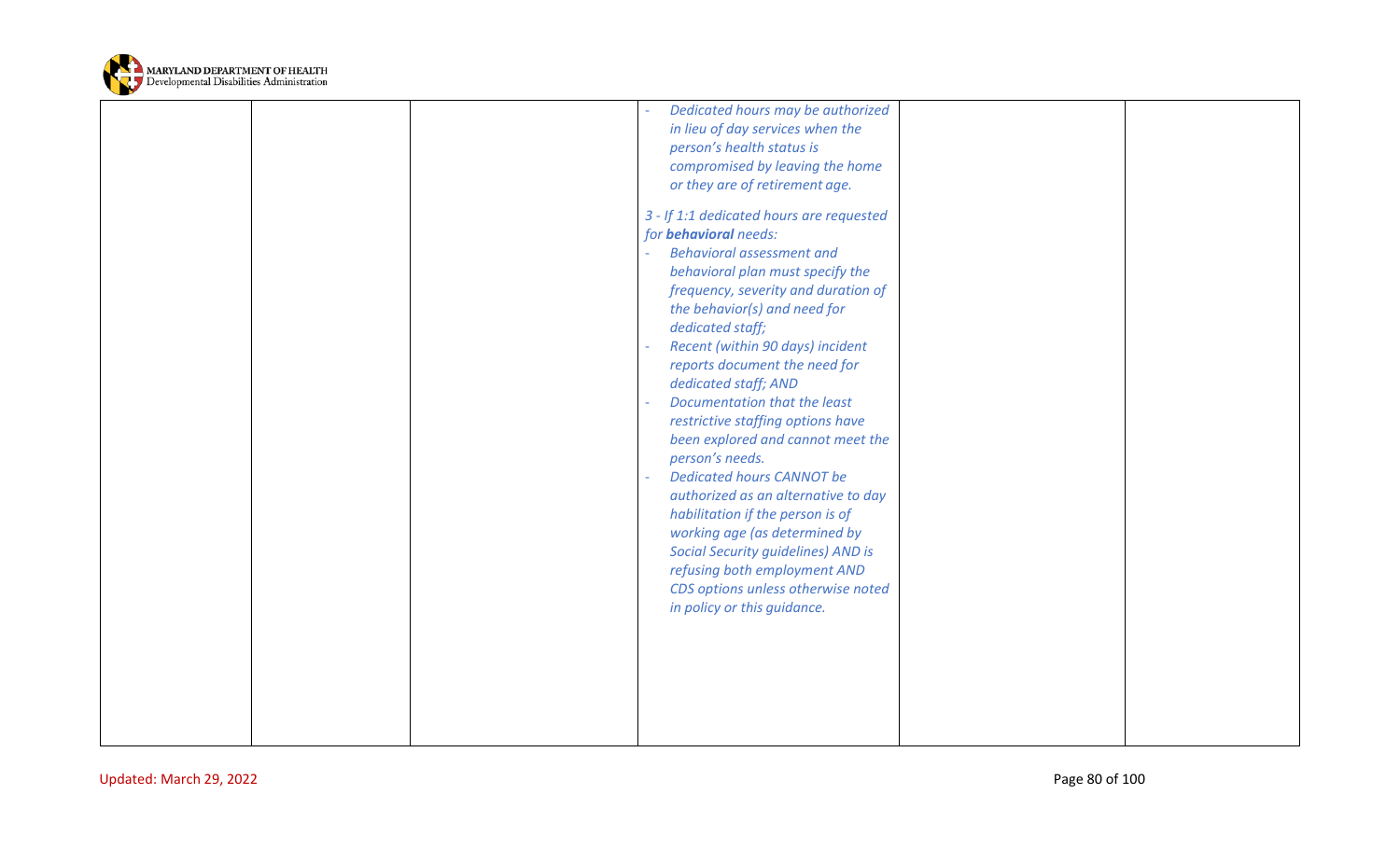| | | | | | |
|---|---|---|---|---|---|
| | | | - *Dedicated hours may be authorized in lieu of day services when the person's health status is compromised by leaving the home or they are of retirement age.*<br><br>*3 - If 1:1 dedicated hours are requested for **behavioral** needs:*<br>- *Behavioral assessment and behavioral plan must specify the frequency, severity and duration of the behavior(s) and need for dedicated staff;*<br>- *Recent (within 90 days) incident reports document the need for dedicated staff; AND*<br>- *Documentation that the least restrictive staffing options have been explored and cannot meet the person's needs.*<br>- *Dedicated hours CANNOT be authorized as an alternative to day habilitation if the person is of working age (as determined by Social Security guidelines) AND is refusing both employment AND CDS options unless otherwise noted in policy or this guidance.* | | |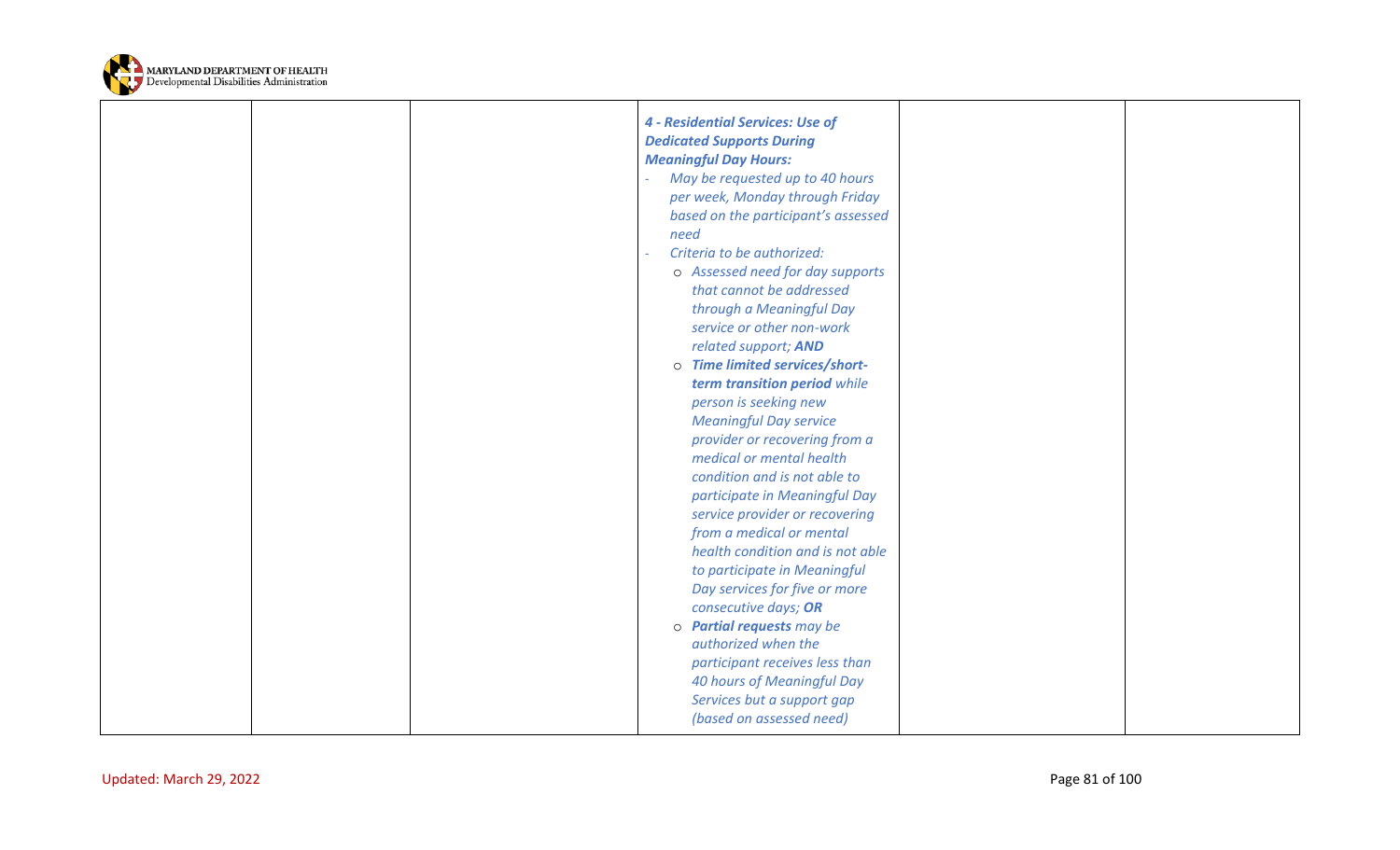|  |  |  | ***4 - Residential Services: Use of Dedicated Supports During Meaningful Day Hours:***<br>- *May be requested up to 40 hours per week, Monday through Friday based on the participant's assessed need*<br>- *Criteria to be authorized:*<br>  - *Assessed need for day supports that cannot be addressed through a Meaningful Day service or other non-work related support;* ***AND***<br>  - ***Time limited services/short-term transition period*** *while person is seeking new Meaningful Day service provider or recovering from a medical or mental health condition and is not able to participate in Meaningful Day service provider or recovering from a medical or mental health condition and is not able to participate in Meaningful Day services for five or more consecutive days;* ***OR***<br>  - ***Partial requests*** *may be authorized when the participant receives less than 40 hours of Meaningful Day Services but a support gap (based on assessed need)* |  |  |
|---|---|---|---|---|---|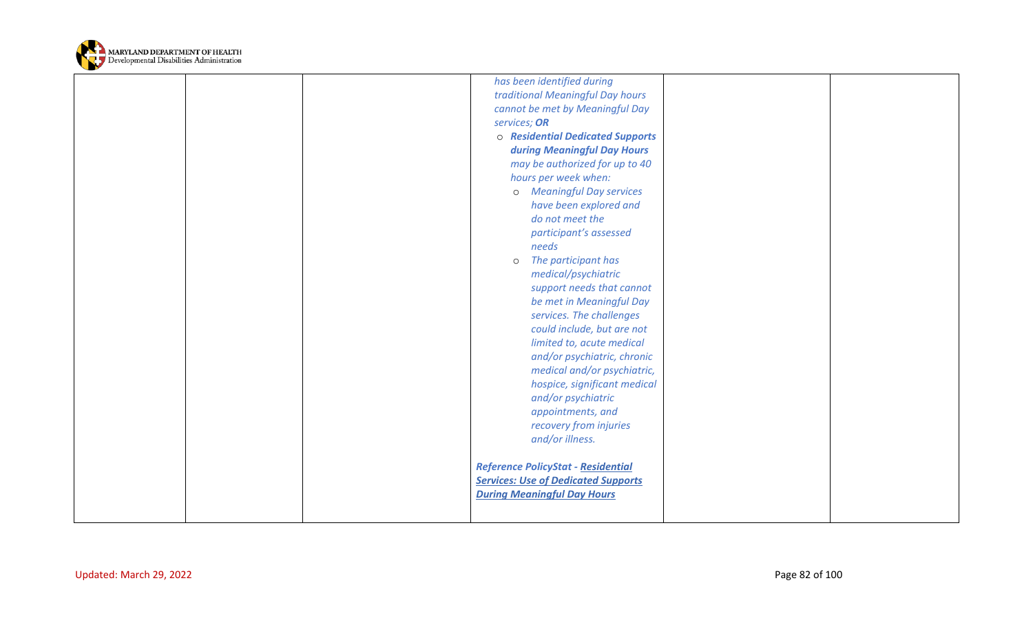| | | | | | |
|---|---|---|---|---|---|
| | | | *has been identified during traditional Meaningful Day hours cannot be met by Meaningful Day services;* ***OR***<br>o ***Residential Dedicated Supports during Meaningful Day Hours*** *may be authorized for up to 40 hours per week when:*<br>o *Meaningful Day services have been explored and do not meet the participant's assessed needs*<br>o *The participant has medical/psychiatric support needs that cannot be met in Meaningful Day services. The challenges could include, but are not limited to, acute medical and/or psychiatric, chronic medical and/or psychiatric, hospice, significant medical and/or psychiatric appointments, and recovery from injuries and/or illness.*<br><br>***Reference PolicyStat - Residential Services: Use of Dedicated Supports During Meaningful Day Hours*** | | |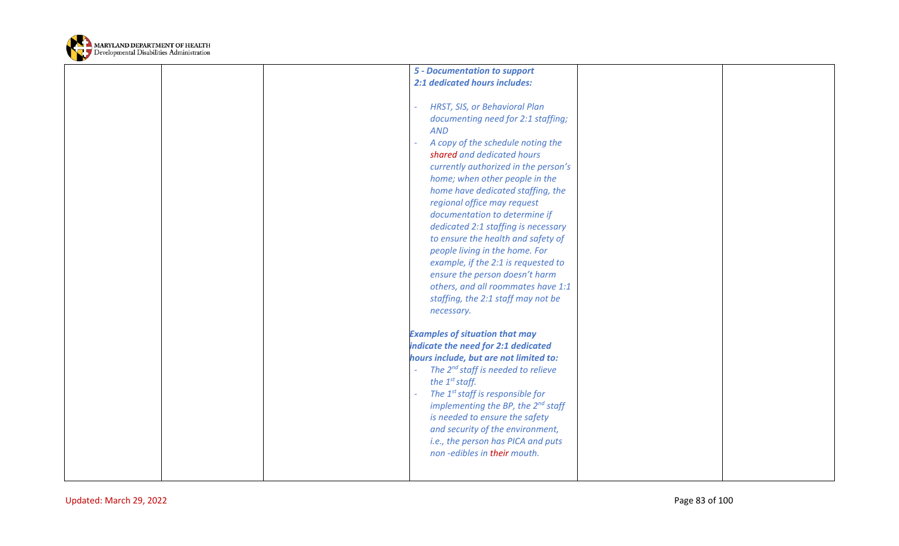| | | | | | |
|---|---|---|---|---|---|
| | | | ***5 - Documentation to support 2:1 dedicated hours includes:***<br><br>- *HRST, SIS, or Behavioral Plan documenting need for 2:1 staffing; AND*<br>- *A copy of the schedule noting the shared and dedicated hours currently authorized in the person's home; when other people in the home have dedicated staffing, the regional office may request documentation to determine if dedicated 2:1 staffing is necessary to ensure the health and safety of people living in the home. For example, if the 2:1 is requested to ensure the person doesn't harm others, and all roommates have 1:1 staffing, the 2:1 staff may not be necessary.*<br><br>***Examples of situation that may indicate the need for 2:1 dedicated hours include, but are not limited to:***<br>- *The 2nd staff is needed to relieve the 1st staff.*<br>- *The 1st staff is responsible for implementing the BP, the 2nd staff is needed to ensure the safety and security of the environment, i.e., the person has PICA and puts non -edibles in their mouth.* | | |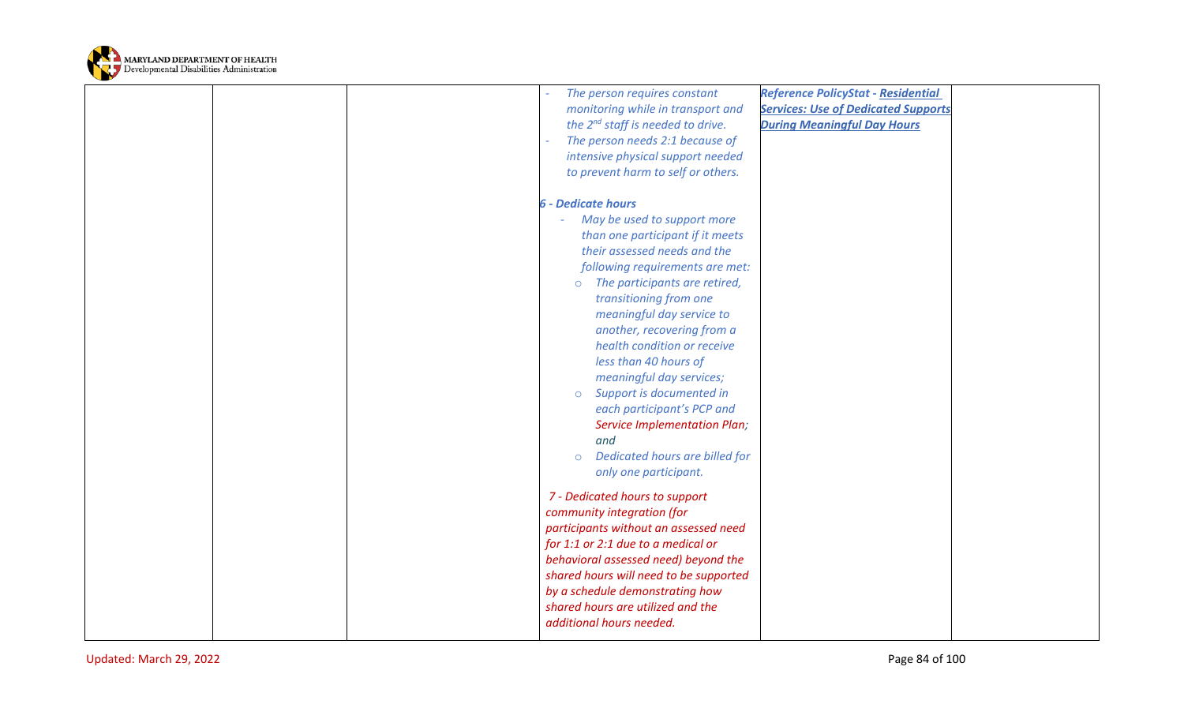| | | | | | |
|---|---|---|---|---|---|
| | | | - *The person requires constant monitoring while in transport and the 2nd staff is needed to drive.*<br>- *The person needs 2:1 because of intensive physical support needed to prevent harm to self or others.*<br><br>***6 - Dedicate hours***<br>- *May be used to support more than one participant if it meets their assessed needs and the following requirements are met:*<br>  - *The participants are retired, transitioning from one meaningful day service to another, recovering from a health condition or receive less than 40 hours of meaningful day services;*<br>  - *Support is documented in each participant's PCP and Service Implementation Plan; and*<br>  - *Dedicated hours are billed for only one participant.*<br><br>*7 - Dedicated hours to support community integration (for participants without an assessed need for 1:1 or 2:1 due to a medical or behavioral assessed need) beyond the shared hours will need to be supported by a schedule demonstrating how shared hours are utilized and the additional hours needed.* | ***Reference PolicyStat - Residential Services: Use of Dedicated Supports During Meaningful Day Hours*** | |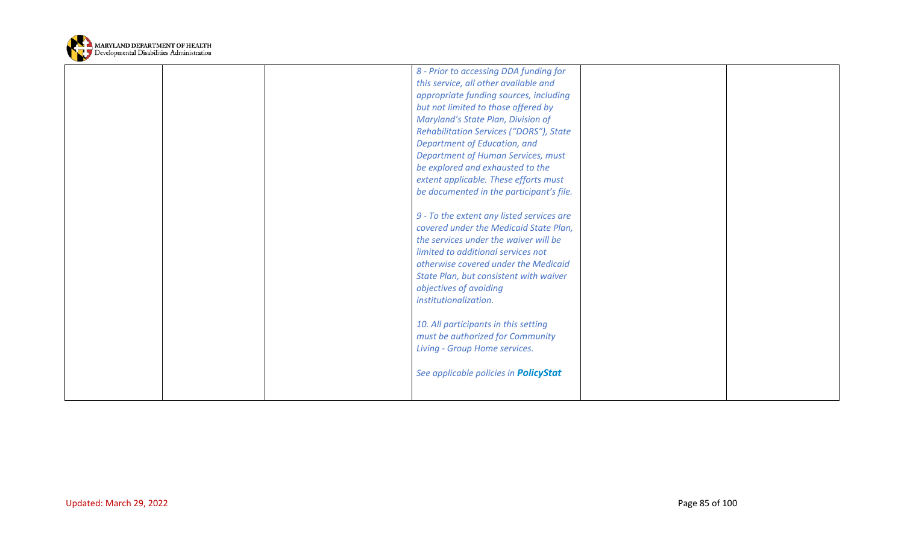| | | | | | |
|---|---|---|---|---|---|
| | | | *8 - Prior to accessing DDA funding for this service, all other available and appropriate funding sources, including but not limited to those offered by Maryland's State Plan, Division of Rehabilitation Services ("DORS"), State Department of Education, and Department of Human Services, must be explored and exhausted to the extent applicable. These efforts must be documented in the participant's file.*<br><br>*9 - To the extent any listed services are covered under the Medicaid State Plan, the services under the waiver will be limited to additional services not otherwise covered under the Medicaid State Plan, but consistent with waiver objectives of avoiding institutionalization.*<br><br>*10. All participants in this setting must be authorized for Community Living - Group Home services.*<br><br>*See applicable policies in* ***PolicyStat*** | | |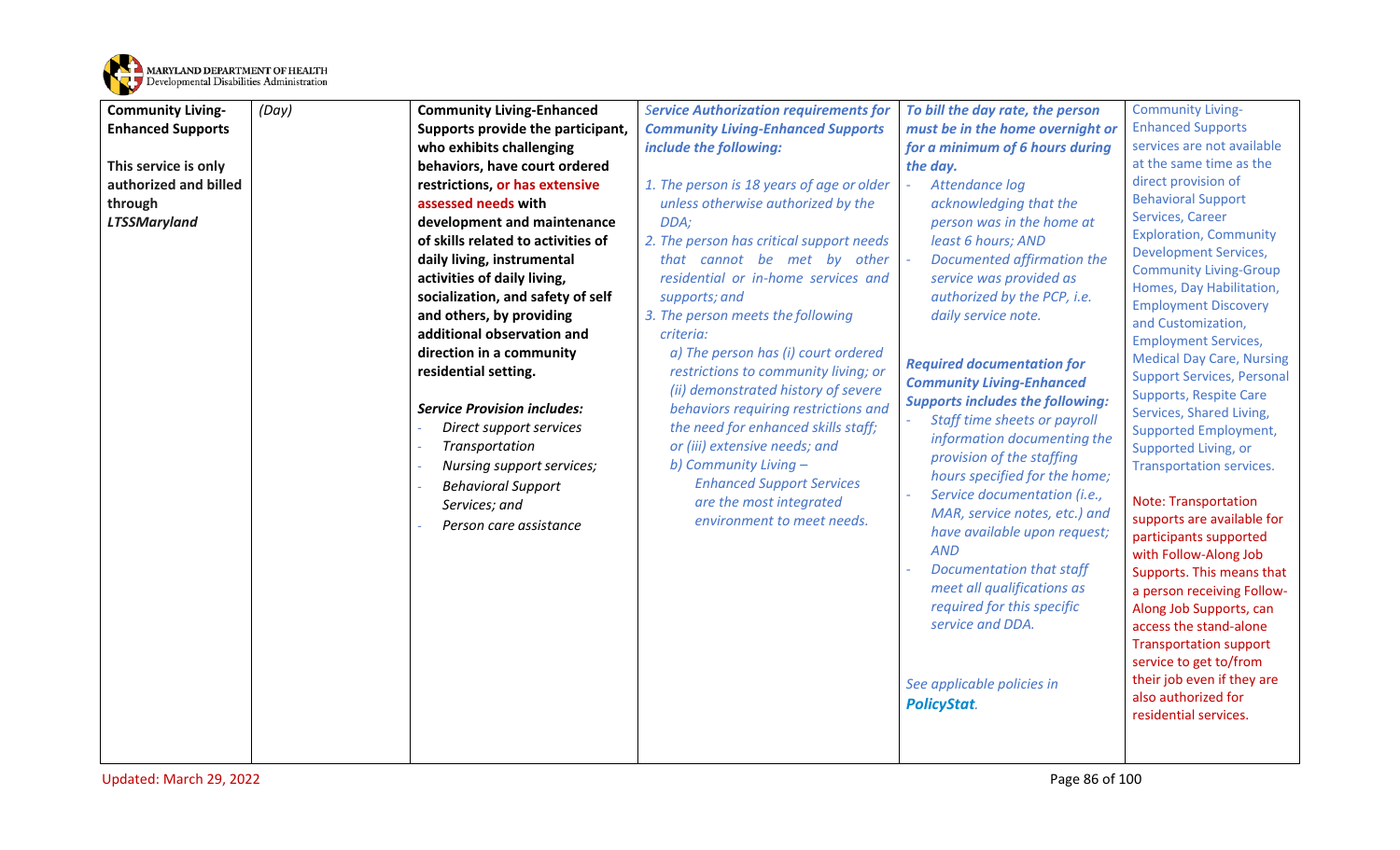| | | | | | |
|---|---|---|---|---|---|
| **Community Living-Enhanced Supports**<br><br>**This service is only authorized and billed through *LTSSMaryland*** | *(Day)* | **Community Living-Enhanced Supports provide the participant, who exhibits challenging behaviors, have court ordered restrictions, or has extensive assessed needs with development and maintenance of skills related to activities of daily living, instrumental activities of daily living, socialization, and safety of self and others, by providing additional observation and direction in a community residential setting.**<br><br>***Service Provision includes:***<br>- *Direct support services*<br>- *Transportation*<br>- *Nursing support services;*<br>- *Behavioral Support Services; and*<br>- *Person care assistance* | ***Service Authorization requirements for Community Living-Enhanced Supports include the following:***<br><br>*1. The person is 18 years of age or older unless otherwise authorized by the DDA;*<br>*2. The person has critical support needs that cannot be met by other residential or in-home services and supports; and*<br>*3. The person meets the following criteria:*<br>*a) The person has (i) court ordered restrictions to community living; or (ii) demonstrated history of severe behaviors requiring restrictions and the need for enhanced skills staff; or (iii) extensive needs; and*<br>*b) Community Living – Enhanced Support Services are the most integrated environment to meet needs.* | ***To bill the day rate, the person must be in the home overnight or for a minimum of 6 hours during the day.***<br>- *Attendance log acknowledging that the person was in the home at least 6 hours; AND*<br>- *Documented affirmation the service was provided as authorized by the PCP, i.e. daily service note.*<br><br>***Required documentation for Community Living-Enhanced Supports includes the following:***<br>- *Staff time sheets or payroll information documenting the provision of the staffing hours specified for the home;*<br>- *Service documentation (i.e., MAR, service notes, etc.) and have available upon request; AND*<br>- *Documentation that staff meet all qualifications as required for this specific service and DDA.*<br><br>*See applicable policies in **PolicyStat**.* | Community Living-Enhanced Supports services are not available at the same time as the direct provision of Behavioral Support Services, Career Exploration, Community Development Services, Community Living-Group Homes, Day Habilitation, Employment Discovery and Customization, Employment Services, Medical Day Care, Nursing Support Services, Personal Supports, Respite Care Services, Shared Living, Supported Employment, Supported Living, or Transportation services.<br><br>Note: Transportation supports are available for participants supported with Follow-Along Job Supports. This means that a person receiving Follow-Along Job Supports, can access the stand-alone Transportation support service to get to/from their job even if they are also authorized for residential services. |

Updated: March 29, 2022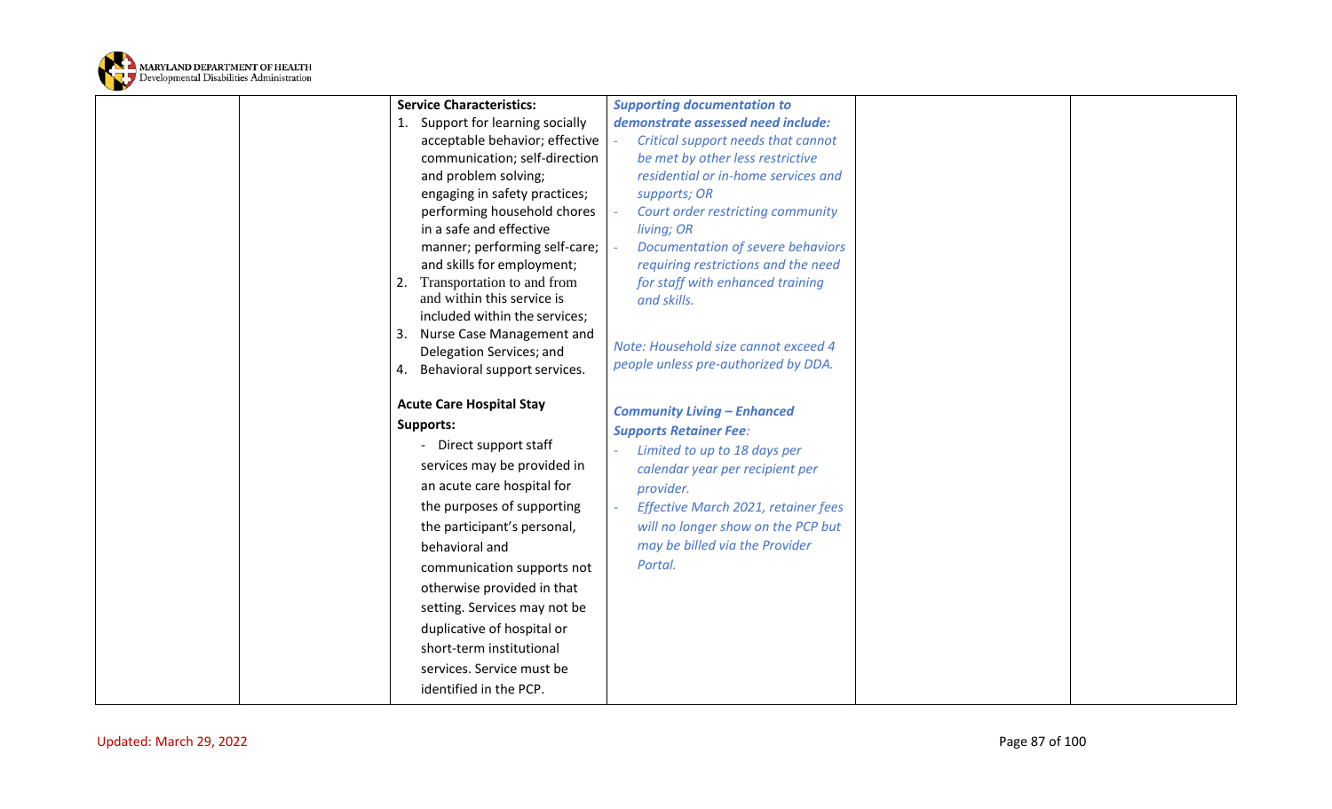| | | | | | |
|---|---|---|---|---|---|
| | | **Service Characteristics:**<br>1. Support for learning socially acceptable behavior; effective communication; self-direction and problem solving; engaging in safety practices; performing household chores in a safe and effective manner; performing self-care; and skills for employment;<br>2. Transportation to and from and within this service is included within the services;<br>3. Nurse Case Management and Delegation Services; and<br>4. Behavioral support services.<br><br>**Acute Care Hospital Stay Supports:**<br>- Direct support staff services may be provided in an acute care hospital for the purposes of supporting the participant's personal, behavioral and communication supports not otherwise provided in that setting. Services may not be duplicative of hospital or short-term institutional services. Service must be identified in the PCP. | ***Supporting documentation to demonstrate assessed need include:***<br>- *Critical support needs that cannot be met by other less restrictive residential or in-home services and supports; OR*<br>- *Court order restricting community living; OR*<br>- *Documentation of severe behaviors requiring restrictions and the need for staff with enhanced training and skills.*<br><br>*Note: Household size cannot exceed 4 people unless pre-authorized by DDA.*<br><br>***Community Living – Enhanced Supports Retainer Fee:***<br>- *Limited to up to 18 days per calendar year per recipient per provider.*<br>- *Effective March 2021, retainer fees will no longer show on the PCP but may be billed via the Provider Portal.* | | |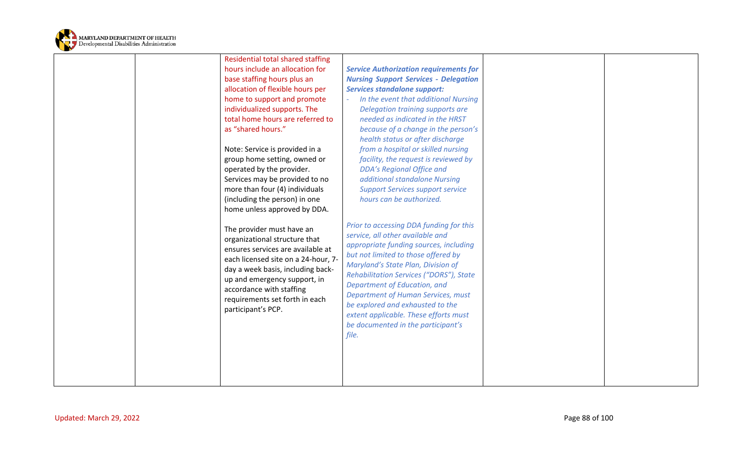| | | | | | |
|---|---|---|---|---|---|
| | | Residential total shared staffing hours include an allocation for base staffing hours plus an allocation of flexible hours per home to support and promote individualized supports. The total home hours are referred to as "shared hours."<br><br>Note: Service is provided in a group home setting, owned or operated by the provider. Services may be provided to no more than four (4) individuals (including the person) in one home unless approved by DDA.<br><br>The provider must have an organizational structure that ensures services are available at each licensed site on a 24-hour, 7-day a week basis, including back-up and emergency support, in accordance with staffing requirements set forth in each participant's PCP. | ***Service Authorization requirements for Nursing Support Services - Delegation Services standalone support:***<br>- *In the event that additional Nursing Delegation training supports are needed as indicated in the HRST because of a change in the person's health status or after discharge from a hospital or skilled nursing facility, the request is reviewed by DDA's Regional Office and additional standalone Nursing Support Services support service hours can be authorized.*<br><br>*Prior to accessing DDA funding for this service, all other available and appropriate funding sources, including but not limited to those offered by Maryland's State Plan, Division of Rehabilitation Services ("DORS"), State Department of Education, and Department of Human Services, must be explored and exhausted to the extent applicable. These efforts must be documented in the participant's file.* | | |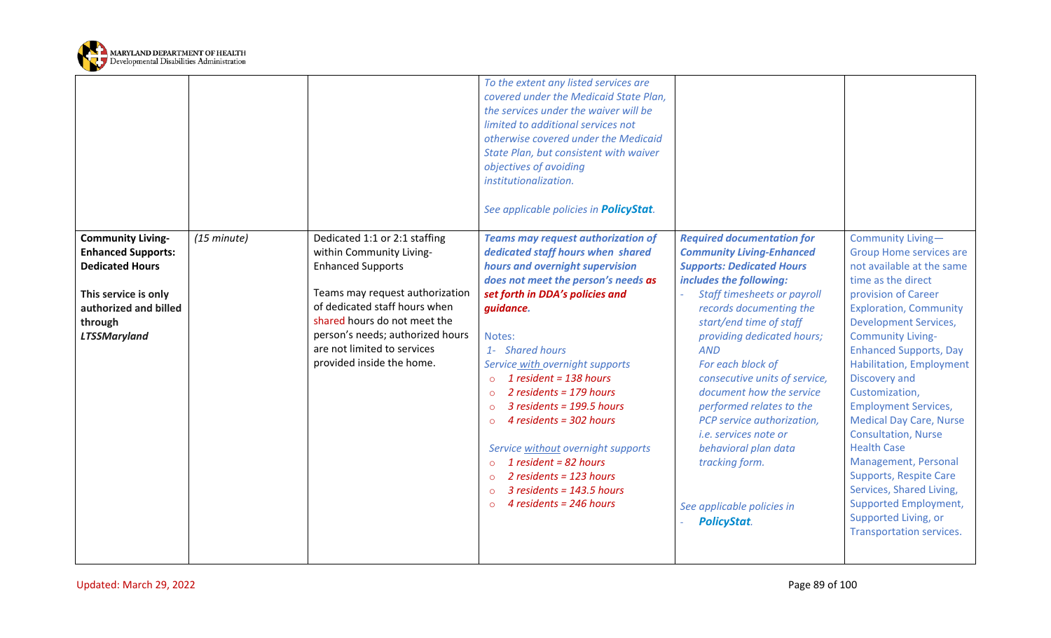| | | | | | |
|---|---|---|---|---|---|
| | | | *To the extent any listed services are covered under the Medicaid State Plan, the services under the waiver will be limited to additional services not otherwise covered under the Medicaid State Plan, but consistent with waiver objectives of avoiding institutionalization.*<br><br>*See applicable policies in **PolicyStat**.* | | |
| **Community Living-Enhanced Supports: Dedicated Hours**<br><br>**This service is only authorized and billed through *LTSSMaryland*** | *(15 minute)* | Dedicated 1:1 or 2:1 staffing within Community Living-Enhanced Supports<br><br>Teams may request authorization of dedicated staff hours when shared hours do not meet the person's needs; authorized hours are not limited to services provided inside the home. | ***Teams may request authorization of dedicated staff hours when shared hours and overnight supervision does not meet the person's needs as set forth in DDA's policies and guidance.***<br><br>Notes:<br>*1- Shared hours*<br>*Service with overnight supports*<br>○ *1 resident = 138 hours*<br>○ *2 residents = 179 hours*<br>○ *3 residents = 199.5 hours*<br>○ *4 residents = 302 hours*<br><br>*Service without overnight supports*<br>○ *1 resident = 82 hours*<br>○ *2 residents = 123 hours*<br>○ *3 residents = 143.5 hours*<br>○ *4 residents = 246 hours* | ***Required documentation for Community Living-Enhanced Supports: Dedicated Hours includes the following:***<br>- *Staff timesheets or payroll records documenting the start/end time of staff providing dedicated hours; AND*<br>*For each block of consecutive units of service, document how the service performed relates to the PCP service authorization, i.e. services note or behavioral plan data tracking form.*<br><br>*See applicable policies in*<br>- ***PolicyStat**.* | Community Living—Group Home services are not available at the same time as the direct provision of Career Exploration, Community Development Services, Community Living-Enhanced Supports, Day Habilitation, Employment Discovery and Customization, Employment Services, Medical Day Care, Nurse Consultation, Nurse Health Case Management, Personal Supports, Respite Care Services, Shared Living, Supported Employment, Supported Living, or Transportation services. |

Updated: March 29, 2022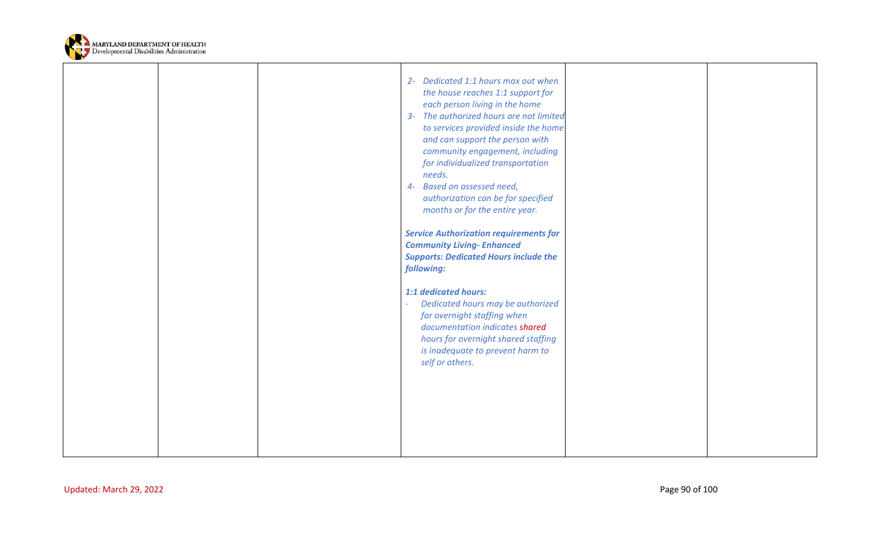|  |  |  | 2- *Dedicated 1:1 hours max out when the house reaches 1:1 support for each person living in the home*<br>3- *The authorized hours are not limited to services provided inside the home and can support the person with community engagement, including for individualized transportation needs.*<br>4- *Based on assessed need, authorization can be for specified months or for the entire year.*<br><br>***Service Authorization requirements for Community Living- Enhanced Supports: Dedicated Hours include the following:***<br><br>***1:1 dedicated hours:***<br>- *Dedicated hours may be authorized for overnight staffing when documentation indicates shared hours for overnight shared staffing is inadequate to prevent harm to self or others.* |  |  |
|---|---|---|---|---|---|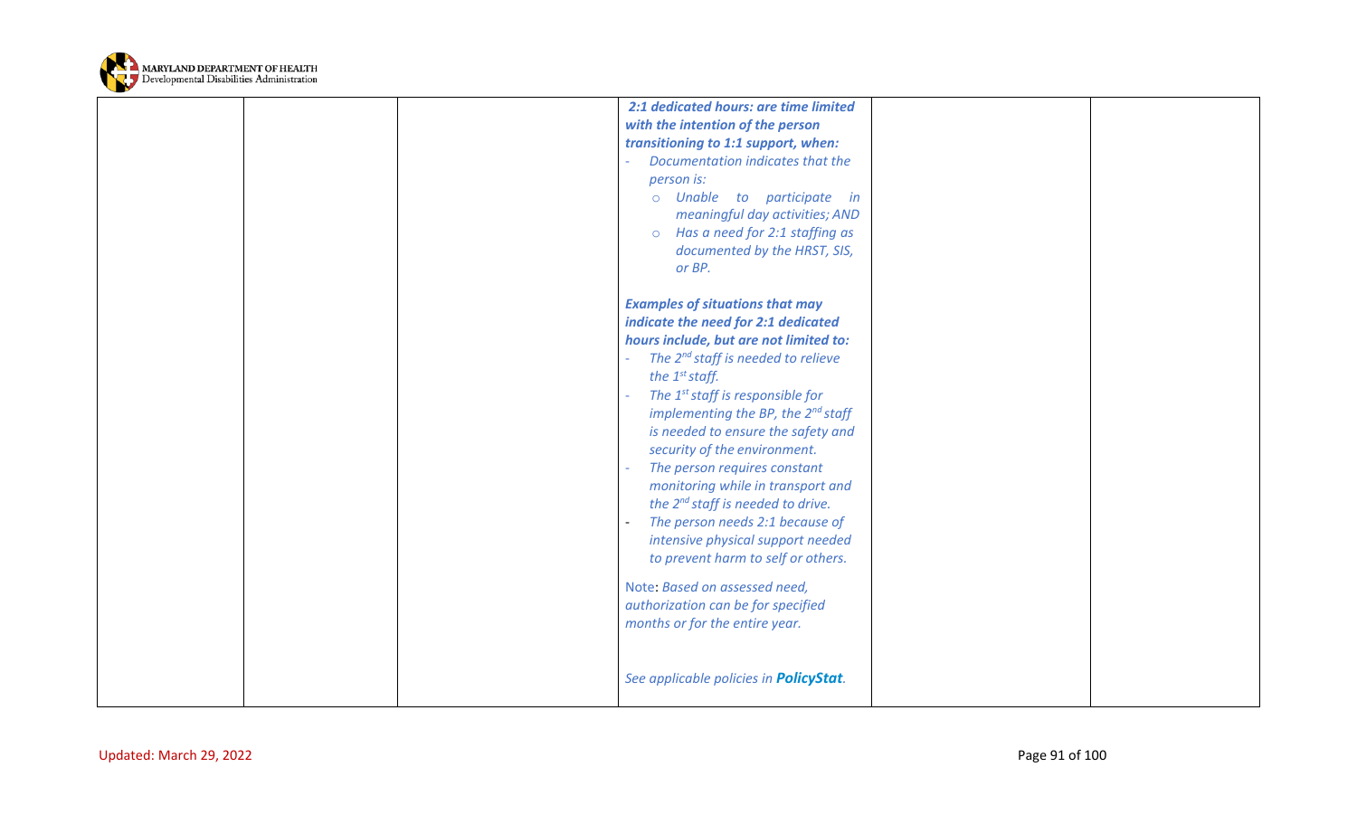| | | | | | |
|---|---|---|---|---|---|
| | | | ***2:1 dedicated hours: are time limited with the intention of the person transitioning to 1:1 support, when:***<br>- *Documentation indicates that the person is:*<br>  - *Unable to participate in meaningful day activities; AND*<br>  - *Has a need for 2:1 staffing as documented by the HRST, SIS, or BP.*<br><br>***Examples of situations that may indicate the need for 2:1 dedicated hours include, but are not limited to:***<br>- *The 2nd staff is needed to relieve the 1st staff.*<br>- *The 1st staff is responsible for implementing the BP, the 2nd staff is needed to ensure the safety and security of the environment.*<br>- *The person requires constant monitoring while in transport and the 2nd staff is needed to drive.*<br>- *The person needs 2:1 because of intensive physical support needed to prevent harm to self or others.*<br><br>Note: *Based on assessed need, authorization can be for specified months or for the entire year.*<br><br>*See applicable policies in **PolicyStat**.* | | |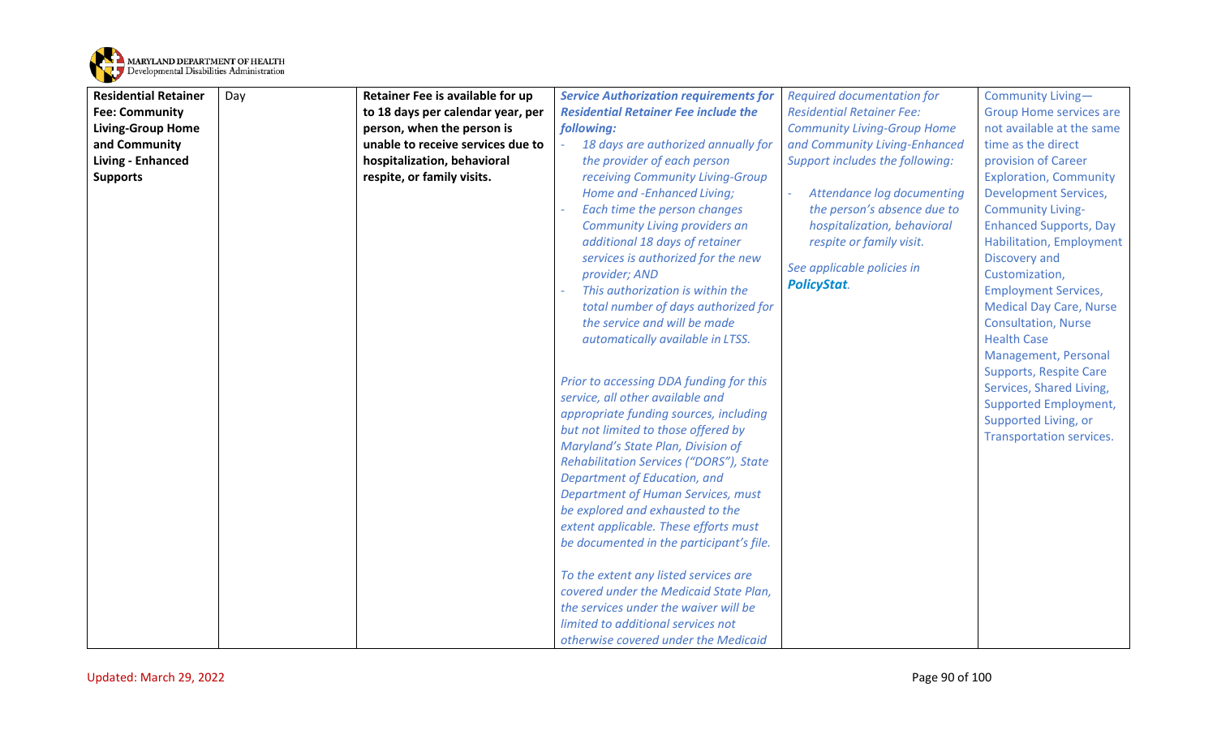| | | | | | |
|---|---|---|---|---|---|
| **Residential Retainer Fee: Community Living-Group Home and Community Living - Enhanced Supports** | Day | **Retainer Fee is available for up to 18 days per calendar year, per person, when the person is unable to receive services due to hospitalization, behavioral respite, or family visits.** | ***Service Authorization requirements for Residential Retainer Fee include the following:***<br>- *18 days are authorized annually for the provider of each person receiving Community Living-Group Home and -Enhanced Living;*<br>- *Each time the person changes Community Living providers an additional 18 days of retainer services is authorized for the new provider; AND*<br>- *This authorization is within the total number of days authorized for the service and will be made automatically available in LTSS.*<br><br>*Prior to accessing DDA funding for this service, all other available and appropriate funding sources, including but not limited to those offered by Maryland's State Plan, Division of Rehabilitation Services ("DORS"), State Department of Education, and Department of Human Services, must be explored and exhausted to the extent applicable. These efforts must be documented in the participant's file.*<br><br>*To the extent any listed services are covered under the Medicaid State Plan, the services under the waiver will be limited to additional services not otherwise covered under the Medicaid* | *Required documentation for Residential Retainer Fee: Community Living-Group Home and Community Living-Enhanced Support includes the following:*<br><br>- *Attendance log documenting the person's absence due to hospitalization, behavioral respite or family visit.*<br><br>*See applicable policies in **PolicyStat**.* | Community Living—Group Home services are not available at the same time as the direct provision of Career Exploration, Community Development Services, Community Living-Enhanced Supports, Day Habilitation, Employment Discovery and Customization, Employment Services, Medical Day Care, Nurse Consultation, Nurse Health Case Management, Personal Supports, Respite Care Services, Shared Living, Supported Employment, Supported Living, or Transportation services. |

Updated: March 29, 2022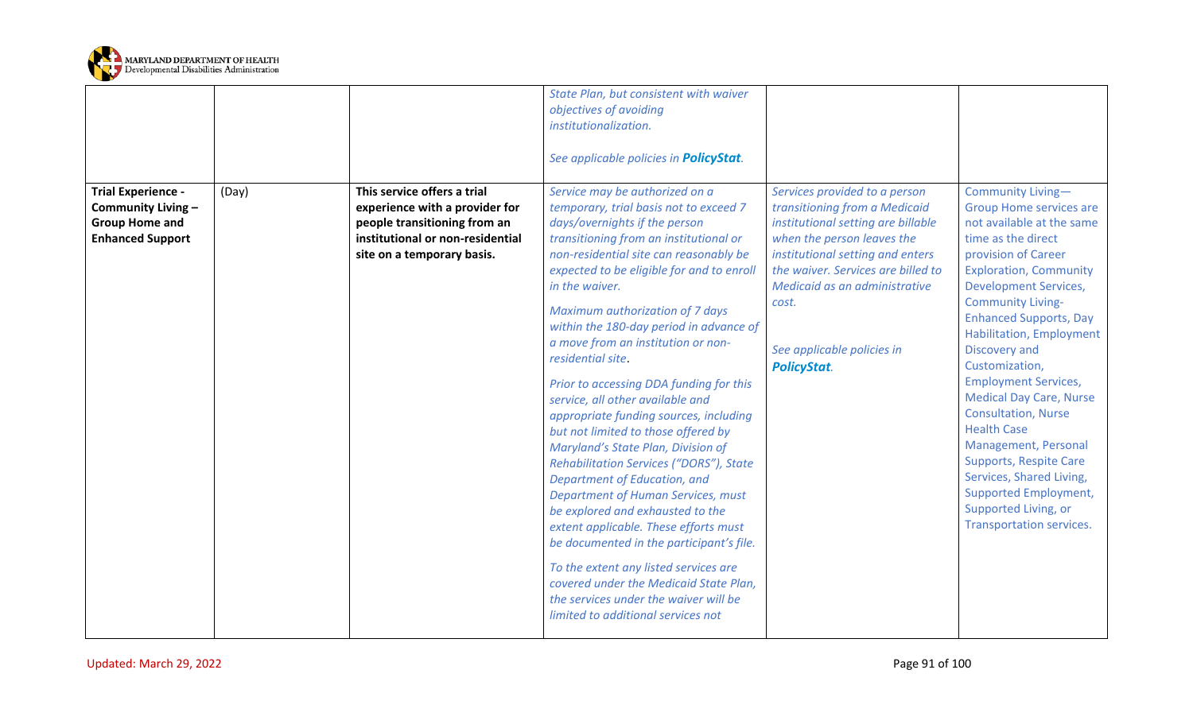| | | | | | |
|---|---|---|---|---|---|
| | | | *State Plan, but consistent with waiver objectives of avoiding institutionalization.*<br><br>*See applicable policies in **PolicyStat**.* | | |
| **Trial Experience - Community Living – Group Home and Enhanced Support** | (Day) | **This service offers a trial experience with a provider for people transitioning from an institutional or non-residential site on a temporary basis.** | *Service may be authorized on a temporary, trial basis not to exceed 7 days/overnights if the person transitioning from an institutional or non-residential site can reasonably be expected to be eligible for and to enroll in the waiver.*<br><br>*Maximum authorization of 7 days within the 180-day period in advance of a move from an institution or non-residential site*.<br><br>*Prior to accessing DDA funding for this service, all other available and appropriate funding sources, including but not limited to those offered by Maryland's State Plan, Division of Rehabilitation Services ("DORS"), State Department of Education, and Department of Human Services, must be explored and exhausted to the extent applicable. These efforts must be documented in the participant's file.*<br><br>*To the extent any listed services are covered under the Medicaid State Plan, the services under the waiver will be limited to additional services not* | *Services provided to a person transitioning from a Medicaid institutional setting are billable when the person leaves the institutional setting and enters the waiver. Services are billed to Medicaid as an administrative cost.*<br><br>*See applicable policies in **PolicyStat**.* | Community Living—Group Home services are not available at the same time as the direct provision of Career Exploration, Community Development Services, Community Living-Enhanced Supports, Day Habilitation, Employment Discovery and Customization, Employment Services, Medical Day Care, Nurse Consultation, Nurse Health Case Management, Personal Supports, Respite Care Services, Shared Living, Supported Employment, Supported Living, or Transportation services. |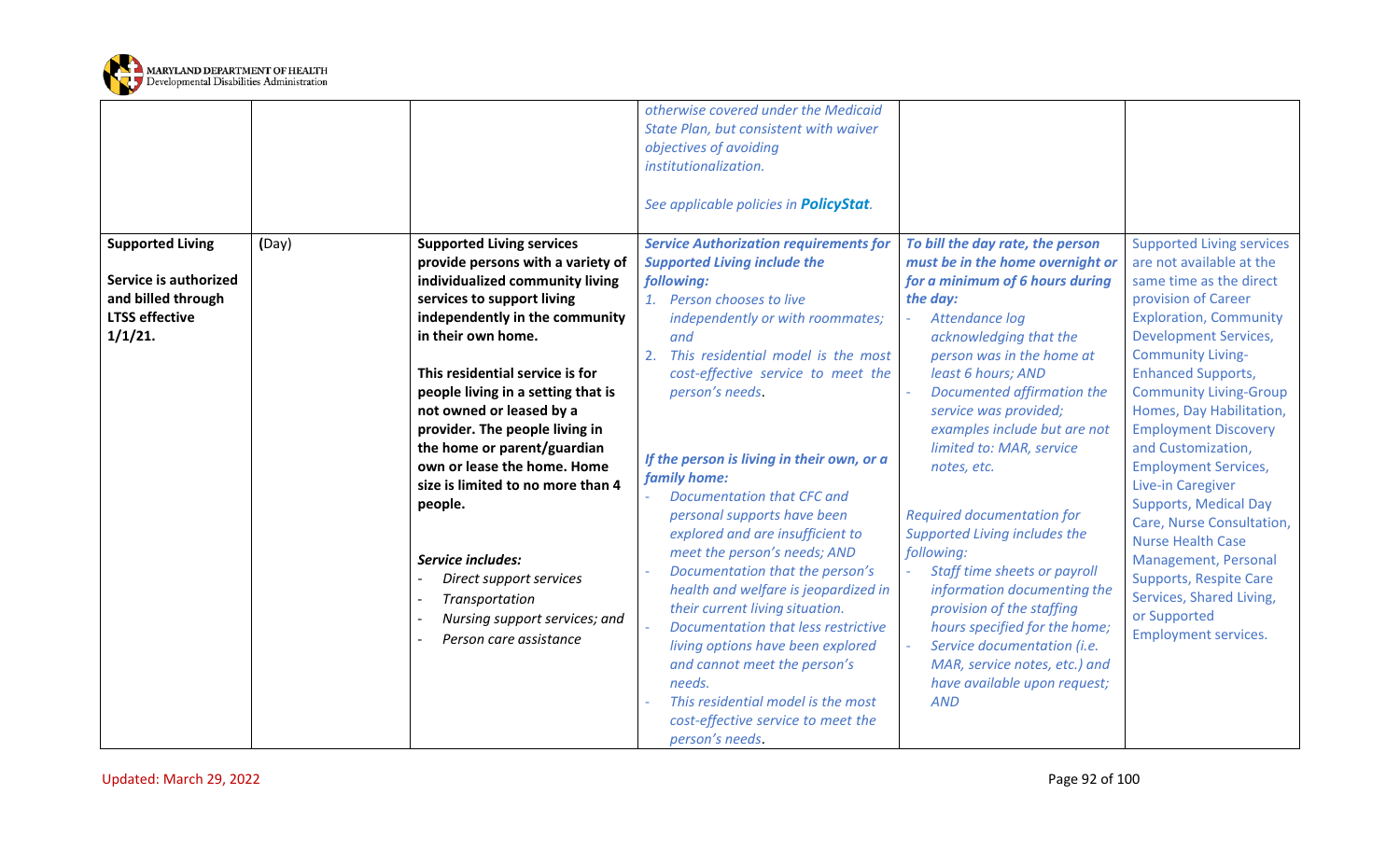| | | | | | |
|---|---|---|---|---|---|
| | | | *otherwise covered under the Medicaid State Plan, but consistent with waiver objectives of avoiding institutionalization.*<br><br>*See applicable policies in **PolicyStat**.* | | |
| **Supported Living**<br><br>**Service is authorized and billed through LTSS effective 1/1/21.** | (Day) | **Supported Living services provide persons with a variety of individualized community living services to support living independently in the community in their own home.**<br><br>**This residential service is for people living in a setting that is not owned or leased by a provider. The people living in the home or parent/guardian own or lease the home. Home size is limited to no more than 4 people.**<br><br>***Service includes:***<br>- *Direct support services*<br>- *Transportation*<br>- *Nursing support services; and*<br>- *Person care assistance* | ***Service Authorization requirements for Supported Living include the following:***<br>1. *Person chooses to live independently or with roommates; and*<br>2. *This residential model is the most cost-effective service to meet the person's needs.*<br><br>***If the person is living in their own, or a family home:***<br>- *Documentation that CFC and personal supports have been explored and are insufficient to meet the person's needs; AND*<br>- *Documentation that the person's health and welfare is jeopardized in their current living situation.*<br>- *Documentation that less restrictive living options have been explored and cannot meet the person's needs.*<br>- *This residential model is the most cost-effective service to meet the person's needs.* | ***To bill the day rate, the person must be in the home overnight or for a minimum of 6 hours during the day:***<br>- *Attendance log acknowledging that the person was in the home at least 6 hours; AND*<br>- *Documented affirmation the service was provided; examples include but are not limited to: MAR, service notes, etc.*<br><br>*Required documentation for Supported Living includes the following:*<br>- *Staff time sheets or payroll information documenting the provision of the staffing hours specified for the home;*<br>- *Service documentation (i.e. MAR, service notes, etc.) and have available upon request; AND* | Supported Living services are not available at the same time as the direct provision of Career Exploration, Community Development Services, Community Living-Enhanced Supports, Community Living-Group Homes, Day Habilitation, Employment Discovery and Customization, Employment Services, Live-in Caregiver Supports, Medical Day Care, Nurse Consultation, Nurse Health Case Management, Personal Supports, Respite Care Services, Shared Living, or Supported Employment services. |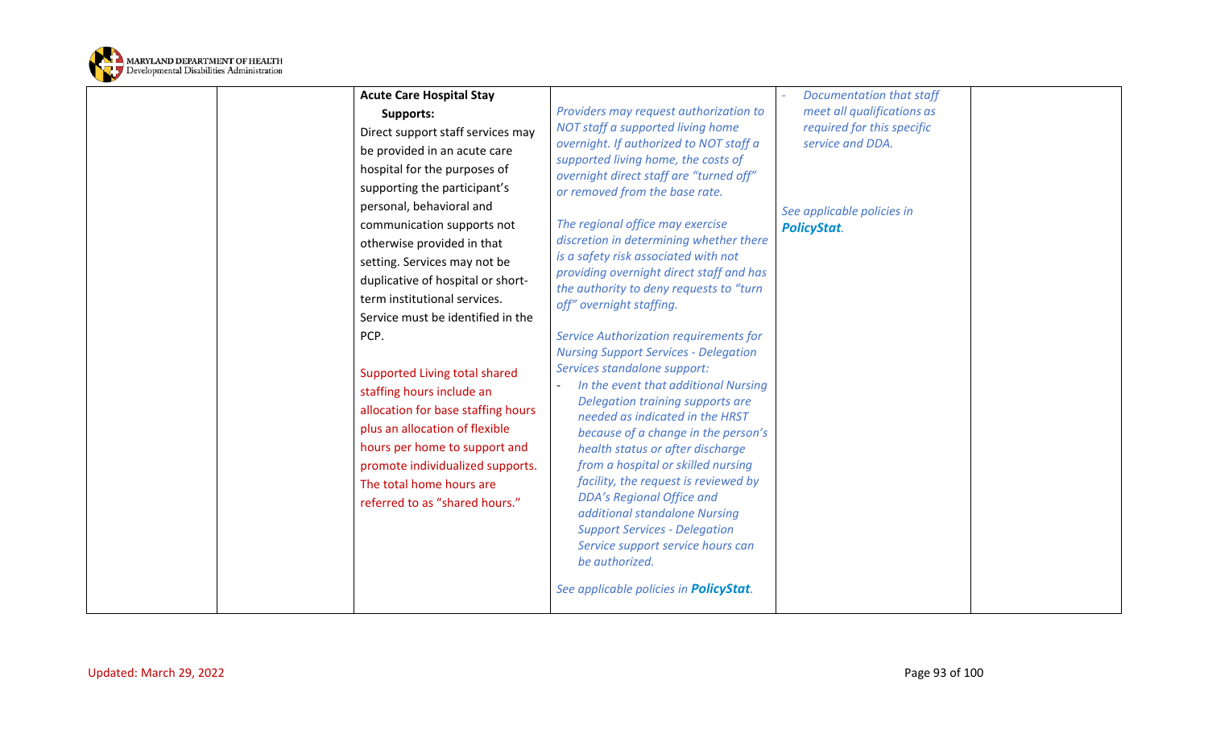| | | | | | |
|---|---|---|---|---|---|
| | | **Acute Care Hospital Stay Supports:**<br>Direct support staff services may be provided in an acute care hospital for the purposes of supporting the participant's personal, behavioral and communication supports not otherwise provided in that setting. Services may not be duplicative of hospital or short-term institutional services. Service must be identified in the PCP.<br><br>Supported Living total shared staffing hours include an allocation for base staffing hours plus an allocation of flexible hours per home to support and promote individualized supports. The total home hours are referred to as "shared hours." | *Providers may request authorization to NOT staff a supported living home overnight. If authorized to NOT staff a supported living home, the costs of overnight direct staff are "turned off" or removed from the base rate.*<br><br>*The regional office may exercise discretion in determining whether there is a safety risk associated with not providing overnight direct staff and has the authority to deny requests to "turn off" overnight staffing.*<br><br>*Service Authorization requirements for Nursing Support Services - Delegation Services standalone support:*<br>- *In the event that additional Nursing Delegation training supports are needed as indicated in the HRST because of a change in the person's health status or after discharge from a hospital or skilled nursing facility, the request is reviewed by DDA's Regional Office and additional standalone Nursing Support Services - Delegation Service support service hours can be authorized.*<br><br>*See applicable policies in* ***PolicyStat****.* | - *Documentation that staff meet all qualifications as required for this specific service and DDA.*<br><br>*See applicable policies in* ***PolicyStat****.* | |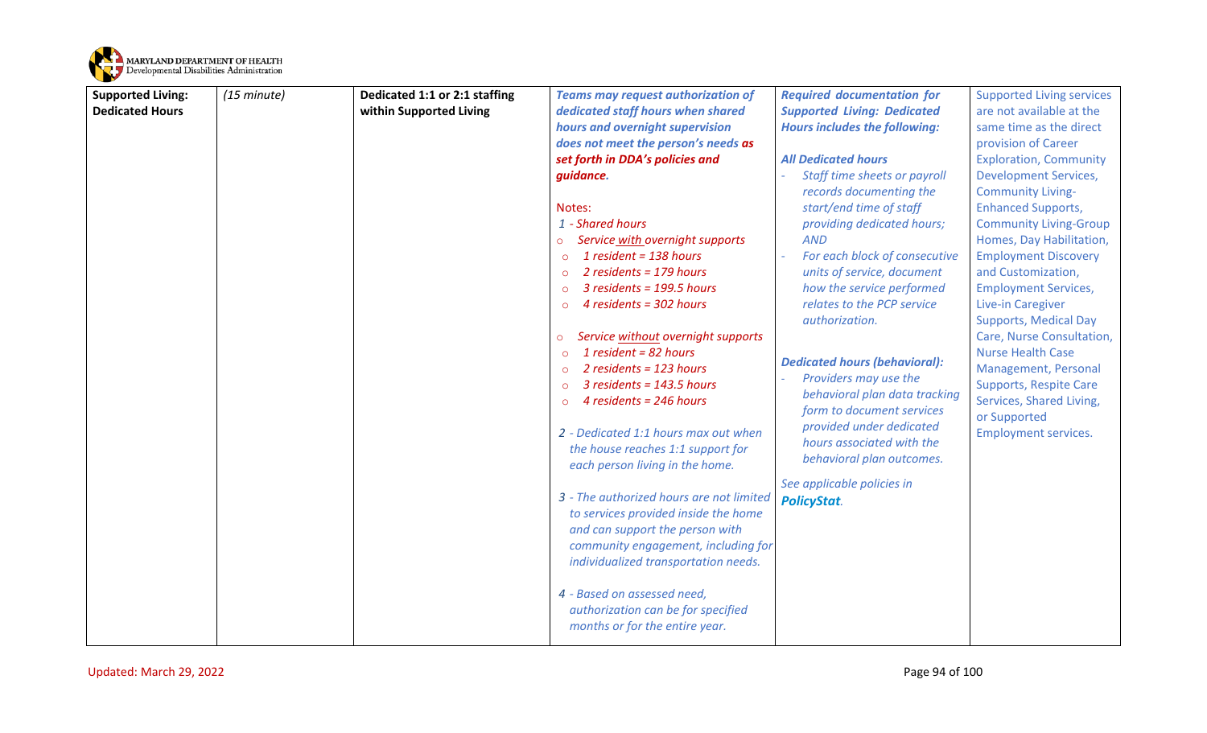| **Supported Living: Dedicated Hours** | *(15 minute)* | **Dedicated 1:1 or 2:1 staffing within Supported Living** | ***Teams may request authorization of dedicated staff hours when shared hours and overnight supervision does not meet the person's needs as set forth in DDA's policies and guidance.***<br><br>Notes:<br>*1 - Shared hours*<br>○ *Service with overnight supports*<br>○ *1 resident = 138 hours*<br>○ *2 residents = 179 hours*<br>○ *3 residents = 199.5 hours*<br>○ *4 residents = 302 hours*<br><br>○ *Service without overnight supports*<br>○ *1 resident = 82 hours*<br>○ *2 residents = 123 hours*<br>○ *3 residents = 143.5 hours*<br>○ *4 residents = 246 hours*<br><br>*2 - Dedicated 1:1 hours max out when the house reaches 1:1 support for each person living in the home.*<br><br>*3 - The authorized hours are not limited to services provided inside the home and can support the person with community engagement, including for individualized transportation needs.*<br><br>*4 - Based on assessed need, authorization can be for specified months or for the entire year.* | ***Required documentation for Supported Living: Dedicated Hours includes the following:***<br><br>***All Dedicated hours***<br>- *Staff time sheets or payroll records documenting the start/end time of staff providing dedicated hours; AND*<br>- *For each block of consecutive units of service, document how the service performed relates to the PCP service authorization.*<br><br>***Dedicated hours (behavioral):***<br>- *Providers may use the behavioral plan data tracking form to document services provided under dedicated hours associated with the behavioral plan outcomes.*<br><br>*See applicable policies in **PolicyStat**.* | Supported Living services are not available at the same time as the direct provision of Career Exploration, Community Development Services, Community Living-Enhanced Supports, Community Living-Group Homes, Day Habilitation, Employment Discovery and Customization, Employment Services, Live-in Caregiver Supports, Medical Day Care, Nurse Consultation, Nurse Health Case Management, Personal Supports, Respite Care Services, Shared Living, or Supported Employment services. |
|---|---|---|---|---|---|

Updated: March 29, 2022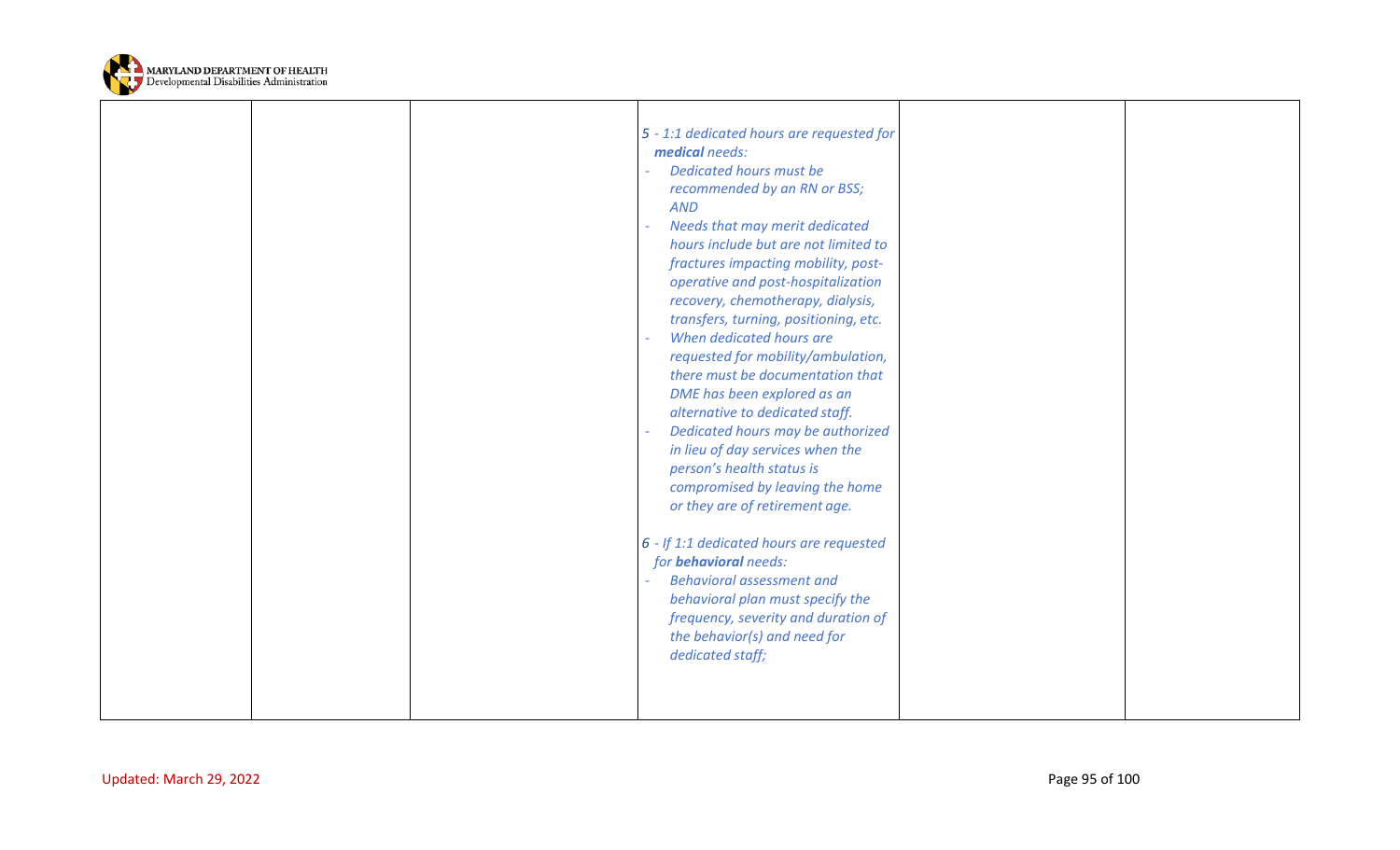|  |  |  | *5 - 1:1 dedicated hours are requested for* ***medical*** *needs:*<br>- *Dedicated hours must be recommended by an RN or BSS; AND*<br>- *Needs that may merit dedicated hours include but are not limited to fractures impacting mobility, post-operative and post-hospitalization recovery, chemotherapy, dialysis, transfers, turning, positioning, etc.*<br>- *When dedicated hours are requested for mobility/ambulation, there must be documentation that DME has been explored as an alternative to dedicated staff.*<br>- *Dedicated hours may be authorized in lieu of day services when the person's health status is compromised by leaving the home or they are of retirement age.*<br><br>*6 - If 1:1 dedicated hours are requested for* ***behavioral*** *needs:*<br>- *Behavioral assessment and behavioral plan must specify the frequency, severity and duration of the behavior(s) and need for dedicated staff;* |  |  |
|---|---|---|---|---|---|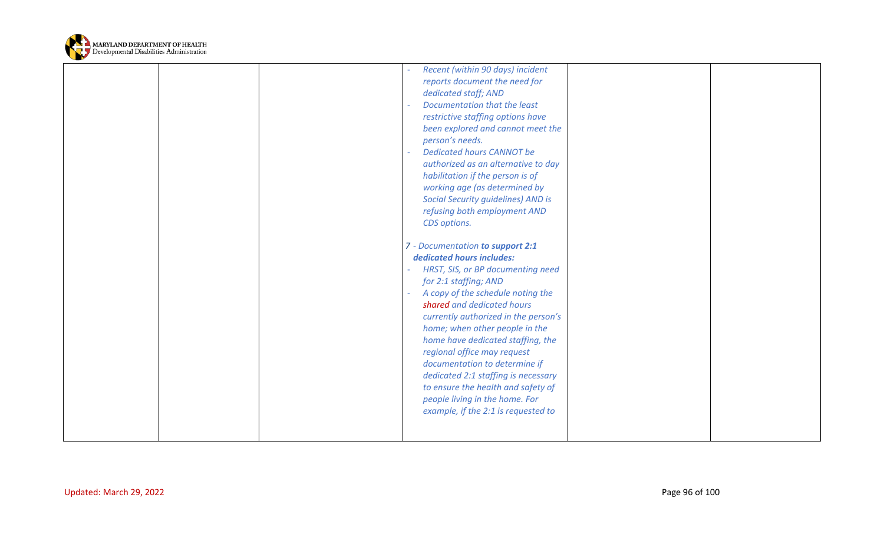| | | | | | |
|---|---|---|---|---|---|
| | | | - *Recent (within 90 days) incident reports document the need for dedicated staff; AND*<br>- *Documentation that the least restrictive staffing options have been explored and cannot meet the person's needs.*<br>- *Dedicated hours CANNOT be authorized as an alternative to day habilitation if the person is of working age (as determined by Social Security guidelines) AND is refusing both employment AND CDS options.*<br><br>*7 - Documentation **to support 2:1 dedicated hours includes:***<br>- *HRST, SIS, or BP documenting need for 2:1 staffing; AND*<br>- *A copy of the schedule noting the **shared** and dedicated hours currently authorized in the person's home; when other people in the home have dedicated staffing, the regional office may request documentation to determine if dedicated 2:1 staffing is necessary to ensure the health and safety of people living in the home. For example, if the 2:1 is requested to* | | |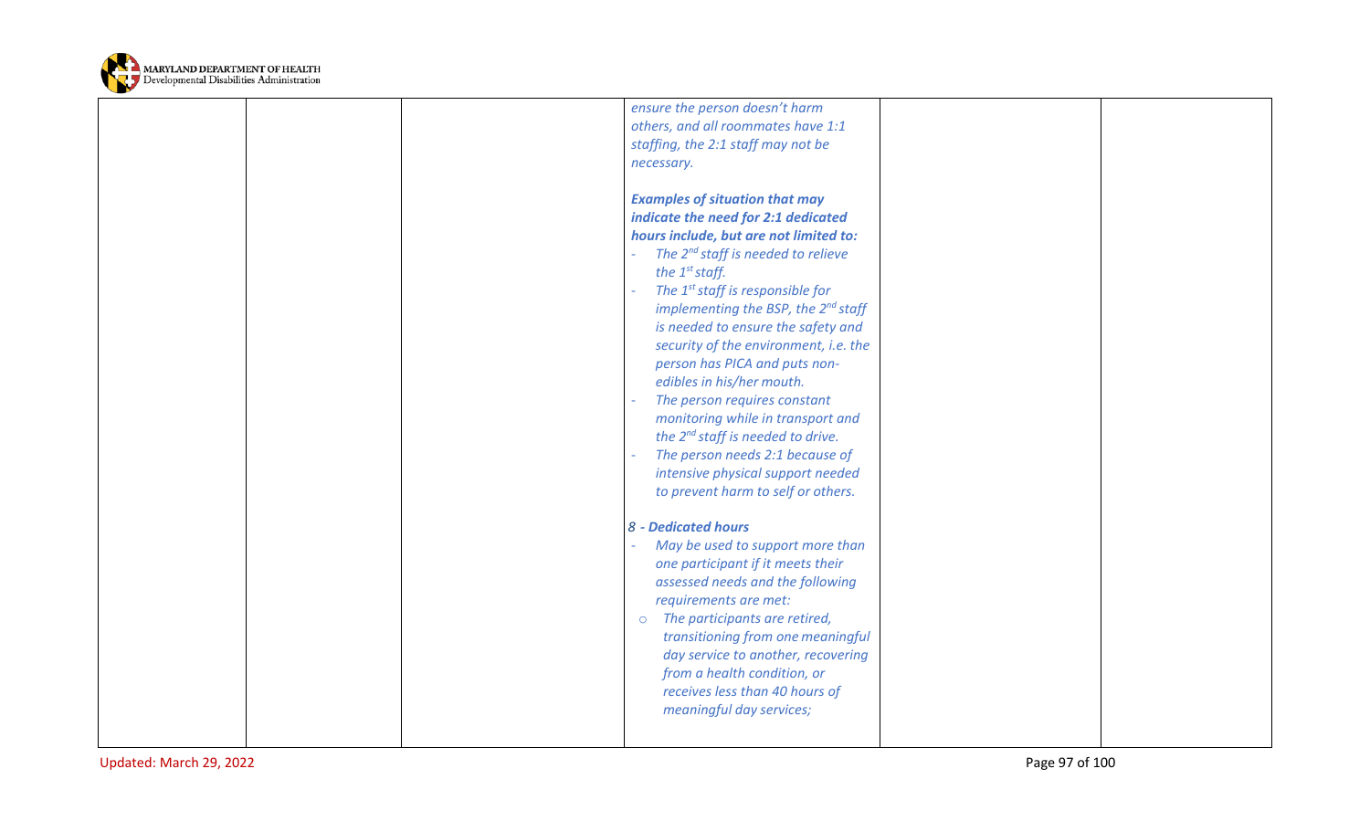| | | | | | |
|---|---|---|---|---|---|
| | | | *ensure the person doesn't harm others, and all roommates have 1:1 staffing, the 2:1 staff may not be necessary.*<br><br>***Examples of situation that may indicate the need for 2:1 dedicated hours include, but are not limited to:***<br>- *The 2nd staff is needed to relieve the 1st staff.*<br>- *The 1st staff is responsible for implementing the BSP, the 2nd staff is needed to ensure the safety and security of the environment, i.e. the person has PICA and puts non-edibles in his/her mouth.*<br>- *The person requires constant monitoring while in transport and the 2nd staff is needed to drive.*<br>- *The person needs 2:1 because of intensive physical support needed to prevent harm to self or others.*<br><br>*8 - **Dedicated hours***<br>- *May be used to support more than one participant if it meets their assessed needs and the following requirements are met:*<br>&nbsp;&nbsp;&nbsp;&nbsp;o *The participants are retired, transitioning from one meaningful day service to another, recovering from a health condition, or receives less than 40 hours of meaningful day services;* | | |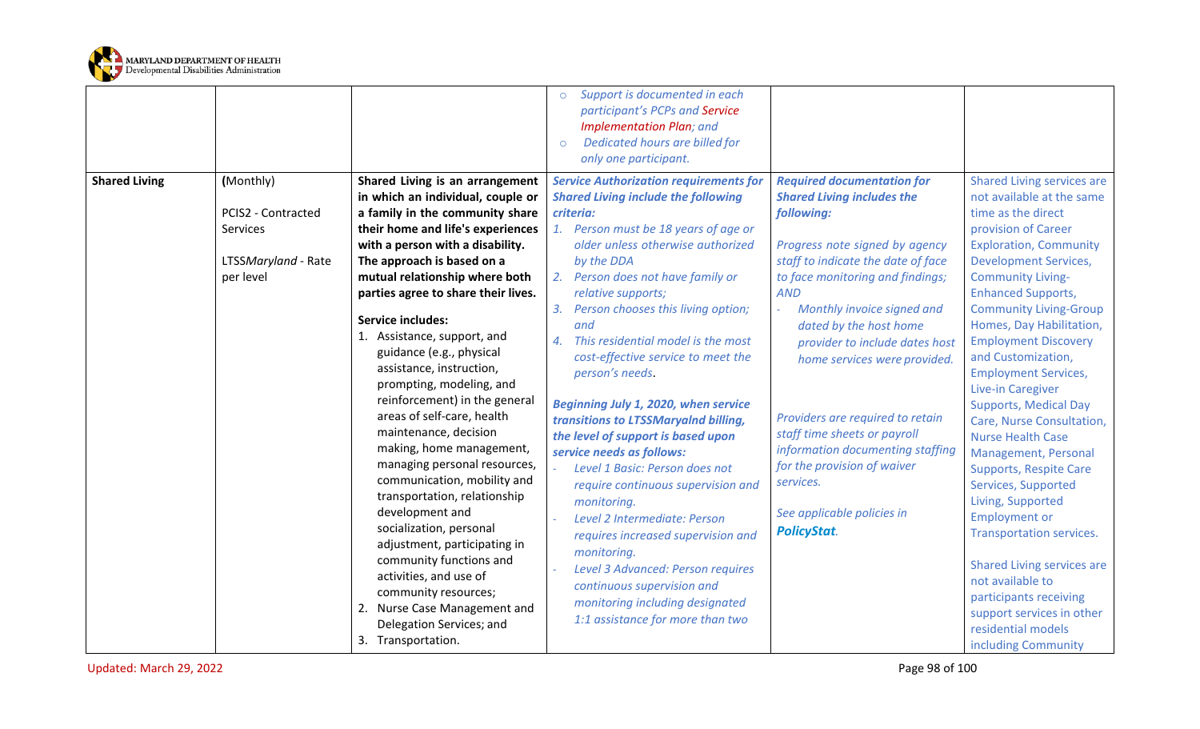| | | | | | |
|---|---|---|---|---|---|
| | | | ○ *Support is documented in each participant's PCPs and Service Implementation Plan; and*<br>○ *Dedicated hours are billed for only one participant.* | | |
| **Shared Living** | (Monthly)<br><br>PCIS2 - Contracted Services<br><br>LTSS*Maryland* - Rate per level | **Shared Living is an arrangement in which an individual, couple or a family in the community share their home and life's experiences with a person with a disability. The approach is based on a mutual relationship where both parties agree to share their lives.**<br><br>**Service includes:**<br>1. Assistance, support, and guidance (e.g., physical assistance, instruction, prompting, modeling, and reinforcement) in the general areas of self-care, health maintenance, decision making, home management, managing personal resources, communication, mobility and transportation, relationship development and socialization, personal adjustment, participating in community functions and activities, and use of community resources;<br>2. Nurse Case Management and Delegation Services; and<br>3. Transportation. | ***Service Authorization requirements for Shared Living include the following criteria:***<br>*1. Person must be 18 years of age or older unless otherwise authorized by the DDA*<br>*2. Person does not have family or relative supports;*<br>*3. Person chooses this living option; and*<br>*4. This residential model is the most cost-effective service to meet the person's needs.*<br><br>***Beginning July 1, 2020, when service transitions to LTSSMaryalnd billing, the level of support is based upon service needs as follows:***<br>- *Level 1 Basic: Person does not require continuous supervision and monitoring.*<br>- *Level 2 Intermediate: Person requires increased supervision and monitoring.*<br>- *Level 3 Advanced: Person requires continuous supervision and monitoring including designated 1:1 assistance for more than two* | ***Required documentation for Shared Living includes the following:***<br><br>*Progress note signed by agency staff to indicate the date of face to face monitoring and findings; AND*<br>- *Monthly invoice signed and dated by the host home provider to include dates host home services were provided.*<br><br>*Providers are required to retain staff time sheets or payroll information documenting staffing for the provision of waiver services.*<br><br>*See applicable policies in* ***PolicyStat****.* | Shared Living services are not available at the same time as the direct provision of Career Exploration, Community Development Services, Community Living-Enhanced Supports, Community Living-Group Homes, Day Habilitation, Employment Discovery and Customization, Employment Services, Live-in Caregiver Supports, Medical Day Care, Nurse Consultation, Nurse Health Case Management, Personal Supports, Respite Care Services, Supported Living, Supported Employment or Transportation services.<br><br>Shared Living services are not available to participants receiving support services in other residential models including Community |

Updated: March 29, 2022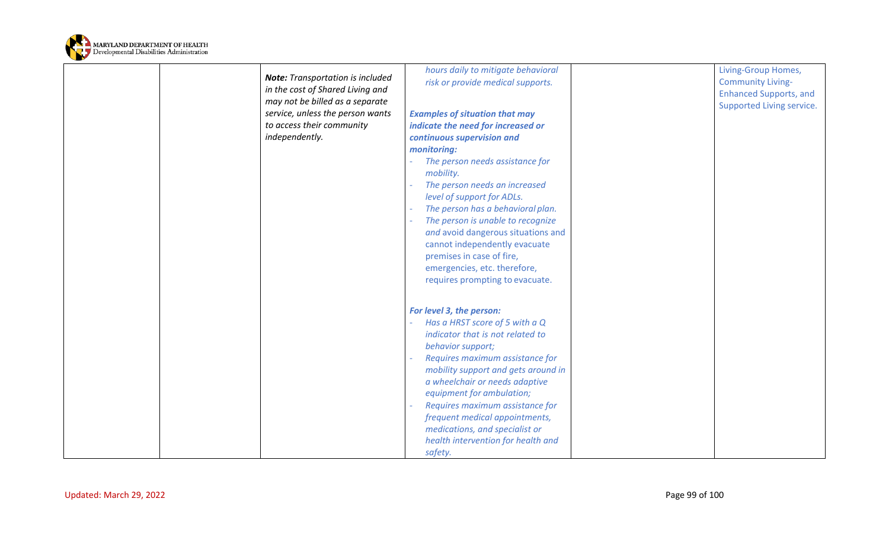|  |  |  |  |  |  |
|---|---|---|---|---|---|
|  |  | ***Note:*** *Transportation is included in the cost of Shared Living and may not be billed as a separate service, unless the person wants to access their community independently.* | *hours daily to mitigate behavioral risk or provide medical supports.*<br><br>***Examples of situation that may indicate the need for increased or continuous supervision and monitoring:***<br>- *The person needs assistance for mobility.*<br>- *The person needs an increased level of support for ADLs.*<br>- *The person has a behavioral plan.*<br>- *The person is unable to recognize and* avoid dangerous situations and cannot independently evacuate premises in case of fire, emergencies, etc. therefore, requires prompting to evacuate.<br><br>***For level 3, the person:***<br>- *Has a HRST score of 5 with a Q indicator that is not related to behavior support;*<br>- *Requires maximum assistance for mobility support and gets around in a wheelchair or needs adaptive equipment for ambulation;*<br>- *Requires maximum assistance for frequent medical appointments, medications, and specialist or health intervention for health and safety.* |  | Living-Group Homes, Community Living-Enhanced Supports, and Supported Living service. |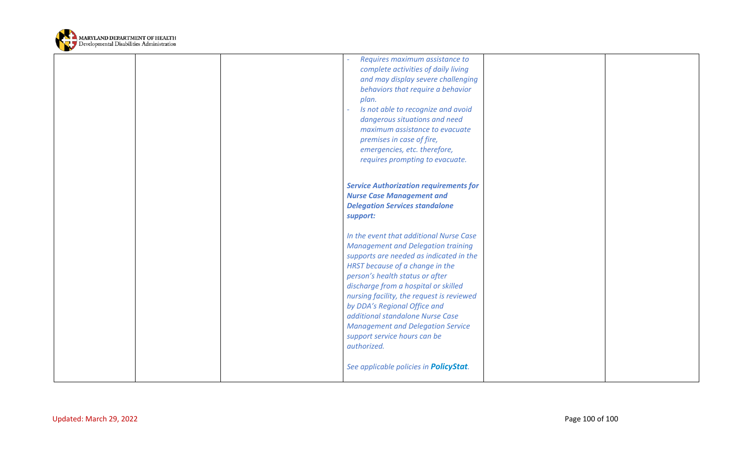| | | | | | |
|---|---|---|---|---|---|
| | | | - *Requires maximum assistance to complete activities of daily living and may display severe challenging behaviors that require a behavior plan.*<br>- *Is not able to recognize and avoid dangerous situations and need maximum assistance to evacuate premises in case of fire, emergencies, etc. therefore, requires prompting to evacuate.*<br><br>***Service Authorization requirements for Nurse Case Management and Delegation Services standalone support:***<br><br>*In the event that additional Nurse Case Management and Delegation training supports are needed as indicated in the HRST because of a change in the person's health status or after discharge from a hospital or skilled nursing facility, the request is reviewed by DDA's Regional Office and additional standalone Nurse Case Management and Delegation Service support service hours can be authorized.*<br><br>*See applicable policies in* ***PolicyStat****.* | | |